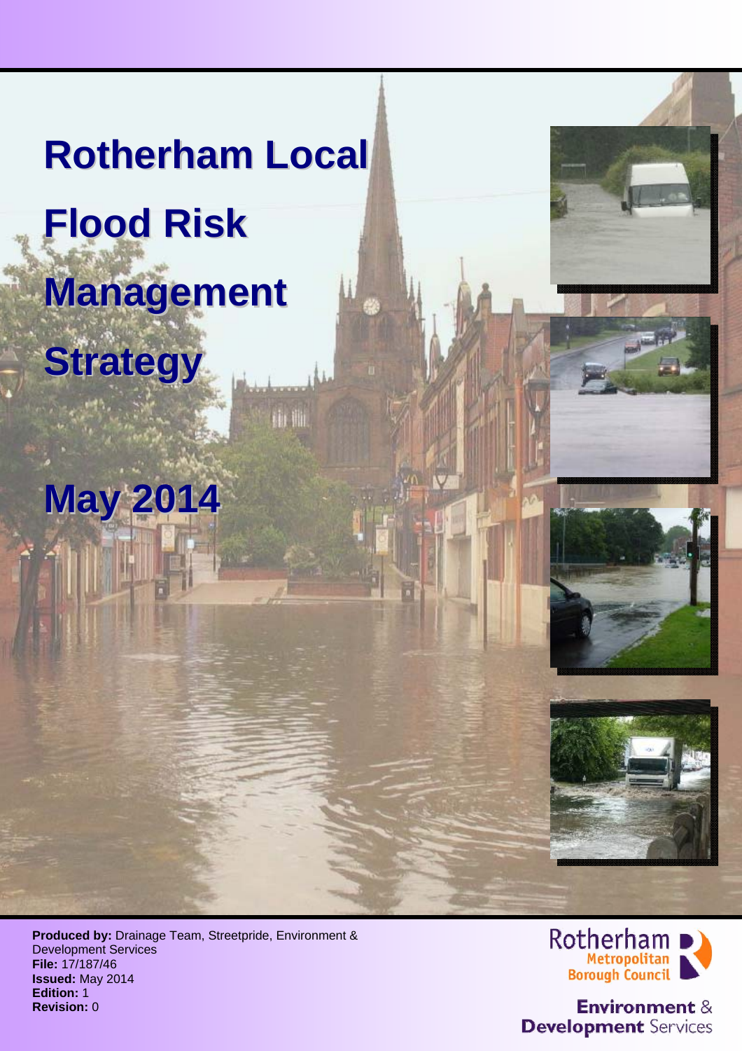# Rotherham Local Flood Risk Management Strategy

## May 2014

**Produced by:** Drainage Team, Streetpride, Environment & Development Services
**File:** 17/187/46
**Issued:** May 2014
**Edition:** 1
**Revision:** 0

Rotherham Metropolitan Borough Council

Environment & Development Services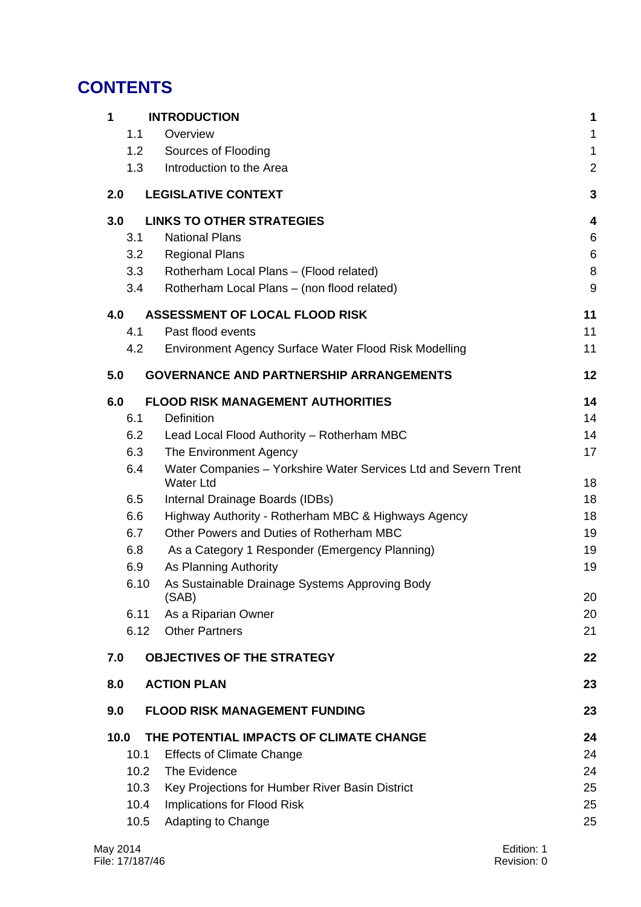# CONTENTS

| | | |
|---|---|---|
| **1** | **INTRODUCTION** | **1** |
| 1.1 | Overview | 1 |
| 1.2 | Sources of Flooding | 1 |
| 1.3 | Introduction to the Area | 2 |
| **2.0** | **LEGISLATIVE CONTEXT** | **3** |
| **3.0** | **LINKS TO OTHER STRATEGIES** | **4** |
| 3.1 | National Plans | 6 |
| 3.2 | Regional Plans | 6 |
| 3.3 | Rotherham Local Plans – (Flood related) | 8 |
| 3.4 | Rotherham Local Plans – (non flood related) | 9 |
| **4.0** | **ASSESSMENT OF LOCAL FLOOD RISK** | **11** |
| 4.1 | Past flood events | 11 |
| 4.2 | Environment Agency Surface Water Flood Risk Modelling | 11 |
| **5.0** | **GOVERNANCE AND PARTNERSHIP ARRANGEMENTS** | **12** |
| **6.0** | **FLOOD RISK MANAGEMENT AUTHORITIES** | **14** |
| 6.1 | Definition | 14 |
| 6.2 | Lead Local Flood Authority – Rotherham MBC | 14 |
| 6.3 | The Environment Agency | 17 |
| 6.4 | Water Companies – Yorkshire Water Services Ltd and Severn Trent Water Ltd | 18 |
| 6.5 | Internal Drainage Boards (IDBs) | 18 |
| 6.6 | Highway Authority - Rotherham MBC & Highways Agency | 18 |
| 6.7 | Other Powers and Duties of Rotherham MBC | 19 |
| 6.8 | As a Category 1 Responder (Emergency Planning) | 19 |
| 6.9 | As Planning Authority | 19 |
| 6.10 | As Sustainable Drainage Systems Approving Body (SAB) | 20 |
| 6.11 | As a Riparian Owner | 20 |
| 6.12 | Other Partners | 21 |
| **7.0** | **OBJECTIVES OF THE STRATEGY** | **22** |
| **8.0** | **ACTION PLAN** | **23** |
| **9.0** | **FLOOD RISK MANAGEMENT FUNDING** | **23** |
| **10.0** | **THE POTENTIAL IMPACTS OF CLIMATE CHANGE** | **24** |
| 10.1 | Effects of Climate Change | 24 |
| 10.2 | The Evidence | 24 |
| 10.3 | Key Projections for Humber River Basin District | 25 |
| 10.4 | Implications for Flood Risk | 25 |
| 10.5 | Adapting to Change | 25 |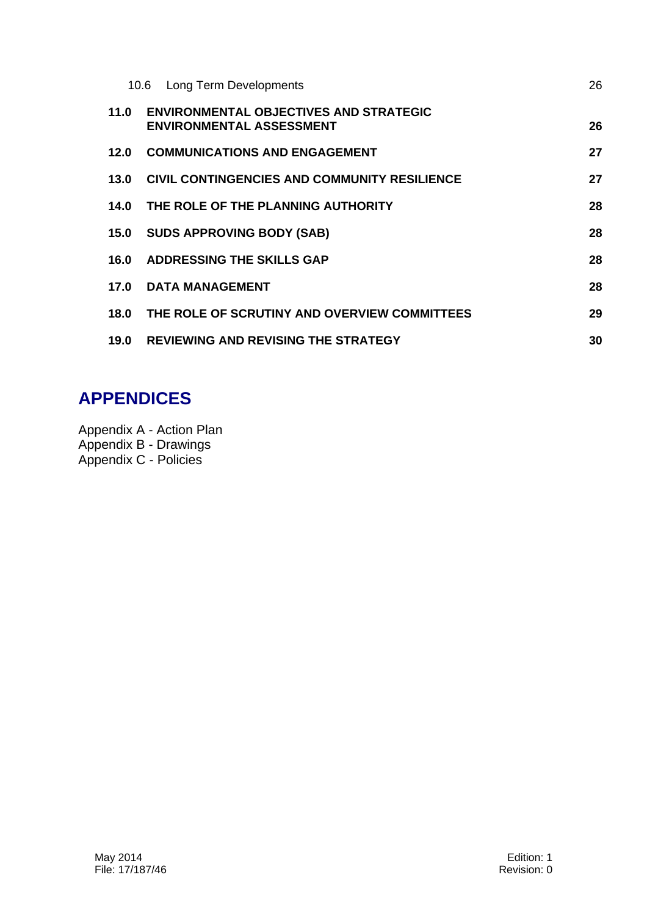| | | |
|---|---|---|
| 10.6 | Long Term Developments | 26 |
| **11.0** | **ENVIRONMENTAL OBJECTIVES AND STRATEGIC ENVIRONMENTAL ASSESSMENT** | **26** |
| **12.0** | **COMMUNICATIONS AND ENGAGEMENT** | **27** |
| **13.0** | **CIVIL CONTINGENCIES AND COMMUNITY RESILIENCE** | **27** |
| **14.0** | **THE ROLE OF THE PLANNING AUTHORITY** | **28** |
| **15.0** | **SUDS APPROVING BODY (SAB)** | **28** |
| **16.0** | **ADDRESSING THE SKILLS GAP** | **28** |
| **17.0** | **DATA MANAGEMENT** | **28** |
| **18.0** | **THE ROLE OF SCRUTINY AND OVERVIEW COMMITTEES** | **29** |
| **19.0** | **REVIEWING AND REVISING THE STRATEGY** | **30** |

## APPENDICES

Appendix A - Action Plan
Appendix B - Drawings
Appendix C - Policies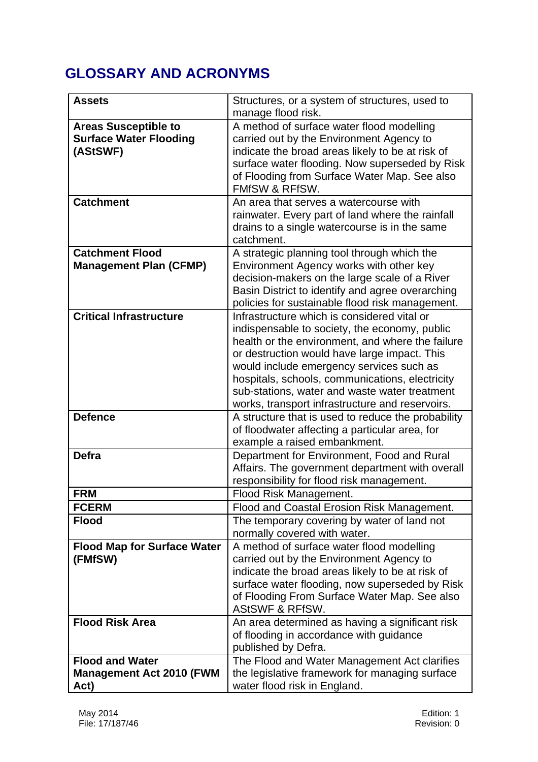# GLOSSARY AND ACRONYMS

| | |
|---|---|
| **Assets** | Structures, or a system of structures, used to manage flood risk. |
| **Areas Susceptible to Surface Water Flooding (AStSWF)** | A method of surface water flood modelling carried out by the Environment Agency to indicate the broad areas likely to be at risk of surface water flooding. Now superseded by Risk of Flooding from Surface Water Map. See also FMfSW & RFfSW. |
| **Catchment** | An area that serves a watercourse with rainwater. Every part of land where the rainfall drains to a single watercourse is in the same catchment. |
| **Catchment Flood Management Plan (CFMP)** | A strategic planning tool through which the Environment Agency works with other key decision-makers on the large scale of a River Basin District to identify and agree overarching policies for sustainable flood risk management. |
| **Critical Infrastructure** | Infrastructure which is considered vital or indispensable to society, the economy, public health or the environment, and where the failure or destruction would have large impact. This would include emergency services such as hospitals, schools, communications, electricity sub-stations, water and waste water treatment works, transport infrastructure and reservoirs. |
| **Defence** | A structure that is used to reduce the probability of floodwater affecting a particular area, for example a raised embankment. |
| **Defra** | Department for Environment, Food and Rural Affairs. The government department with overall responsibility for flood risk management. |
| **FRM** | Flood Risk Management. |
| **FCERM** | Flood and Coastal Erosion Risk Management. |
| **Flood** | The temporary covering by water of land not normally covered with water. |
| **Flood Map for Surface Water (FMfSW)** | A method of surface water flood modelling carried out by the Environment Agency to indicate the broad areas likely to be at risk of surface water flooding, now superseded by Risk of Flooding From Surface Water Map. See also AStSWF & RFfSW. |
| **Flood Risk Area** | An area determined as having a significant risk of flooding in accordance with guidance published by Defra. |
| **Flood and Water Management Act 2010 (FWM Act)** | The Flood and Water Management Act clarifies the legislative framework for managing surface water flood risk in England. |

May 2014
File: 17/187/46

Edition: 1
Revision: 0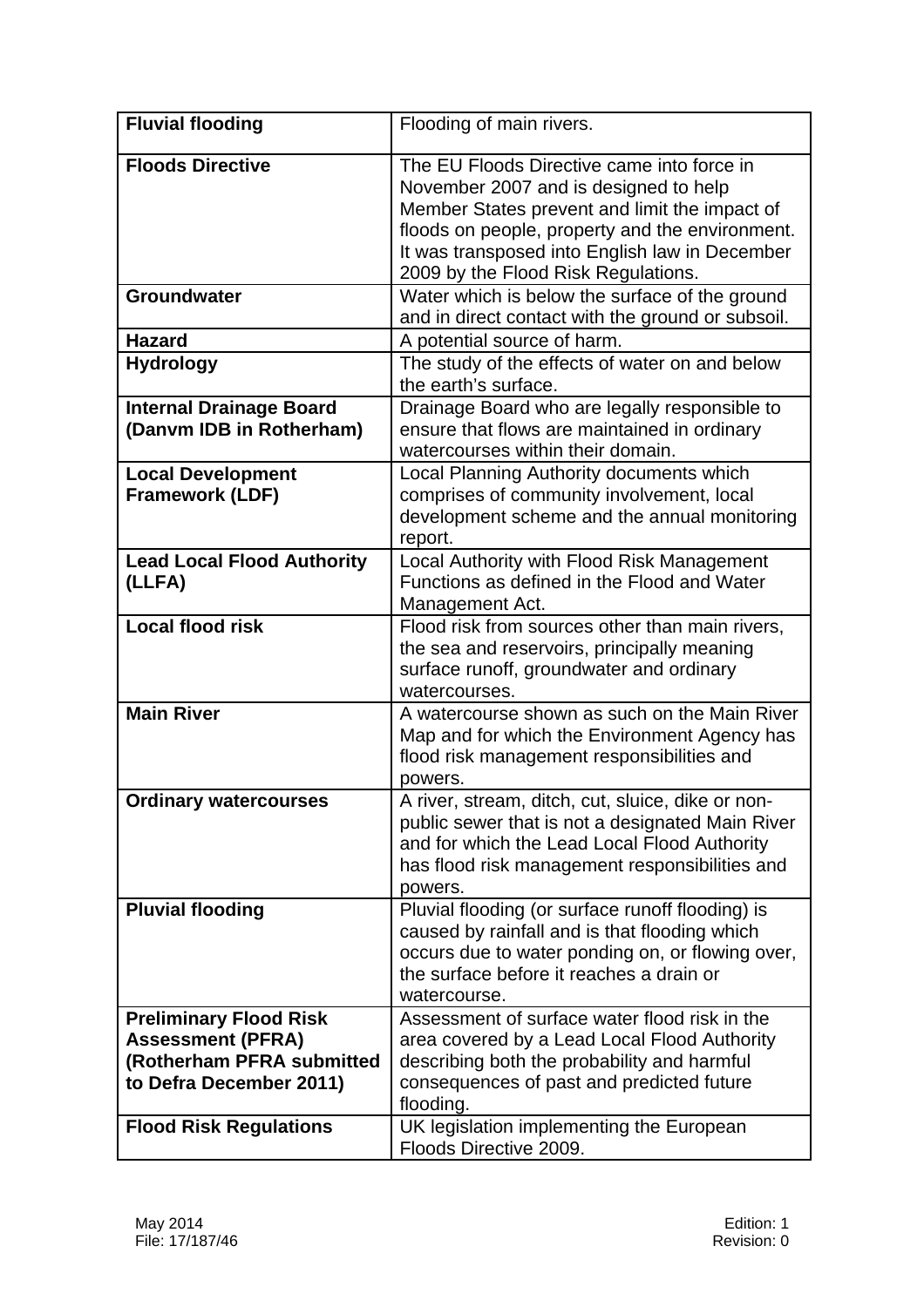| | |
|---|---|
| **Fluvial flooding** | Flooding of main rivers. |
| **Floods Directive** | The EU Floods Directive came into force in November 2007 and is designed to help Member States prevent and limit the impact of floods on people, property and the environment. It was transposed into English law in December 2009 by the Flood Risk Regulations. |
| **Groundwater** | Water which is below the surface of the ground and in direct contact with the ground or subsoil. |
| **Hazard** | A potential source of harm. |
| **Hydrology** | The study of the effects of water on and below the earth's surface. |
| **Internal Drainage Board (Danvm IDB in Rotherham)** | Drainage Board who are legally responsible to ensure that flows are maintained in ordinary watercourses within their domain. |
| **Local Development Framework (LDF)** | Local Planning Authority documents which comprises of community involvement, local development scheme and the annual monitoring report. |
| **Lead Local Flood Authority (LLFA)** | Local Authority with Flood Risk Management Functions as defined in the Flood and Water Management Act. |
| **Local flood risk** | Flood risk from sources other than main rivers, the sea and reservoirs, principally meaning surface runoff, groundwater and ordinary watercourses. |
| **Main River** | A watercourse shown as such on the Main River Map and for which the Environment Agency has flood risk management responsibilities and powers. |
| **Ordinary watercourses** | A river, stream, ditch, cut, sluice, dike or non-public sewer that is not a designated Main River and for which the Lead Local Flood Authority has flood risk management responsibilities and powers. |
| **Pluvial flooding** | Pluvial flooding (or surface runoff flooding) is caused by rainfall and is that flooding which occurs due to water ponding on, or flowing over, the surface before it reaches a drain or watercourse. |
| **Preliminary Flood Risk Assessment (PFRA) (Rotherham PFRA submitted to Defra December 2011)** | Assessment of surface water flood risk in the area covered by a Lead Local Flood Authority describing both the probability and harmful consequences of past and predicted future flooding. |
| **Flood Risk Regulations** | UK legislation implementing the European Floods Directive 2009. |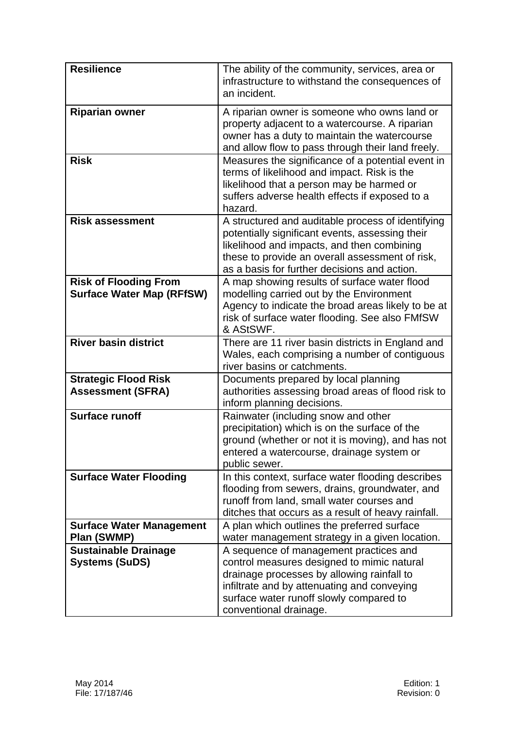| **Resilience** | The ability of the community, services, area or infrastructure to withstand the consequences of an incident. |
|---|---|
| **Riparian owner** | A riparian owner is someone who owns land or property adjacent to a watercourse. A riparian owner has a duty to maintain the watercourse and allow flow to pass through their land freely. |
| **Risk** | Measures the significance of a potential event in terms of likelihood and impact. Risk is the likelihood that a person may be harmed or suffers adverse health effects if exposed to a hazard. |
| **Risk assessment** | A structured and auditable process of identifying potentially significant events, assessing their likelihood and impacts, and then combining these to provide an overall assessment of risk, as a basis for further decisions and action. |
| **Risk of Flooding From Surface Water Map (RFfSW)** | A map showing results of surface water flood modelling carried out by the Environment Agency to indicate the broad areas likely to be at risk of surface water flooding. See also FMfSW & AStSWF. |
| **River basin district** | There are 11 river basin districts in England and Wales, each comprising a number of contiguous river basins or catchments. |
| **Strategic Flood Risk Assessment (SFRA)** | Documents prepared by local planning authorities assessing broad areas of flood risk to inform planning decisions. |
| **Surface runoff** | Rainwater (including snow and other precipitation) which is on the surface of the ground (whether or not it is moving), and has not entered a watercourse, drainage system or public sewer. |
| **Surface Water Flooding** | In this context, surface water flooding describes flooding from sewers, drains, groundwater, and runoff from land, small water courses and ditches that occurs as a result of heavy rainfall. |
| **Surface Water Management Plan (SWMP)** | A plan which outlines the preferred surface water management strategy in a given location. |
| **Sustainable Drainage Systems (SuDS)** | A sequence of management practices and control measures designed to mimic natural drainage processes by allowing rainfall to infiltrate and by attenuating and conveying surface water runoff slowly compared to conventional drainage. |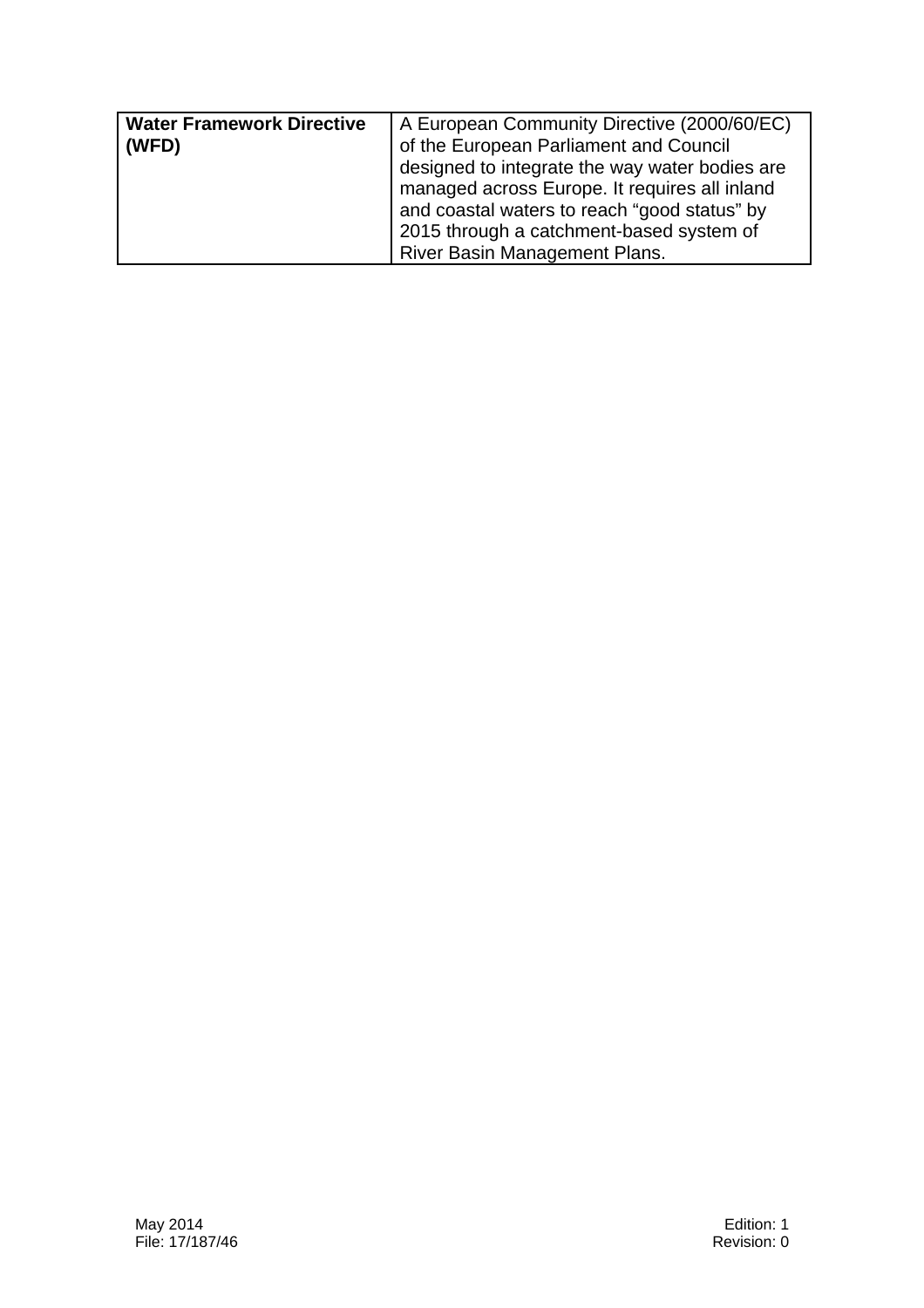| | |
|---|---|
| **Water Framework Directive (WFD)** | A European Community Directive (2000/60/EC) of the European Parliament and Council designed to integrate the way water bodies are managed across Europe. It requires all inland and coastal waters to reach "good status" by 2015 through a catchment-based system of River Basin Management Plans. |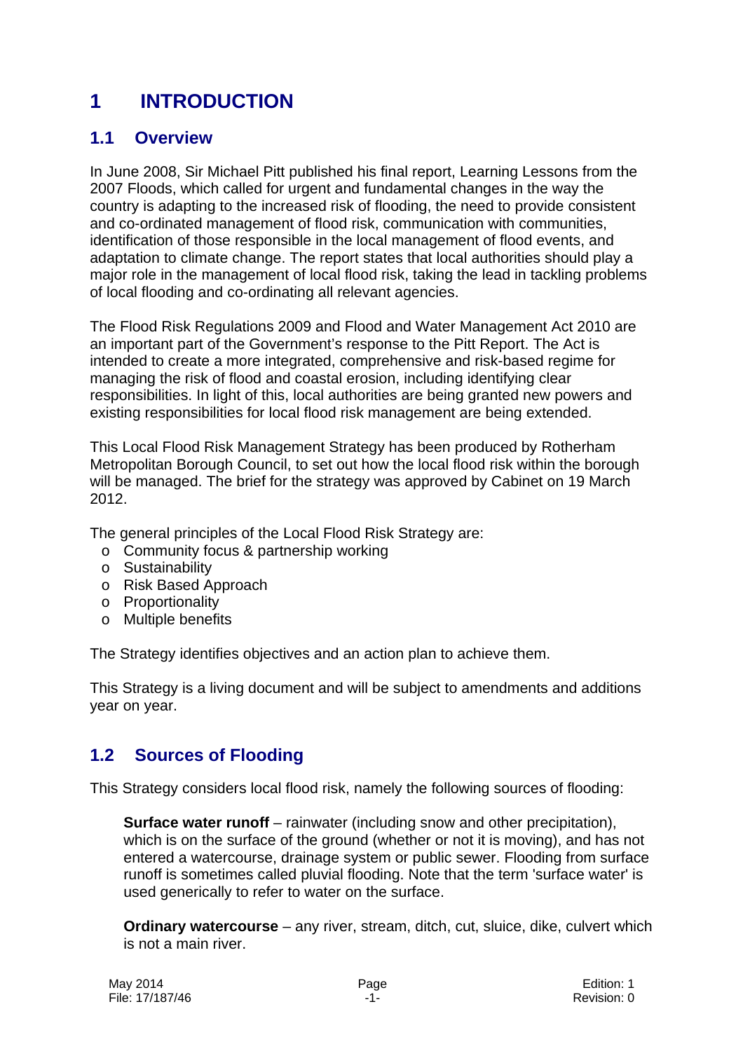# 1 INTRODUCTION

## 1.1 Overview

In June 2008, Sir Michael Pitt published his final report, Learning Lessons from the 2007 Floods, which called for urgent and fundamental changes in the way the country is adapting to the increased risk of flooding, the need to provide consistent and co-ordinated management of flood risk, communication with communities, identification of those responsible in the local management of flood events, and adaptation to climate change. The report states that local authorities should play a major role in the management of local flood risk, taking the lead in tackling problems of local flooding and co-ordinating all relevant agencies.

The Flood Risk Regulations 2009 and Flood and Water Management Act 2010 are an important part of the Government's response to the Pitt Report. The Act is intended to create a more integrated, comprehensive and risk-based regime for managing the risk of flood and coastal erosion, including identifying clear responsibilities. In light of this, local authorities are being granted new powers and existing responsibilities for local flood risk management are being extended.

This Local Flood Risk Management Strategy has been produced by Rotherham Metropolitan Borough Council, to set out how the local flood risk within the borough will be managed. The brief for the strategy was approved by Cabinet on 19 March 2012.

The general principles of the Local Flood Risk Strategy are:

- Community focus & partnership working
- Sustainability
- Risk Based Approach
- Proportionality
- Multiple benefits

The Strategy identifies objectives and an action plan to achieve them.

This Strategy is a living document and will be subject to amendments and additions year on year.

## 1.2 Sources of Flooding

This Strategy considers local flood risk, namely the following sources of flooding:

**Surface water runoff** – rainwater (including snow and other precipitation), which is on the surface of the ground (whether or not it is moving), and has not entered a watercourse, drainage system or public sewer. Flooding from surface runoff is sometimes called pluvial flooding. Note that the term 'surface water' is used generically to refer to water on the surface.

**Ordinary watercourse** – any river, stream, ditch, cut, sluice, dike, culvert which is not a main river.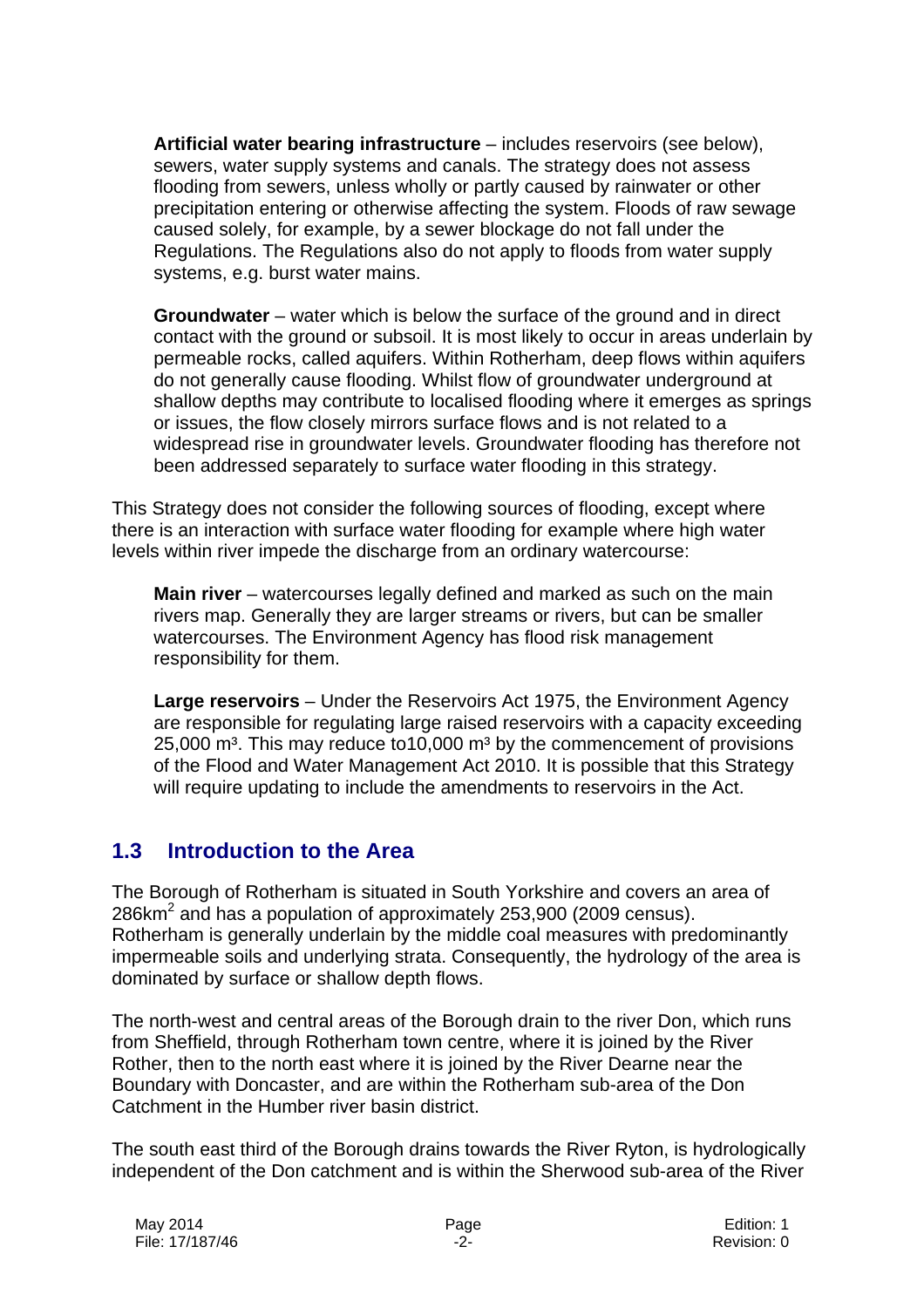**Artificial water bearing infrastructure** – includes reservoirs (see below), sewers, water supply systems and canals. The strategy does not assess flooding from sewers, unless wholly or partly caused by rainwater or other precipitation entering or otherwise affecting the system. Floods of raw sewage caused solely, for example, by a sewer blockage do not fall under the Regulations. The Regulations also do not apply to floods from water supply systems, e.g. burst water mains.

**Groundwater** – water which is below the surface of the ground and in direct contact with the ground or subsoil. It is most likely to occur in areas underlain by permeable rocks, called aquifers. Within Rotherham, deep flows within aquifers do not generally cause flooding. Whilst flow of groundwater underground at shallow depths may contribute to localised flooding where it emerges as springs or issues, the flow closely mirrors surface flows and is not related to a widespread rise in groundwater levels. Groundwater flooding has therefore not been addressed separately to surface water flooding in this strategy.

This Strategy does not consider the following sources of flooding, except where there is an interaction with surface water flooding for example where high water levels within river impede the discharge from an ordinary watercourse:

**Main river** – watercourses legally defined and marked as such on the main rivers map. Generally they are larger streams or rivers, but can be smaller watercourses. The Environment Agency has flood risk management responsibility for them.

**Large reservoirs** – Under the Reservoirs Act 1975, the Environment Agency are responsible for regulating large raised reservoirs with a capacity exceeding 25,000 $m^3$. This may reduce to10,000 $m^3$ by the commencement of provisions of the Flood and Water Management Act 2010. It is possible that this Strategy will require updating to include the amendments to reservoirs in the Act.

## 1.3 Introduction to the Area

The Borough of Rotherham is situated in South Yorkshire and covers an area of 286$km^2$ and has a population of approximately 253,900 (2009 census). Rotherham is generally underlain by the middle coal measures with predominantly impermeable soils and underlying strata. Consequently, the hydrology of the area is dominated by surface or shallow depth flows.

The north-west and central areas of the Borough drain to the river Don, which runs from Sheffield, through Rotherham town centre, where it is joined by the River Rother, then to the north east where it is joined by the River Dearne near the Boundary with Doncaster, and are within the Rotherham sub-area of the Don Catchment in the Humber river basin district.

The south east third of the Borough drains towards the River Ryton, is hydrologically independent of the Don catchment and is within the Sherwood sub-area of the River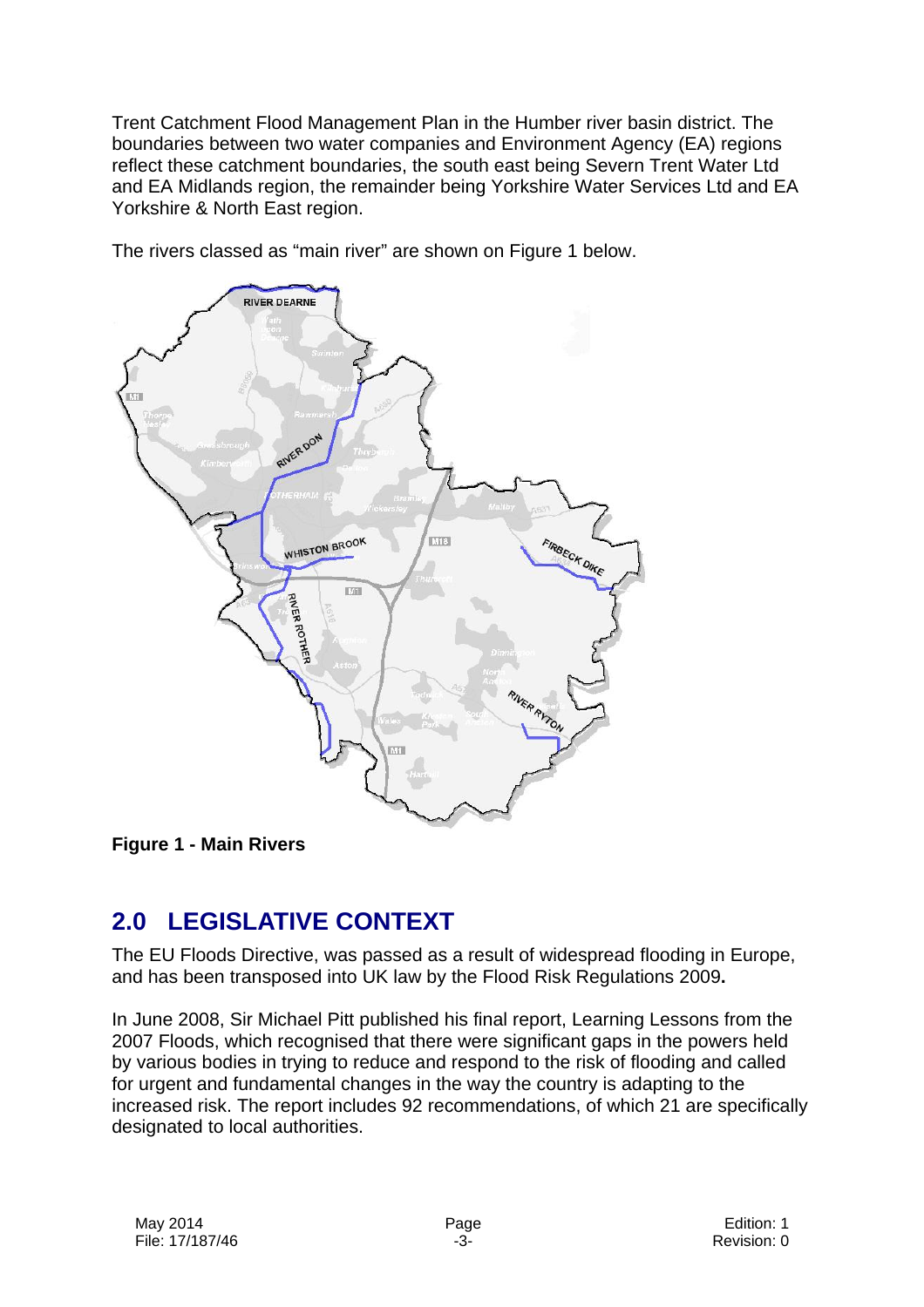Trent Catchment Flood Management Plan in the Humber river basin district. The boundaries between two water companies and Environment Agency (EA) regions reflect these catchment boundaries, the south east being Severn Trent Water Ltd and EA Midlands region, the remainder being Yorkshire Water Services Ltd and EA Yorkshire & North East region.

The rivers classed as "main river" are shown on Figure 1 below.

**Figure 1 - Main Rivers**

## 2.0 LEGISLATIVE CONTEXT

The EU Floods Directive, was passed as a result of widespread flooding in Europe, and has been transposed into UK law by the Flood Risk Regulations 2009**.**

In June 2008, Sir Michael Pitt published his final report, Learning Lessons from the 2007 Floods, which recognised that there were significant gaps in the powers held by various bodies in trying to reduce and respond to the risk of flooding and called for urgent and fundamental changes in the way the country is adapting to the increased risk. The report includes 92 recommendations, of which 21 are specifically designated to local authorities.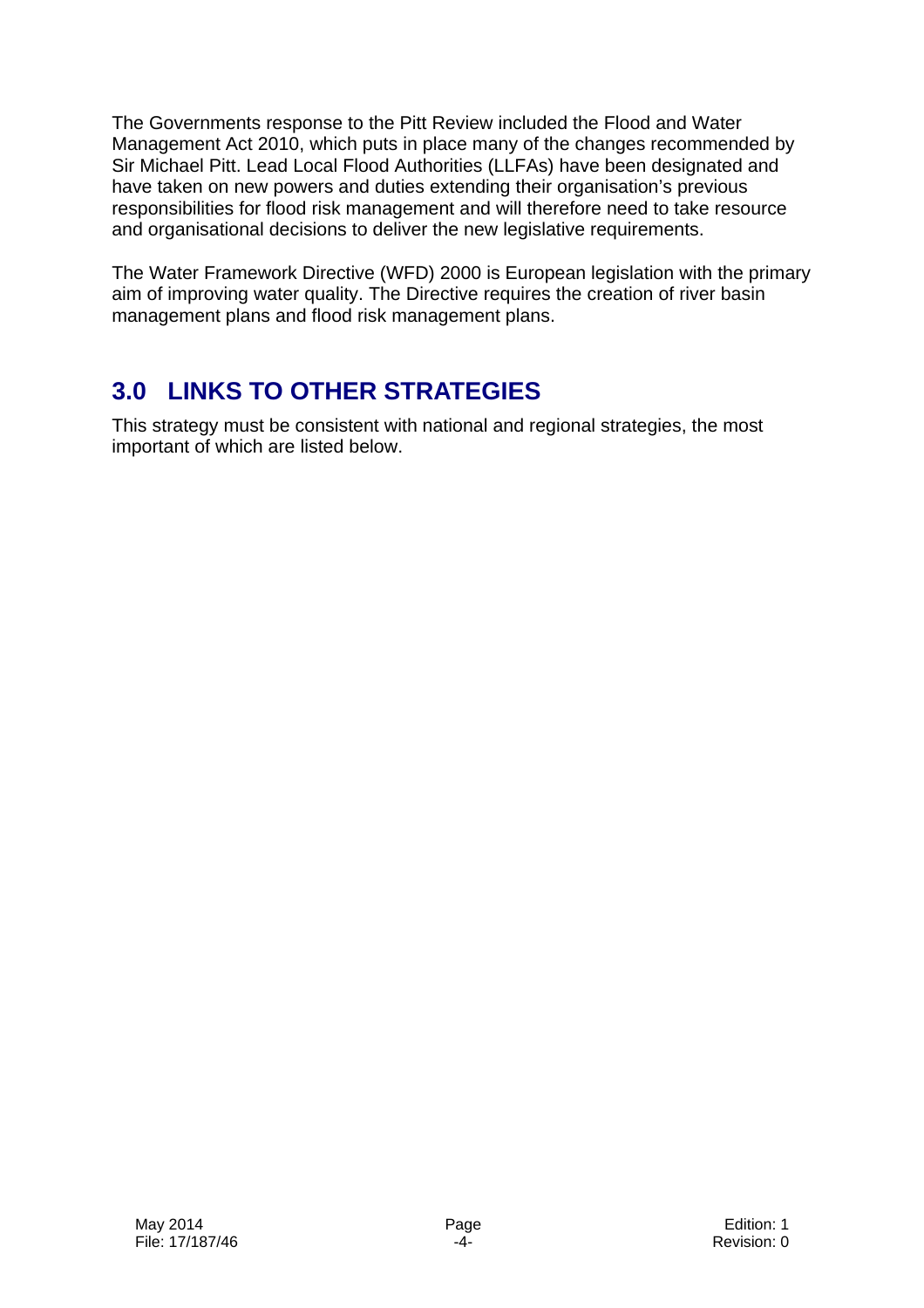The Governments response to the Pitt Review included the Flood and Water Management Act 2010, which puts in place many of the changes recommended by Sir Michael Pitt. Lead Local Flood Authorities (LLFAs) have been designated and have taken on new powers and duties extending their organisation's previous responsibilities for flood risk management and will therefore need to take resource and organisational decisions to deliver the new legislative requirements.

The Water Framework Directive (WFD) 2000 is European legislation with the primary aim of improving water quality. The Directive requires the creation of river basin management plans and flood risk management plans.

## 3.0 LINKS TO OTHER STRATEGIES

This strategy must be consistent with national and regional strategies, the most important of which are listed below.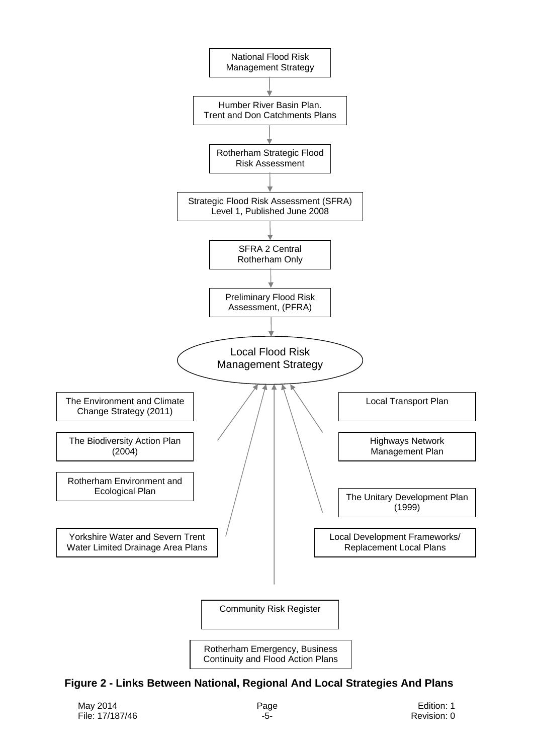National Flood Risk Management Strategy

↓

Humber River Basin Plan. Trent and Don Catchments Plans

↓

Rotherham Strategic Flood Risk Assessment

↓

Strategic Flood Risk Assessment (SFRA) Level 1, Published June 2008

↓

SFRA 2 Central Rotherham Only

↓

Preliminary Flood Risk Assessment, (PFRA)

↓

Local Flood Risk Management Strategy

↑

- The Environment and Climate Change Strategy (2011)
- The Biodiversity Action Plan (2004)
- Rotherham Environment and Ecological Plan
- Yorkshire Water and Severn Trent Water Limited Drainage Area Plans
- Local Transport Plan
- Highways Network Management Plan
- The Unitary Development Plan (1999)
- Local Development Frameworks/ Replacement Local Plans
- Community Risk Register
- Rotherham Emergency, Business Continuity and Flood Action Plans

**Figure 2 - Links Between National, Regional And Local Strategies And Plans**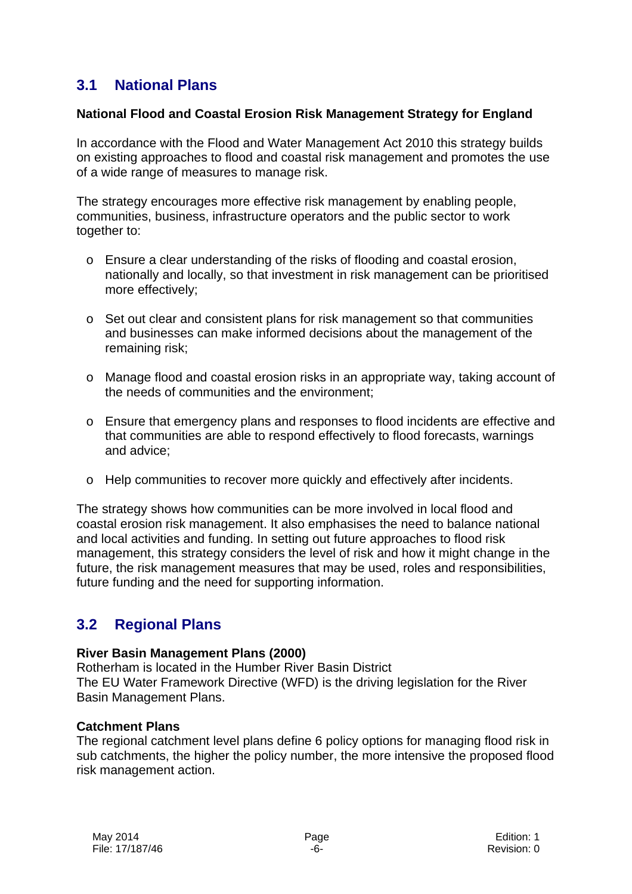## 3.1 National Plans

**National Flood and Coastal Erosion Risk Management Strategy for England**

In accordance with the Flood and Water Management Act 2010 this strategy builds on existing approaches to flood and coastal risk management and promotes the use of a wide range of measures to manage risk.

The strategy encourages more effective risk management by enabling people, communities, business, infrastructure operators and the public sector to work together to:

- Ensure a clear understanding of the risks of flooding and coastal erosion, nationally and locally, so that investment in risk management can be prioritised more effectively;
- Set out clear and consistent plans for risk management so that communities and businesses can make informed decisions about the management of the remaining risk;
- Manage flood and coastal erosion risks in an appropriate way, taking account of the needs of communities and the environment;
- Ensure that emergency plans and responses to flood incidents are effective and that communities are able to respond effectively to flood forecasts, warnings and advice;
- Help communities to recover more quickly and effectively after incidents.

The strategy shows how communities can be more involved in local flood and coastal erosion risk management. It also emphasises the need to balance national and local activities and funding. In setting out future approaches to flood risk management, this strategy considers the level of risk and how it might change in the future, the risk management measures that may be used, roles and responsibilities, future funding and the need for supporting information.

## 3.2 Regional Plans

**River Basin Management Plans (2000)**
Rotherham is located in the Humber River Basin District
The EU Water Framework Directive (WFD) is the driving legislation for the River Basin Management Plans.

**Catchment Plans**
The regional catchment level plans define 6 policy options for managing flood risk in sub catchments, the higher the policy number, the more intensive the proposed flood risk management action.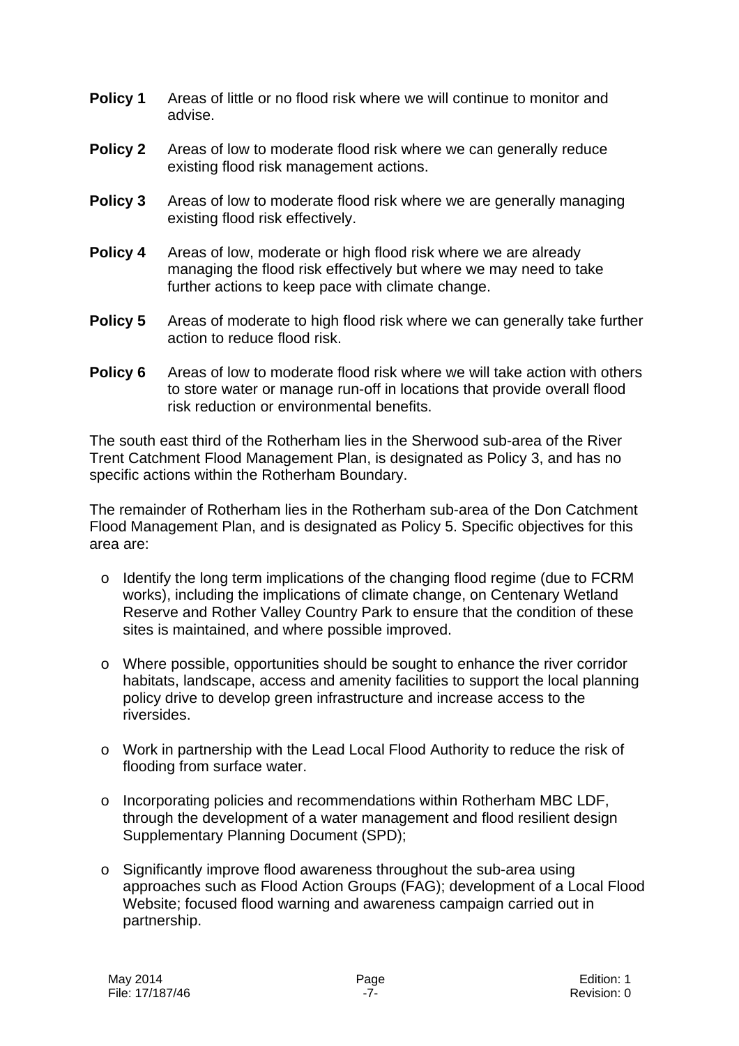**Policy 1** Areas of little or no flood risk where we will continue to monitor and advise.

**Policy 2** Areas of low to moderate flood risk where we can generally reduce existing flood risk management actions.

**Policy 3** Areas of low to moderate flood risk where we are generally managing existing flood risk effectively.

**Policy 4** Areas of low, moderate or high flood risk where we are already managing the flood risk effectively but where we may need to take further actions to keep pace with climate change.

**Policy 5** Areas of moderate to high flood risk where we can generally take further action to reduce flood risk.

**Policy 6** Areas of low to moderate flood risk where we will take action with others to store water or manage run-off in locations that provide overall flood risk reduction or environmental benefits.

The south east third of the Rotherham lies in the Sherwood sub-area of the River Trent Catchment Flood Management Plan, is designated as Policy 3, and has no specific actions within the Rotherham Boundary.

The remainder of Rotherham lies in the Rotherham sub-area of the Don Catchment Flood Management Plan, and is designated as Policy 5. Specific objectives for this area are:

- Identify the long term implications of the changing flood regime (due to FCRM works), including the implications of climate change, on Centenary Wetland Reserve and Rother Valley Country Park to ensure that the condition of these sites is maintained, and where possible improved.

- Where possible, opportunities should be sought to enhance the river corridor habitats, landscape, access and amenity facilities to support the local planning policy drive to develop green infrastructure and increase access to the riversides.

- Work in partnership with the Lead Local Flood Authority to reduce the risk of flooding from surface water.

- Incorporating policies and recommendations within Rotherham MBC LDF, through the development of a water management and flood resilient design Supplementary Planning Document (SPD);

- Significantly improve flood awareness throughout the sub-area using approaches such as Flood Action Groups (FAG); development of a Local Flood Website; focused flood warning and awareness campaign carried out in partnership.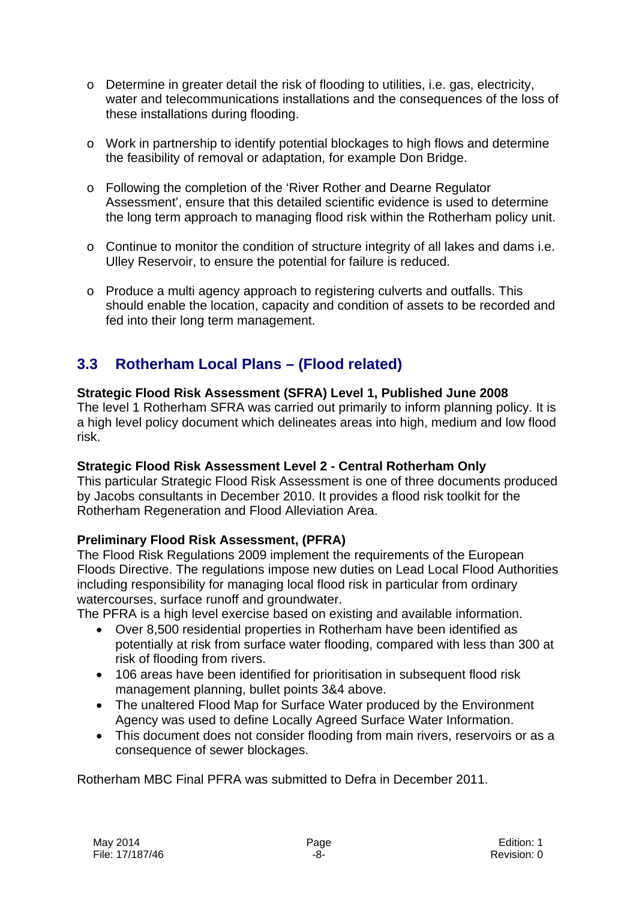- Determine in greater detail the risk of flooding to utilities, i.e. gas, electricity, water and telecommunications installations and the consequences of the loss of these installations during flooding.
- Work in partnership to identify potential blockages to high flows and determine the feasibility of removal or adaptation, for example Don Bridge.
- Following the completion of the 'River Rother and Dearne Regulator Assessment', ensure that this detailed scientific evidence is used to determine the long term approach to managing flood risk within the Rotherham policy unit.
- Continue to monitor the condition of structure integrity of all lakes and dams i.e. Ulley Reservoir, to ensure the potential for failure is reduced.
- Produce a multi agency approach to registering culverts and outfalls. This should enable the location, capacity and condition of assets to be recorded and fed into their long term management.

## 3.3 Rotherham Local Plans – (Flood related)

**Strategic Flood Risk Assessment (SFRA) Level 1, Published June 2008**
The level 1 Rotherham SFRA was carried out primarily to inform planning policy. It is a high level policy document which delineates areas into high, medium and low flood risk.

**Strategic Flood Risk Assessment Level 2 - Central Rotherham Only**
This particular Strategic Flood Risk Assessment is one of three documents produced by Jacobs consultants in December 2010. It provides a flood risk toolkit for the Rotherham Regeneration and Flood Alleviation Area.

**Preliminary Flood Risk Assessment, (PFRA)**
The Flood Risk Regulations 2009 implement the requirements of the European Floods Directive. The regulations impose new duties on Lead Local Flood Authorities including responsibility for managing local flood risk in particular from ordinary watercourses, surface runoff and groundwater.
The PFRA is a high level exercise based on existing and available information.

- Over 8,500 residential properties in Rotherham have been identified as potentially at risk from surface water flooding, compared with less than 300 at risk of flooding from rivers.
- 106 areas have been identified for prioritisation in subsequent flood risk management planning, bullet points 3&4 above.
- The unaltered Flood Map for Surface Water produced by the Environment Agency was used to define Locally Agreed Surface Water Information.
- This document does not consider flooding from main rivers, reservoirs or as a consequence of sewer blockages.

Rotherham MBC Final PFRA was submitted to Defra in December 2011.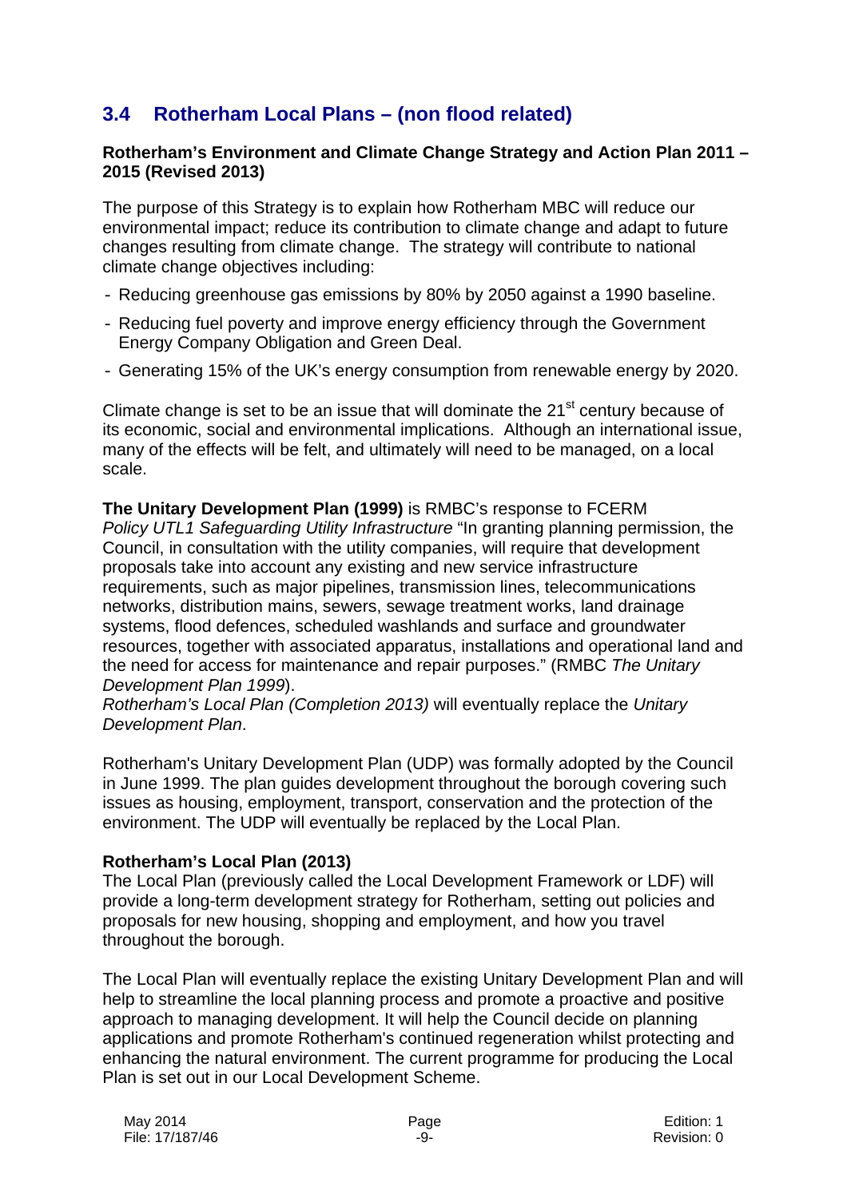## 3.4 Rotherham Local Plans – (non flood related)

**Rotherham's Environment and Climate Change Strategy and Action Plan 2011 – 2015 (Revised 2013)**

The purpose of this Strategy is to explain how Rotherham MBC will reduce our environmental impact; reduce its contribution to climate change and adapt to future changes resulting from climate change. The strategy will contribute to national climate change objectives including:

- Reducing greenhouse gas emissions by 80% by 2050 against a 1990 baseline.
- Reducing fuel poverty and improve energy efficiency through the Government Energy Company Obligation and Green Deal.
- Generating 15% of the UK's energy consumption from renewable energy by 2020.

Climate change is set to be an issue that will dominate the 21st century because of its economic, social and environmental implications. Although an international issue, many of the effects will be felt, and ultimately will need to be managed, on a local scale.

**The Unitary Development Plan (1999)** is RMBC's response to FCERM
*Policy UTL1 Safeguarding Utility Infrastructure* "In granting planning permission, the Council, in consultation with the utility companies, will require that development proposals take into account any existing and new service infrastructure requirements, such as major pipelines, transmission lines, telecommunications networks, distribution mains, sewers, sewage treatment works, land drainage systems, flood defences, scheduled washlands and surface and groundwater resources, together with associated apparatus, installations and operational land and the need for access for maintenance and repair purposes." (RMBC *The Unitary Development Plan 1999*).
*Rotherham's Local Plan (Completion 2013)* will eventually replace the *Unitary Development Plan*.

Rotherham's Unitary Development Plan (UDP) was formally adopted by the Council in June 1999. The plan guides development throughout the borough covering such issues as housing, employment, transport, conservation and the protection of the environment. The UDP will eventually be replaced by the Local Plan.

**Rotherham's Local Plan (2013)**
The Local Plan (previously called the Local Development Framework or LDF) will provide a long-term development strategy for Rotherham, setting out policies and proposals for new housing, shopping and employment, and how you travel throughout the borough.

The Local Plan will eventually replace the existing Unitary Development Plan and will help to streamline the local planning process and promote a proactive and positive approach to managing development. It will help the Council decide on planning applications and promote Rotherham's continued regeneration whilst protecting and enhancing the natural environment. The current programme for producing the Local Plan is set out in our Local Development Scheme.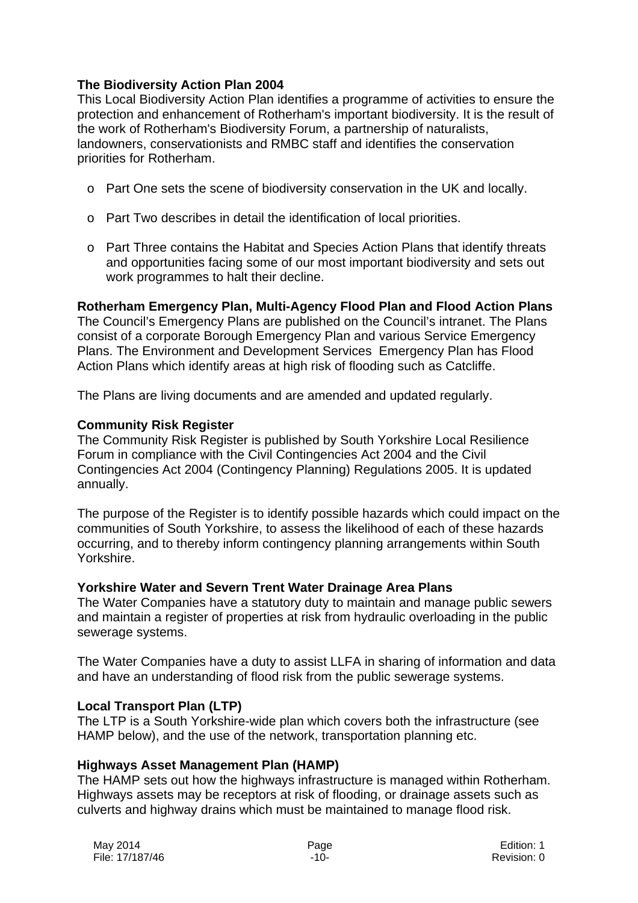**The Biodiversity Action Plan 2004**

This Local Biodiversity Action Plan identifies a programme of activities to ensure the protection and enhancement of Rotherham's important biodiversity. It is the result of the work of Rotherham's Biodiversity Forum, a partnership of naturalists, landowners, conservationists and RMBC staff and identifies the conservation priorities for Rotherham.

- Part One sets the scene of biodiversity conservation in the UK and locally.
- Part Two describes in detail the identification of local priorities.
- Part Three contains the Habitat and Species Action Plans that identify threats and opportunities facing some of our most important biodiversity and sets out work programmes to halt their decline.

**Rotherham Emergency Plan, Multi-Agency Flood Plan and Flood Action Plans**

The Council's Emergency Plans are published on the Council's intranet. The Plans consist of a corporate Borough Emergency Plan and various Service Emergency Plans. The Environment and Development Services Emergency Plan has Flood Action Plans which identify areas at high risk of flooding such as Catcliffe.

The Plans are living documents and are amended and updated regularly.

**Community Risk Register**

The Community Risk Register is published by South Yorkshire Local Resilience Forum in compliance with the Civil Contingencies Act 2004 and the Civil Contingencies Act 2004 (Contingency Planning) Regulations 2005. It is updated annually.

The purpose of the Register is to identify possible hazards which could impact on the communities of South Yorkshire, to assess the likelihood of each of these hazards occurring, and to thereby inform contingency planning arrangements within South Yorkshire.

**Yorkshire Water and Severn Trent Water Drainage Area Plans**

The Water Companies have a statutory duty to maintain and manage public sewers and maintain a register of properties at risk from hydraulic overloading in the public sewerage systems.

The Water Companies have a duty to assist LLFA in sharing of information and data and have an understanding of flood risk from the public sewerage systems.

**Local Transport Plan (LTP)**

The LTP is a South Yorkshire-wide plan which covers both the infrastructure (see HAMP below), and the use of the network, transportation planning etc.

**Highways Asset Management Plan (HAMP)**

The HAMP sets out how the highways infrastructure is managed within Rotherham. Highways assets may be receptors at risk of flooding, or drainage assets such as culverts and highway drains which must be maintained to manage flood risk.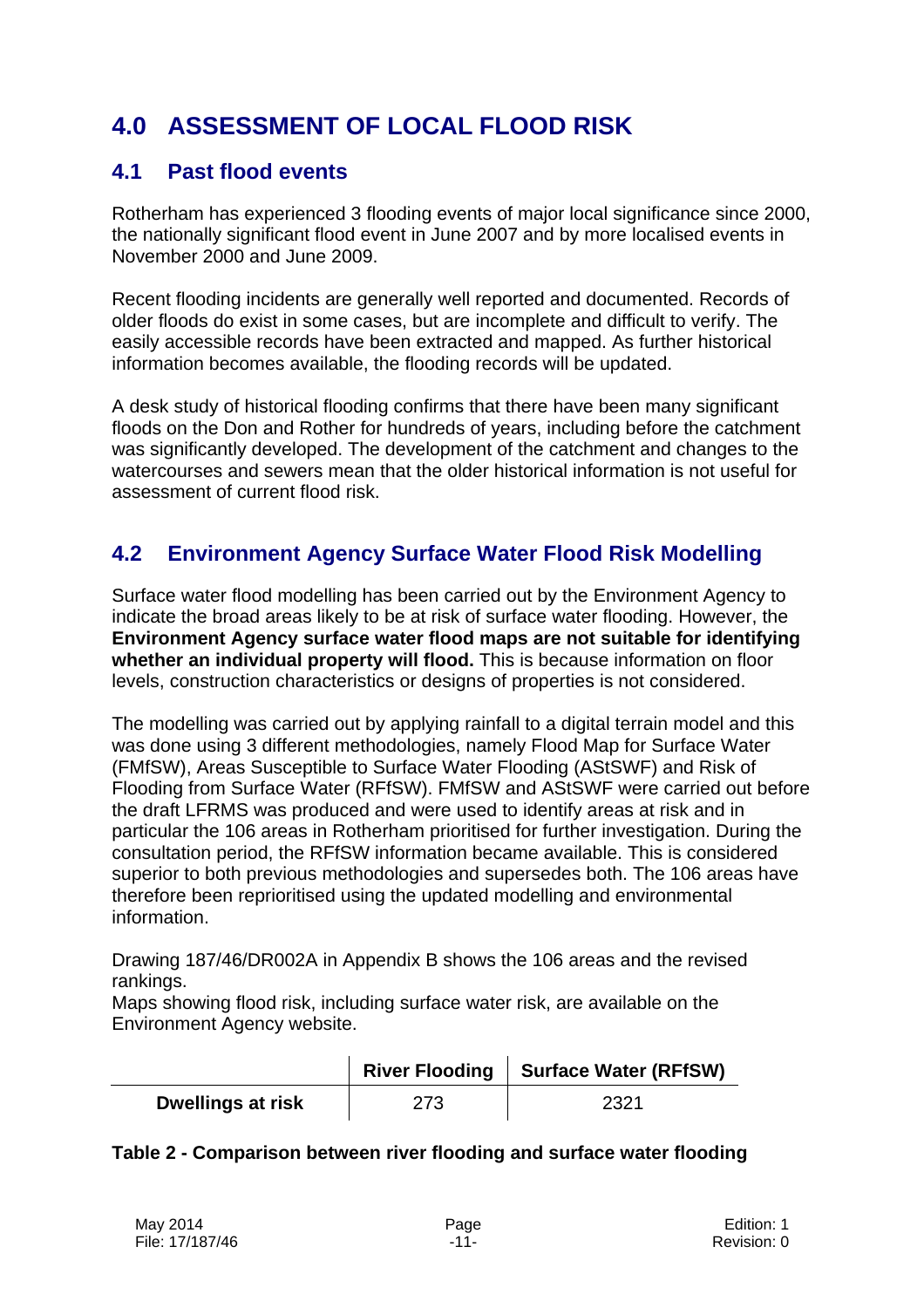# 4.0 ASSESSMENT OF LOCAL FLOOD RISK

## 4.1 Past flood events

Rotherham has experienced 3 flooding events of major local significance since 2000, the nationally significant flood event in June 2007 and by more localised events in November 2000 and June 2009.

Recent flooding incidents are generally well reported and documented. Records of older floods do exist in some cases, but are incomplete and difficult to verify. The easily accessible records have been extracted and mapped. As further historical information becomes available, the flooding records will be updated.

A desk study of historical flooding confirms that there have been many significant floods on the Don and Rother for hundreds of years, including before the catchment was significantly developed. The development of the catchment and changes to the watercourses and sewers mean that the older historical information is not useful for assessment of current flood risk.

## 4.2 Environment Agency Surface Water Flood Risk Modelling

Surface water flood modelling has been carried out by the Environment Agency to indicate the broad areas likely to be at risk of surface water flooding. However, the **Environment Agency surface water flood maps are not suitable for identifying whether an individual property will flood.** This is because information on floor levels, construction characteristics or designs of properties is not considered.

The modelling was carried out by applying rainfall to a digital terrain model and this was done using 3 different methodologies, namely Flood Map for Surface Water (FMfSW), Areas Susceptible to Surface Water Flooding (AStSWF) and Risk of Flooding from Surface Water (RFfSW). FMfSW and AStSWF were carried out before the draft LFRMS was produced and were used to identify areas at risk and in particular the 106 areas in Rotherham prioritised for further investigation. During the consultation period, the RFfSW information became available. This is considered superior to both previous methodologies and supersedes both. The 106 areas have therefore been reprioritised using the updated modelling and environmental information.

Drawing 187/46/DR002A in Appendix B shows the 106 areas and the revised rankings.
Maps showing flood risk, including surface water risk, are available on the Environment Agency website.

| | River Flooding | Surface Water (RFfSW) |
|---|---|---|
| **Dwellings at risk** | 273 | 2321 |

**Table 2 - Comparison between river flooding and surface water flooding**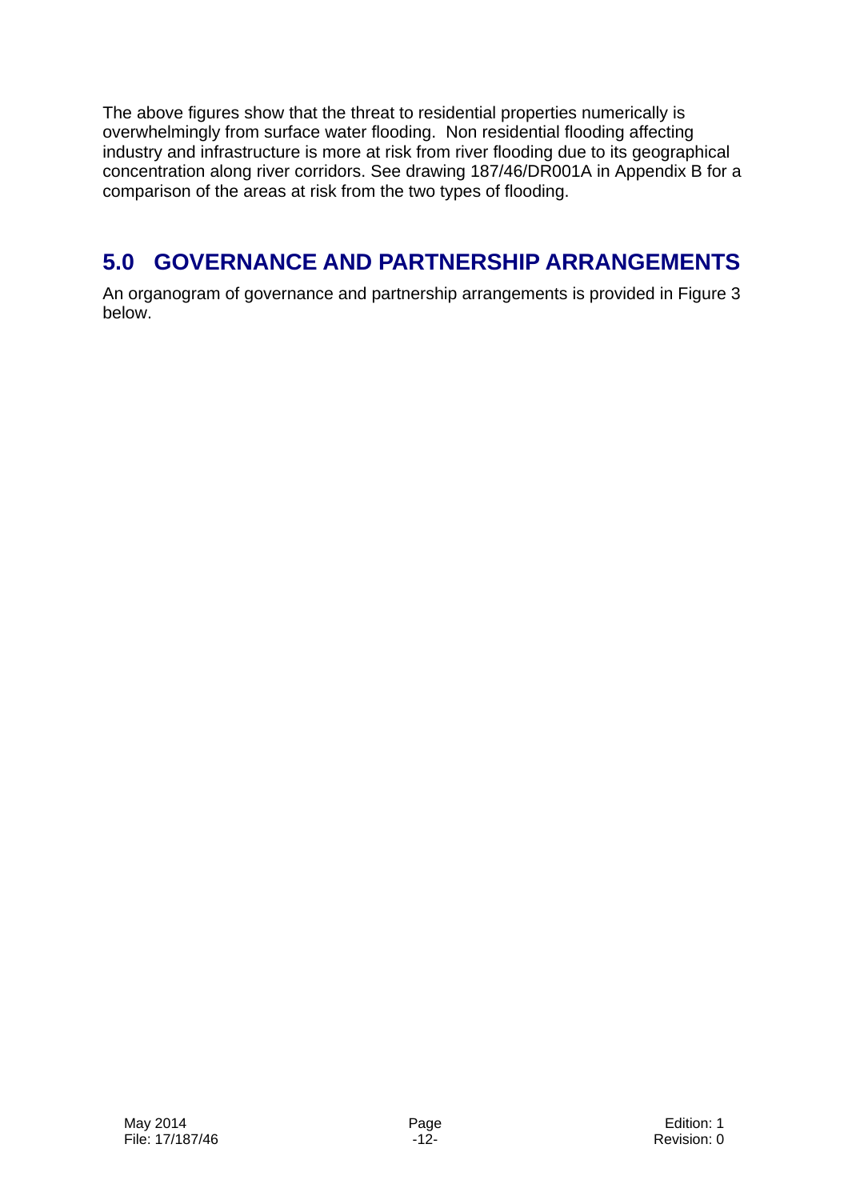The above figures show that the threat to residential properties numerically is overwhelmingly from surface water flooding. Non residential flooding affecting industry and infrastructure is more at risk from river flooding due to its geographical concentration along river corridors. See drawing 187/46/DR001A in Appendix B for a comparison of the areas at risk from the two types of flooding.

## 5.0 GOVERNANCE AND PARTNERSHIP ARRANGEMENTS

An organogram of governance and partnership arrangements is provided in Figure 3 below.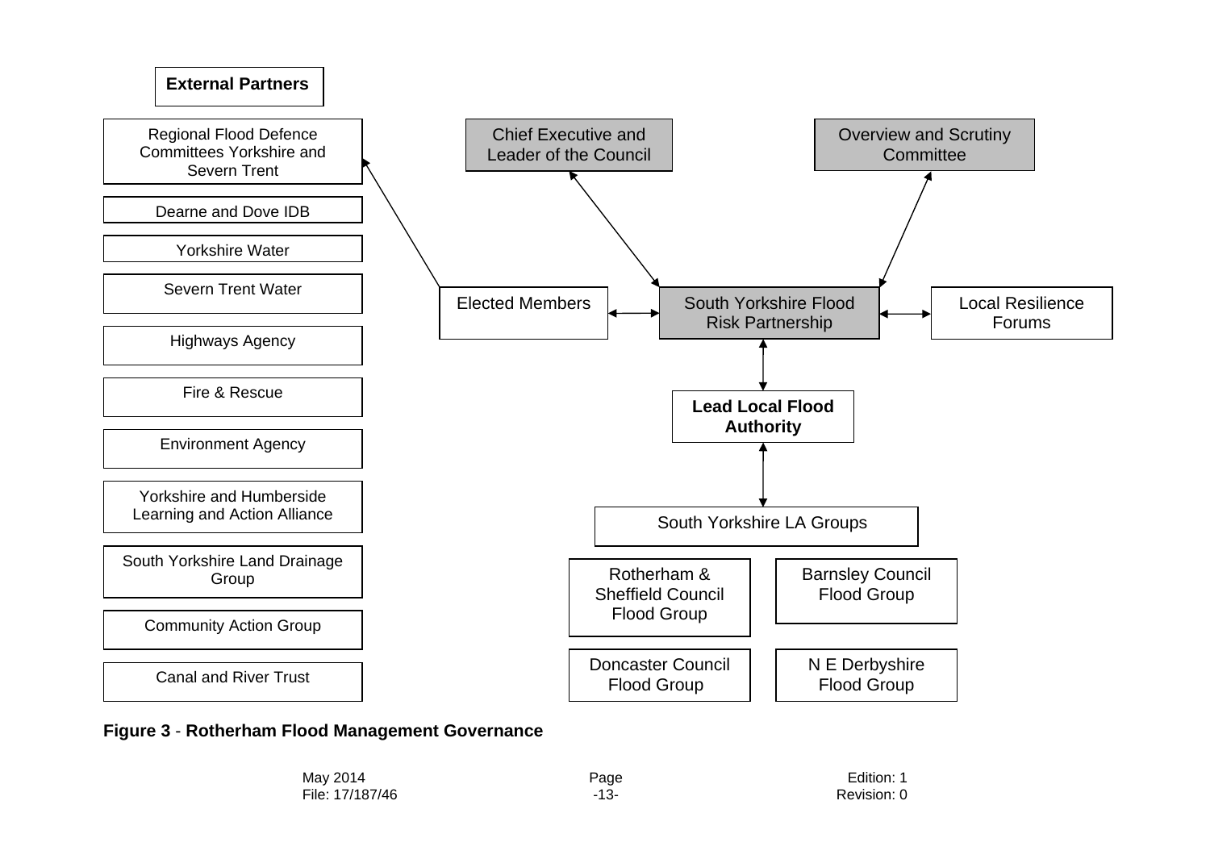**External Partners**

- Regional Flood Defence Committees Yorkshire and Severn Trent
- Dearne and Dove IDB
- Yorkshire Water
- Severn Trent Water
- Highways Agency
- Fire & Rescue
- Environment Agency
- Yorkshire and Humberside Learning and Action Alliance
- South Yorkshire Land Drainage Group
- Community Action Group
- Canal and River Trust

Chief Executive and Leader of the Council

Overview and Scrutiny Committee

Elected Members

South Yorkshire Flood Risk Partnership

Local Resilience Forums

**Lead Local Flood Authority**

South Yorkshire LA Groups

- Rotherham & Sheffield Council Flood Group
- Barnsley Council Flood Group
- Doncaster Council Flood Group
- N E Derbyshire Flood Group

**Figure 3** - **Rotherham Flood Management Governance**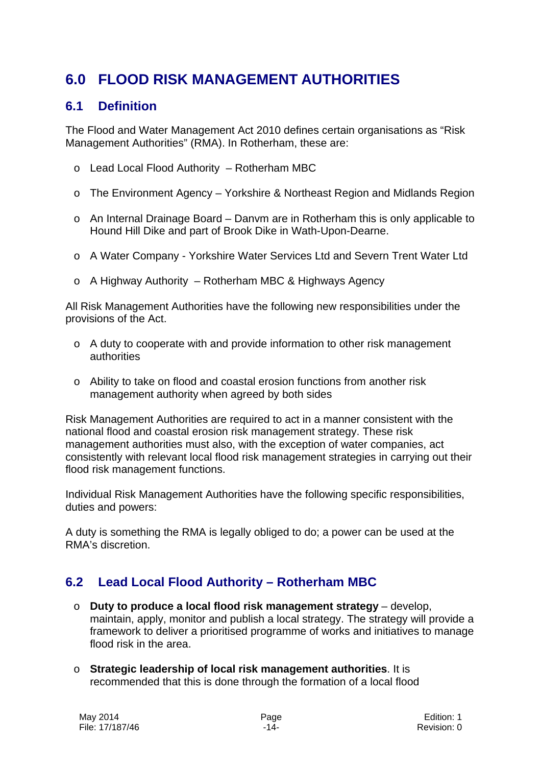# 6.0 FLOOD RISK MANAGEMENT AUTHORITIES

## 6.1 Definition

The Flood and Water Management Act 2010 defines certain organisations as "Risk Management Authorities" (RMA). In Rotherham, these are:

- Lead Local Flood Authority – Rotherham MBC
- The Environment Agency – Yorkshire & Northeast Region and Midlands Region
- An Internal Drainage Board – Danvm are in Rotherham this is only applicable to Hound Hill Dike and part of Brook Dike in Wath-Upon-Dearne.
- A Water Company - Yorkshire Water Services Ltd and Severn Trent Water Ltd
- A Highway Authority – Rotherham MBC & Highways Agency

All Risk Management Authorities have the following new responsibilities under the provisions of the Act.

- A duty to cooperate with and provide information to other risk management authorities
- Ability to take on flood and coastal erosion functions from another risk management authority when agreed by both sides

Risk Management Authorities are required to act in a manner consistent with the national flood and coastal erosion risk management strategy. These risk management authorities must also, with the exception of water companies, act consistently with relevant local flood risk management strategies in carrying out their flood risk management functions.

Individual Risk Management Authorities have the following specific responsibilities, duties and powers:

A duty is something the RMA is legally obliged to do; a power can be used at the RMA's discretion.

## 6.2 Lead Local Flood Authority – Rotherham MBC

- **Duty to produce a local flood risk management strategy** – develop, maintain, apply, monitor and publish a local strategy. The strategy will provide a framework to deliver a prioritised programme of works and initiatives to manage flood risk in the area.
- **Strategic leadership of local risk management authorities**. It is recommended that this is done through the formation of a local flood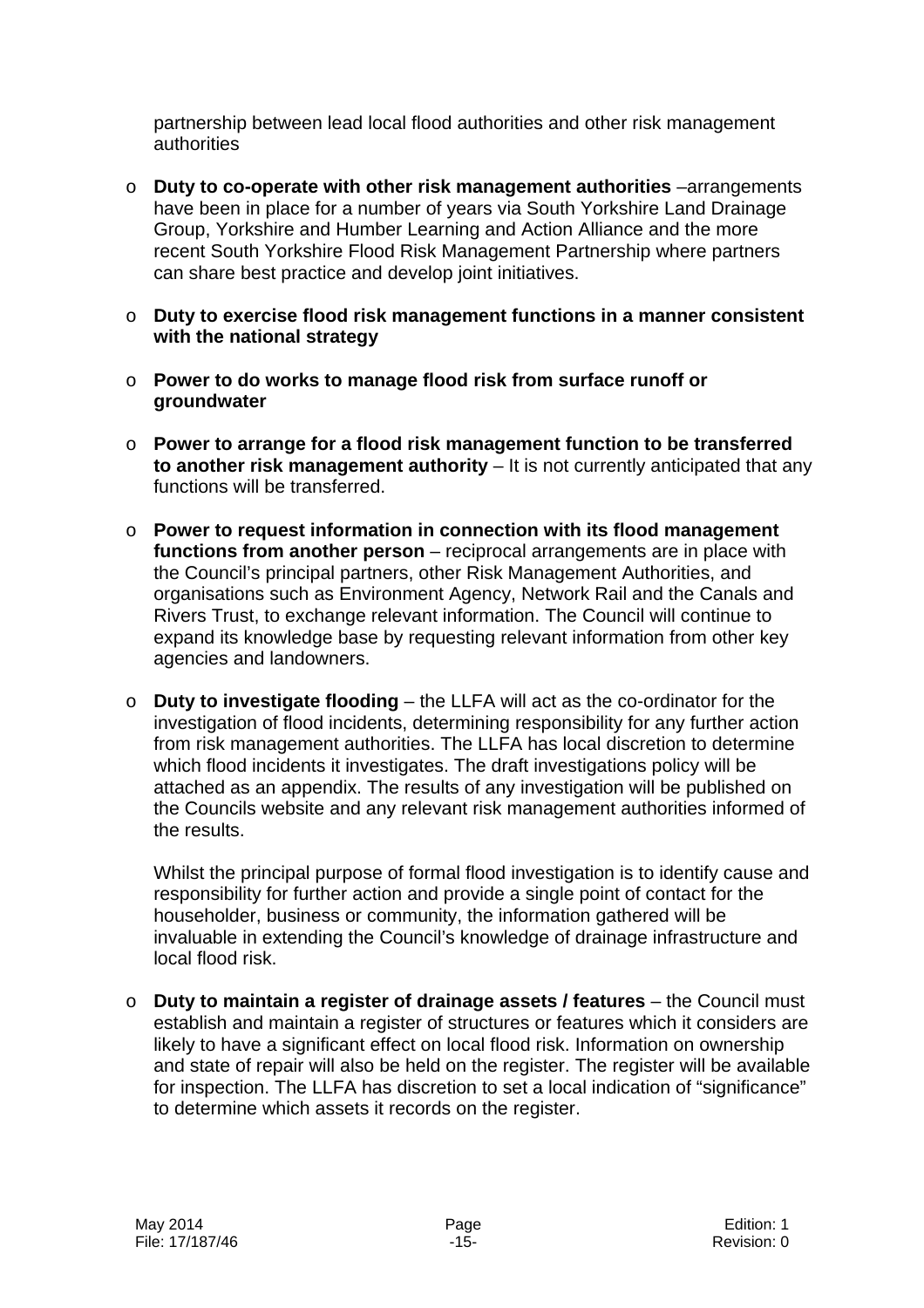partnership between lead local flood authorities and other risk management authorities

- **Duty to co-operate with other risk management authorities** –arrangements have been in place for a number of years via South Yorkshire Land Drainage Group, Yorkshire and Humber Learning and Action Alliance and the more recent South Yorkshire Flood Risk Management Partnership where partners can share best practice and develop joint initiatives.

- **Duty to exercise flood risk management functions in a manner consistent with the national strategy**

- **Power to do works to manage flood risk from surface runoff or groundwater**

- **Power to arrange for a flood risk management function to be transferred to another risk management authority** – It is not currently anticipated that any functions will be transferred.

- **Power to request information in connection with its flood management functions from another person** – reciprocal arrangements are in place with the Council's principal partners, other Risk Management Authorities, and organisations such as Environment Agency, Network Rail and the Canals and Rivers Trust, to exchange relevant information. The Council will continue to expand its knowledge base by requesting relevant information from other key agencies and landowners.

- **Duty to investigate flooding** – the LLFA will act as the co-ordinator for the investigation of flood incidents, determining responsibility for any further action from risk management authorities. The LLFA has local discretion to determine which flood incidents it investigates. The draft investigations policy will be attached as an appendix. The results of any investigation will be published on the Councils website and any relevant risk management authorities informed of the results.

  Whilst the principal purpose of formal flood investigation is to identify cause and responsibility for further action and provide a single point of contact for the householder, business or community, the information gathered will be invaluable in extending the Council's knowledge of drainage infrastructure and local flood risk.

- **Duty to maintain a register of drainage assets / features** – the Council must establish and maintain a register of structures or features which it considers are likely to have a significant effect on local flood risk. Information on ownership and state of repair will also be held on the register. The register will be available for inspection. The LLFA has discretion to set a local indication of "significance" to determine which assets it records on the register.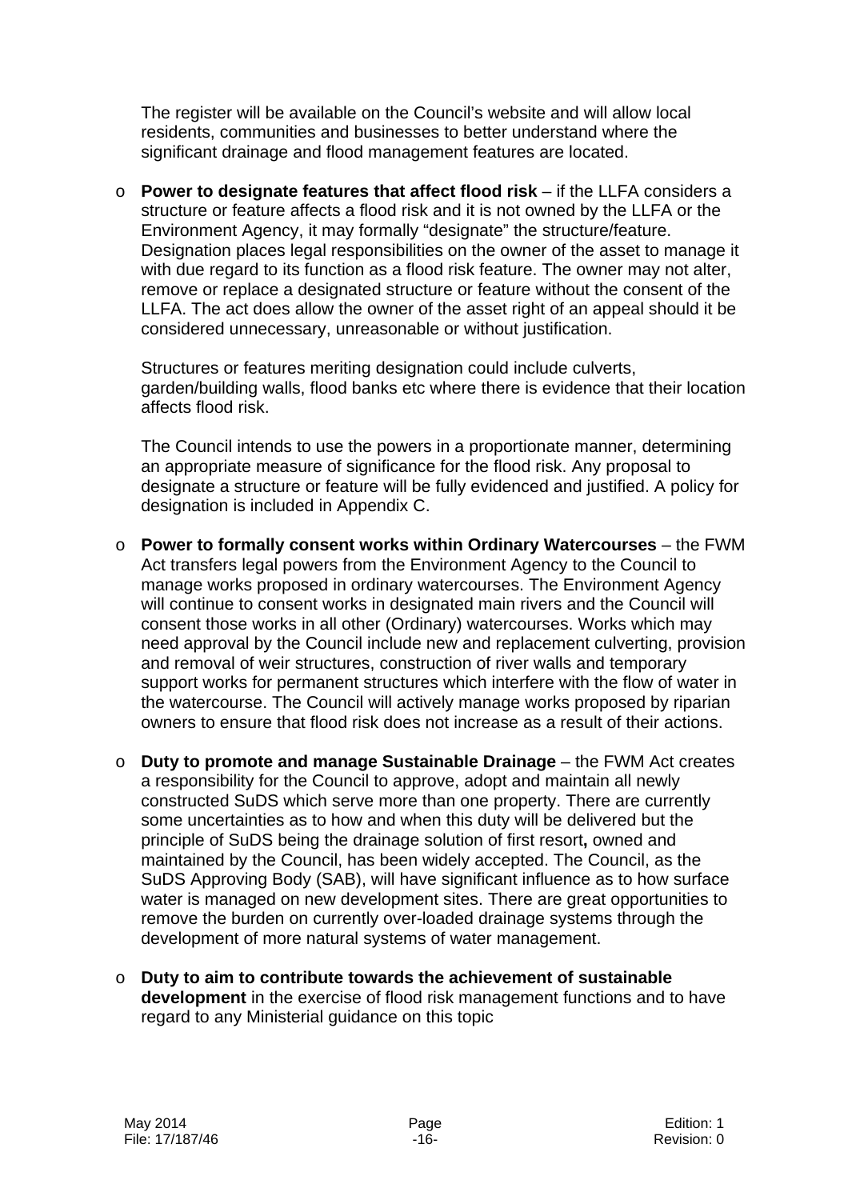The register will be available on the Council's website and will allow local residents, communities and businesses to better understand where the significant drainage and flood management features are located.

- **Power to designate features that affect flood risk** – if the LLFA considers a structure or feature affects a flood risk and it is not owned by the LLFA or the Environment Agency, it may formally "designate" the structure/feature. Designation places legal responsibilities on the owner of the asset to manage it with due regard to its function as a flood risk feature. The owner may not alter, remove or replace a designated structure or feature without the consent of the LLFA. The act does allow the owner of the asset right of an appeal should it be considered unnecessary, unreasonable or without justification.

  Structures or features meriting designation could include culverts, garden/building walls, flood banks etc where there is evidence that their location affects flood risk.

  The Council intends to use the powers in a proportionate manner, determining an appropriate measure of significance for the flood risk. Any proposal to designate a structure or feature will be fully evidenced and justified. A policy for designation is included in Appendix C.

- **Power to formally consent works within Ordinary Watercourses** – the FWM Act transfers legal powers from the Environment Agency to the Council to manage works proposed in ordinary watercourses. The Environment Agency will continue to consent works in designated main rivers and the Council will consent those works in all other (Ordinary) watercourses. Works which may need approval by the Council include new and replacement culverting, provision and removal of weir structures, construction of river walls and temporary support works for permanent structures which interfere with the flow of water in the watercourse. The Council will actively manage works proposed by riparian owners to ensure that flood risk does not increase as a result of their actions.

- **Duty to promote and manage Sustainable Drainage** – the FWM Act creates a responsibility for the Council to approve, adopt and maintain all newly constructed SuDS which serve more than one property. There are currently some uncertainties as to how and when this duty will be delivered but the principle of SuDS being the drainage solution of first resort**,** owned and maintained by the Council, has been widely accepted. The Council, as the SuDS Approving Body (SAB), will have significant influence as to how surface water is managed on new development sites. There are great opportunities to remove the burden on currently over-loaded drainage systems through the development of more natural systems of water management.

- **Duty to aim to contribute towards the achievement of sustainable development** in the exercise of flood risk management functions and to have regard to any Ministerial guidance on this topic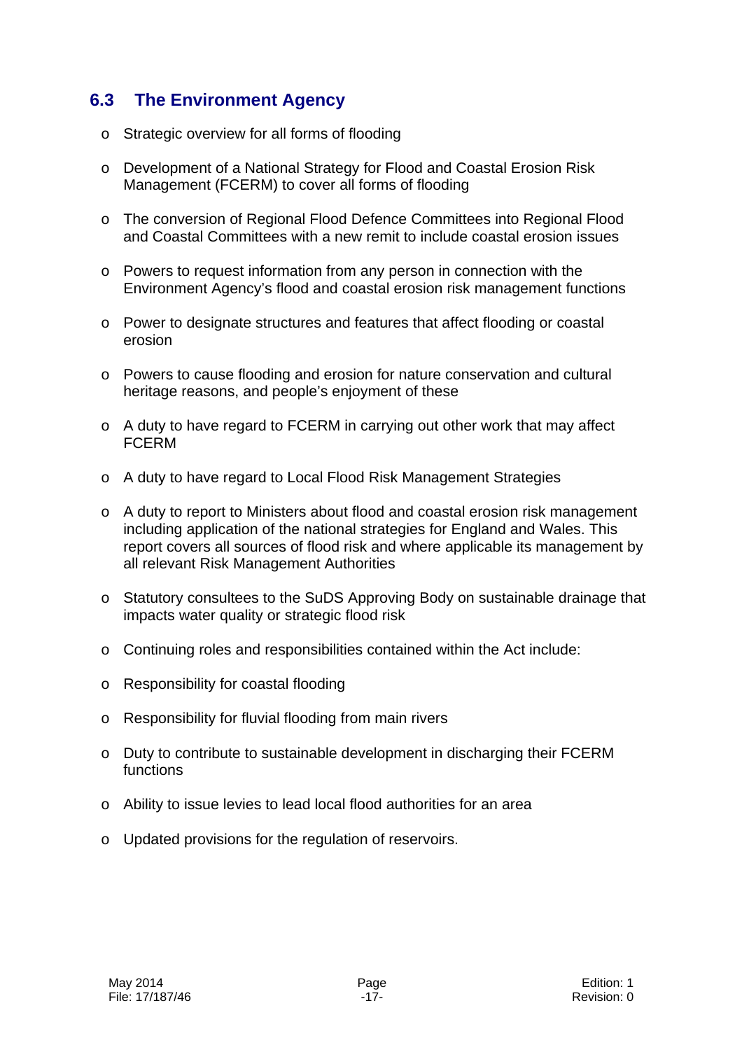## 6.3 The Environment Agency

- Strategic overview for all forms of flooding
- Development of a National Strategy for Flood and Coastal Erosion Risk Management (FCERM) to cover all forms of flooding
- The conversion of Regional Flood Defence Committees into Regional Flood and Coastal Committees with a new remit to include coastal erosion issues
- Powers to request information from any person in connection with the Environment Agency's flood and coastal erosion risk management functions
- Power to designate structures and features that affect flooding or coastal erosion
- Powers to cause flooding and erosion for nature conservation and cultural heritage reasons, and people's enjoyment of these
- A duty to have regard to FCERM in carrying out other work that may affect FCERM
- A duty to have regard to Local Flood Risk Management Strategies
- A duty to report to Ministers about flood and coastal erosion risk management including application of the national strategies for England and Wales. This report covers all sources of flood risk and where applicable its management by all relevant Risk Management Authorities
- Statutory consultees to the SuDS Approving Body on sustainable drainage that impacts water quality or strategic flood risk
- Continuing roles and responsibilities contained within the Act include:
- Responsibility for coastal flooding
- Responsibility for fluvial flooding from main rivers
- Duty to contribute to sustainable development in discharging their FCERM functions
- Ability to issue levies to lead local flood authorities for an area
- Updated provisions for the regulation of reservoirs.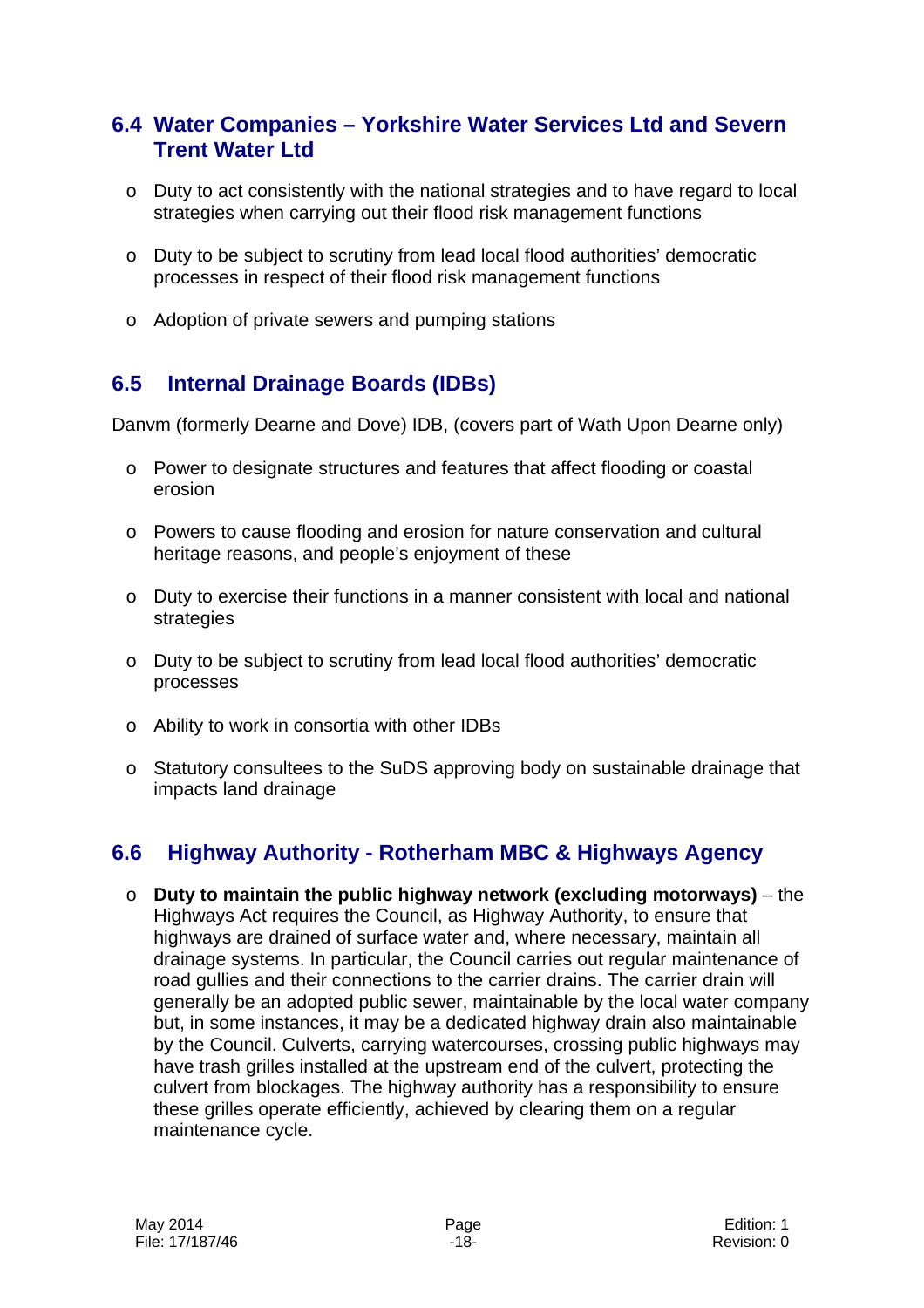## 6.4 Water Companies – Yorkshire Water Services Ltd and Severn Trent Water Ltd

- Duty to act consistently with the national strategies and to have regard to local strategies when carrying out their flood risk management functions
- Duty to be subject to scrutiny from lead local flood authorities' democratic processes in respect of their flood risk management functions
- Adoption of private sewers and pumping stations

## 6.5 Internal Drainage Boards (IDBs)

Danvm (formerly Dearne and Dove) IDB, (covers part of Wath Upon Dearne only)

- Power to designate structures and features that affect flooding or coastal erosion
- Powers to cause flooding and erosion for nature conservation and cultural heritage reasons, and people's enjoyment of these
- Duty to exercise their functions in a manner consistent with local and national strategies
- Duty to be subject to scrutiny from lead local flood authorities' democratic processes
- Ability to work in consortia with other IDBs
- Statutory consultees to the SuDS approving body on sustainable drainage that impacts land drainage

## 6.6 Highway Authority - Rotherham MBC & Highways Agency

- **Duty to maintain the public highway network (excluding motorways)** – the Highways Act requires the Council, as Highway Authority, to ensure that highways are drained of surface water and, where necessary, maintain all drainage systems. In particular, the Council carries out regular maintenance of road gullies and their connections to the carrier drains. The carrier drain will generally be an adopted public sewer, maintainable by the local water company but, in some instances, it may be a dedicated highway drain also maintainable by the Council. Culverts, carrying watercourses, crossing public highways may have trash grilles installed at the upstream end of the culvert, protecting the culvert from blockages. The highway authority has a responsibility to ensure these grilles operate efficiently, achieved by clearing them on a regular maintenance cycle.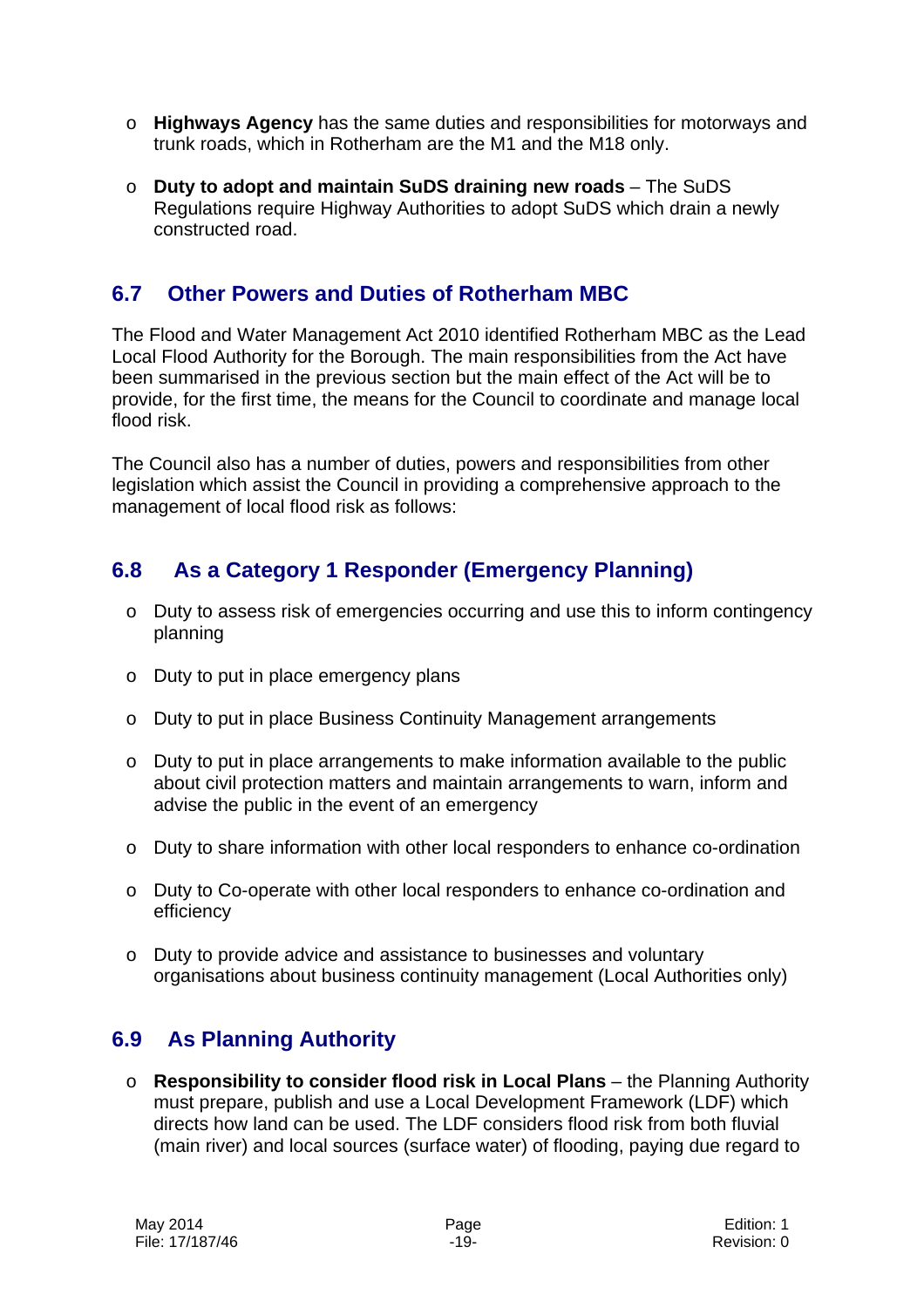- **Highways Agency** has the same duties and responsibilities for motorways and trunk roads, which in Rotherham are the M1 and the M18 only.

- **Duty to adopt and maintain SuDS draining new roads** – The SuDS Regulations require Highway Authorities to adopt SuDS which drain a newly constructed road.

## 6.7 Other Powers and Duties of Rotherham MBC

The Flood and Water Management Act 2010 identified Rotherham MBC as the Lead Local Flood Authority for the Borough. The main responsibilities from the Act have been summarised in the previous section but the main effect of the Act will be to provide, for the first time, the means for the Council to coordinate and manage local flood risk.

The Council also has a number of duties, powers and responsibilities from other legislation which assist the Council in providing a comprehensive approach to the management of local flood risk as follows:

## 6.8 As a Category 1 Responder (Emergency Planning)

- Duty to assess risk of emergencies occurring and use this to inform contingency planning

- Duty to put in place emergency plans

- Duty to put in place Business Continuity Management arrangements

- Duty to put in place arrangements to make information available to the public about civil protection matters and maintain arrangements to warn, inform and advise the public in the event of an emergency

- Duty to share information with other local responders to enhance co-ordination

- Duty to Co-operate with other local responders to enhance co-ordination and efficiency

- Duty to provide advice and assistance to businesses and voluntary organisations about business continuity management (Local Authorities only)

## 6.9 As Planning Authority

- **Responsibility to consider flood risk in Local Plans** – the Planning Authority must prepare, publish and use a Local Development Framework (LDF) which directs how land can be used. The LDF considers flood risk from both fluvial (main river) and local sources (surface water) of flooding, paying due regard to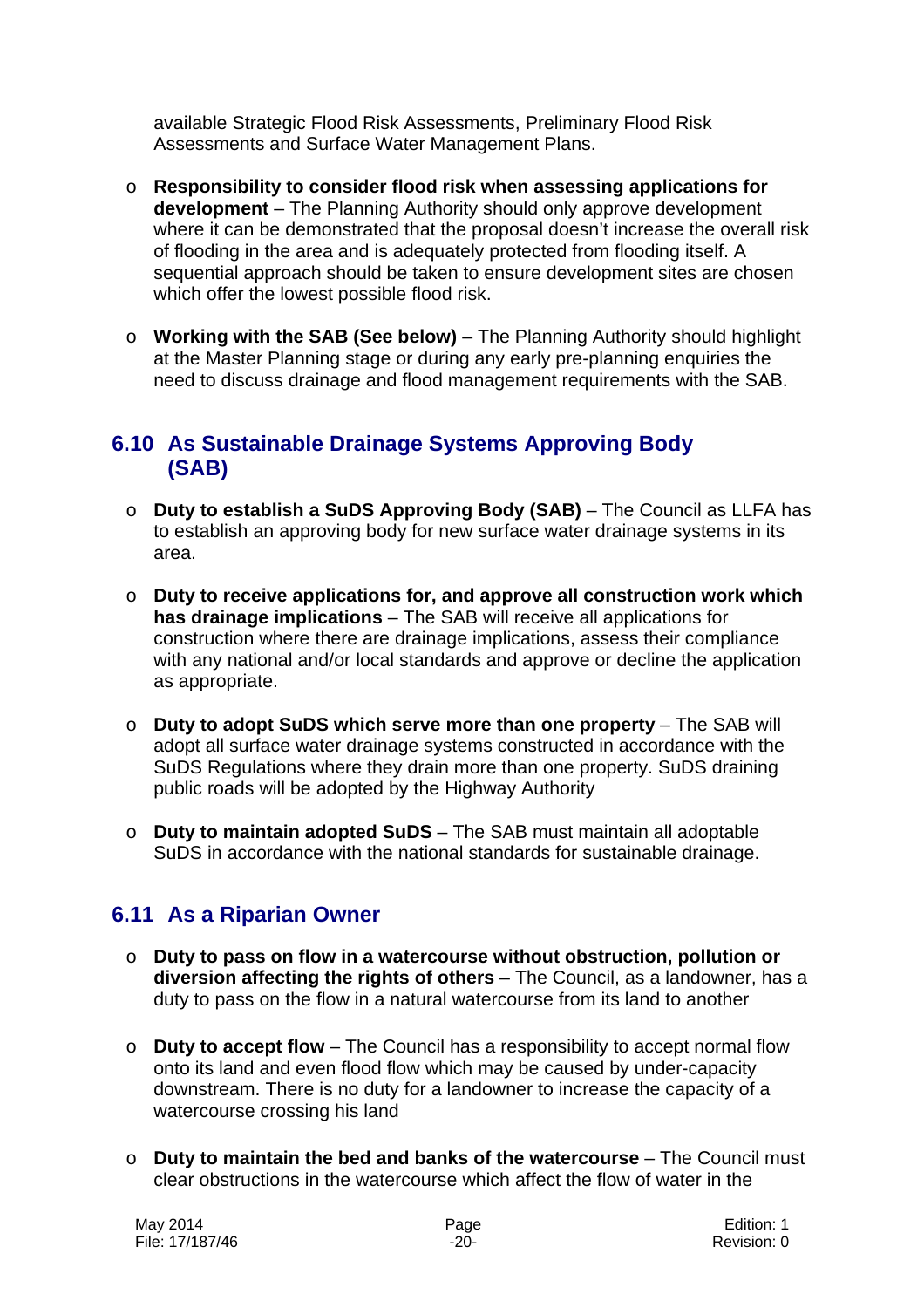available Strategic Flood Risk Assessments, Preliminary Flood Risk Assessments and Surface Water Management Plans.

- **Responsibility to consider flood risk when assessing applications for development** – The Planning Authority should only approve development where it can be demonstrated that the proposal doesn't increase the overall risk of flooding in the area and is adequately protected from flooding itself. A sequential approach should be taken to ensure development sites are chosen which offer the lowest possible flood risk.

- **Working with the SAB (See below)** – The Planning Authority should highlight at the Master Planning stage or during any early pre-planning enquiries the need to discuss drainage and flood management requirements with the SAB.

## 6.10 As Sustainable Drainage Systems Approving Body (SAB)

- **Duty to establish a SuDS Approving Body (SAB)** – The Council as LLFA has to establish an approving body for new surface water drainage systems in its area.

- **Duty to receive applications for, and approve all construction work which has drainage implications** – The SAB will receive all applications for construction where there are drainage implications, assess their compliance with any national and/or local standards and approve or decline the application as appropriate.

- **Duty to adopt SuDS which serve more than one property** – The SAB will adopt all surface water drainage systems constructed in accordance with the SuDS Regulations where they drain more than one property. SuDS draining public roads will be adopted by the Highway Authority

- **Duty to maintain adopted SuDS** – The SAB must maintain all adoptable SuDS in accordance with the national standards for sustainable drainage.

## 6.11 As a Riparian Owner

- **Duty to pass on flow in a watercourse without obstruction, pollution or diversion affecting the rights of others** – The Council, as a landowner, has a duty to pass on the flow in a natural watercourse from its land to another

- **Duty to accept flow** – The Council has a responsibility to accept normal flow onto its land and even flood flow which may be caused by under-capacity downstream. There is no duty for a landowner to increase the capacity of a watercourse crossing his land

- **Duty to maintain the bed and banks of the watercourse** – The Council must clear obstructions in the watercourse which affect the flow of water in the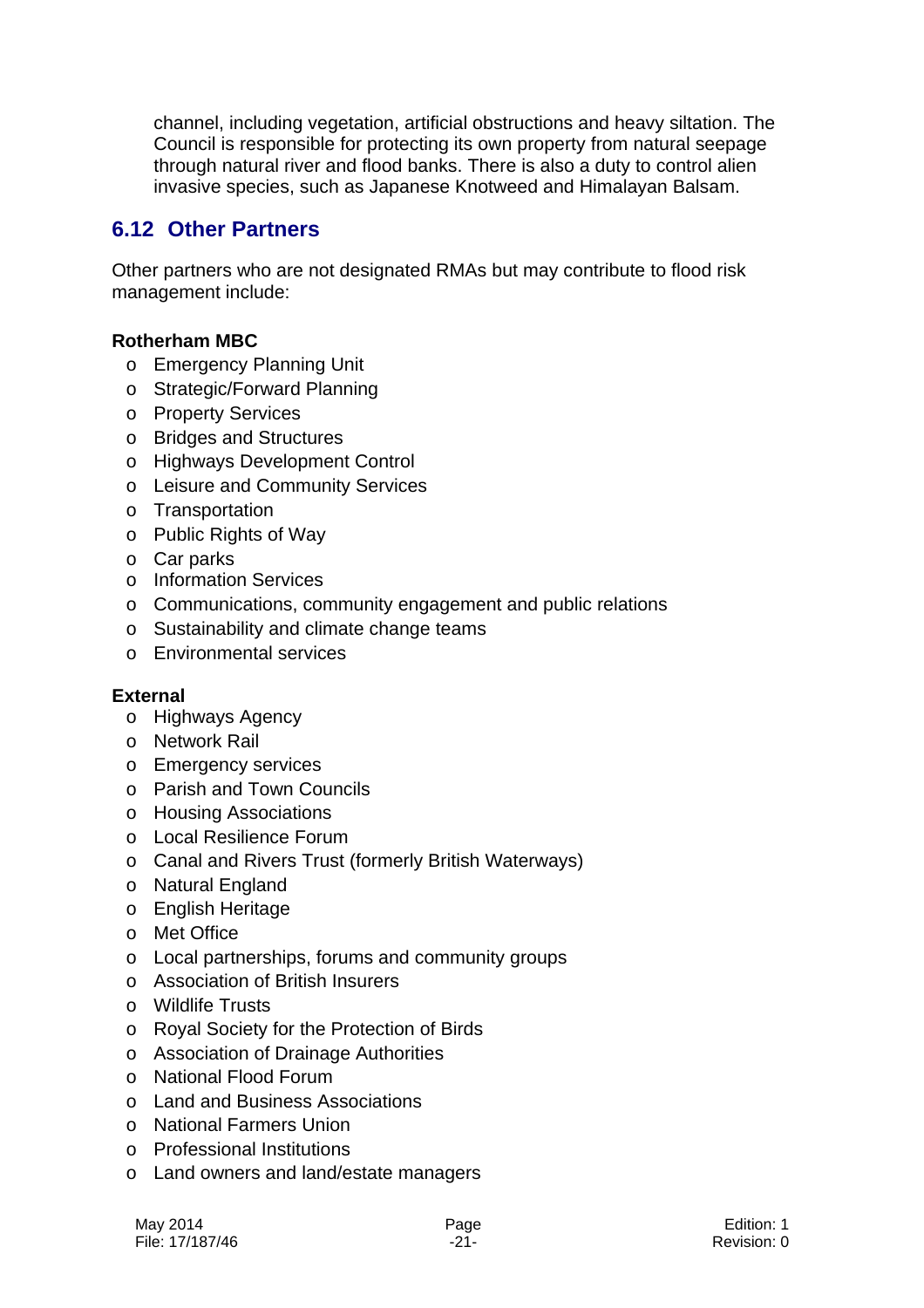channel, including vegetation, artificial obstructions and heavy siltation. The Council is responsible for protecting its own property from natural seepage through natural river and flood banks. There is also a duty to control alien invasive species, such as Japanese Knotweed and Himalayan Balsam.

## 6.12 Other Partners

Other partners who are not designated RMAs but may contribute to flood risk management include:

**Rotherham MBC**

- Emergency Planning Unit
- Strategic/Forward Planning
- Property Services
- Bridges and Structures
- Highways Development Control
- Leisure and Community Services
- Transportation
- Public Rights of Way
- Car parks
- Information Services
- Communications, community engagement and public relations
- Sustainability and climate change teams
- Environmental services

**External**

- Highways Agency
- Network Rail
- Emergency services
- Parish and Town Councils
- Housing Associations
- Local Resilience Forum
- Canal and Rivers Trust (formerly British Waterways)
- Natural England
- English Heritage
- Met Office
- Local partnerships, forums and community groups
- Association of British Insurers
- Wildlife Trusts
- Royal Society for the Protection of Birds
- Association of Drainage Authorities
- National Flood Forum
- Land and Business Associations
- National Farmers Union
- Professional Institutions
- Land owners and land/estate managers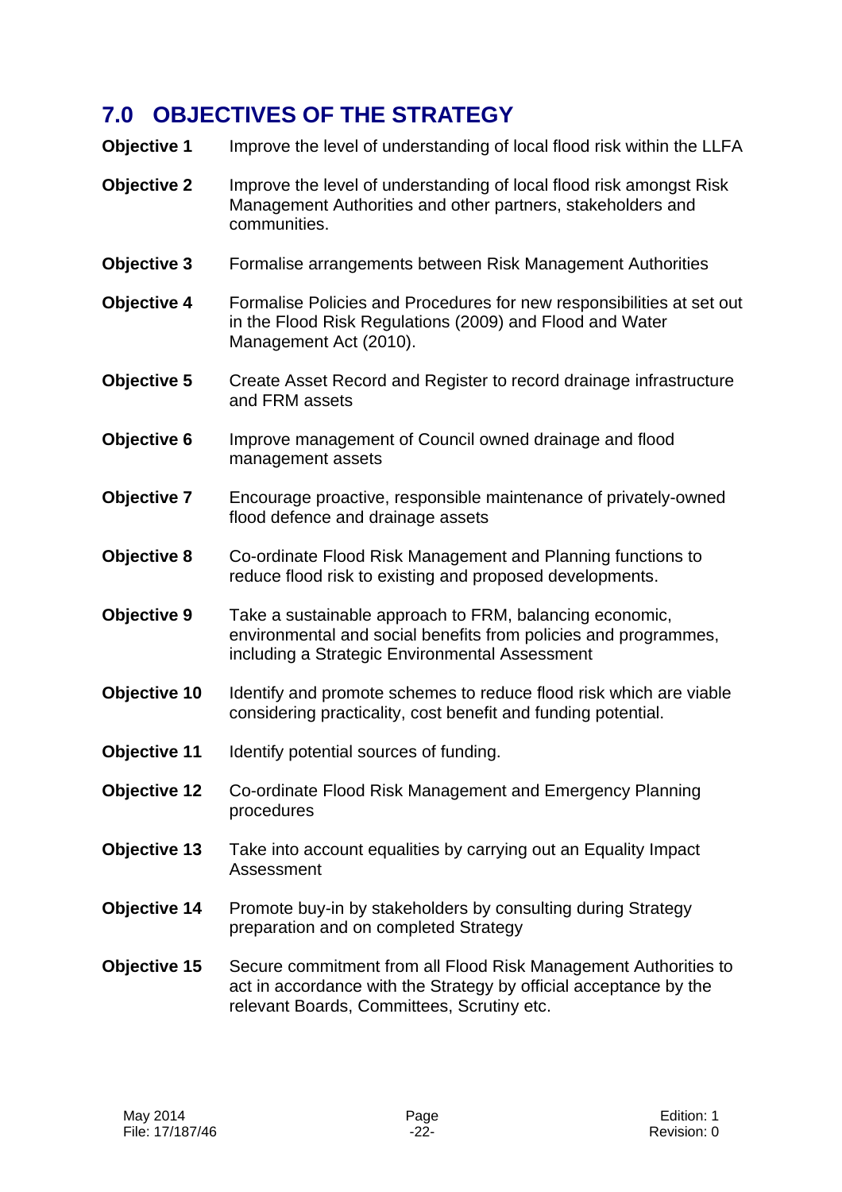## 7.0 OBJECTIVES OF THE STRATEGY

**Objective 1** Improve the level of understanding of local flood risk within the LLFA

**Objective 2** Improve the level of understanding of local flood risk amongst Risk Management Authorities and other partners, stakeholders and communities.

**Objective 3** Formalise arrangements between Risk Management Authorities

**Objective 4** Formalise Policies and Procedures for new responsibilities at set out in the Flood Risk Regulations (2009) and Flood and Water Management Act (2010).

**Objective 5** Create Asset Record and Register to record drainage infrastructure and FRM assets

**Objective 6** Improve management of Council owned drainage and flood management assets

**Objective 7** Encourage proactive, responsible maintenance of privately-owned flood defence and drainage assets

**Objective 8** Co-ordinate Flood Risk Management and Planning functions to reduce flood risk to existing and proposed developments.

**Objective 9** Take a sustainable approach to FRM, balancing economic, environmental and social benefits from policies and programmes, including a Strategic Environmental Assessment

**Objective 10** Identify and promote schemes to reduce flood risk which are viable considering practicality, cost benefit and funding potential.

**Objective 11** Identify potential sources of funding.

**Objective 12** Co-ordinate Flood Risk Management and Emergency Planning procedures

**Objective 13** Take into account equalities by carrying out an Equality Impact Assessment

**Objective 14** Promote buy-in by stakeholders by consulting during Strategy preparation and on completed Strategy

**Objective 15** Secure commitment from all Flood Risk Management Authorities to act in accordance with the Strategy by official acceptance by the relevant Boards, Committees, Scrutiny etc.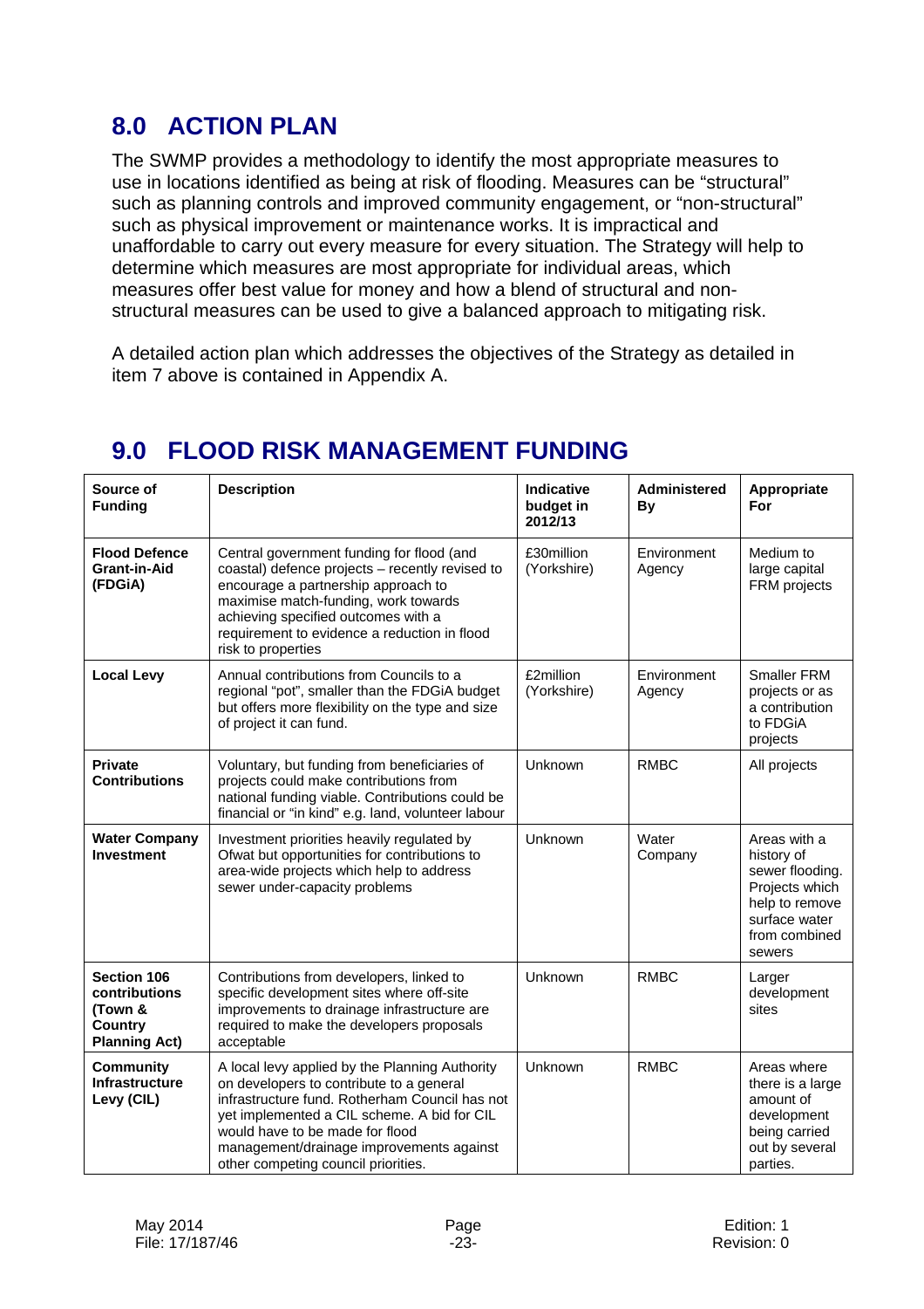## 8.0 ACTION PLAN

The SWMP provides a methodology to identify the most appropriate measures to use in locations identified as being at risk of flooding. Measures can be "structural" such as planning controls and improved community engagement, or "non-structural" such as physical improvement or maintenance works. It is impractical and unaffordable to carry out every measure for every situation. The Strategy will help to determine which measures are most appropriate for individual areas, which measures offer best value for money and how a blend of structural and non-structural measures can be used to give a balanced approach to mitigating risk.

A detailed action plan which addresses the objectives of the Strategy as detailed in item 7 above is contained in Appendix A.

## 9.0 FLOOD RISK MANAGEMENT FUNDING

| Source of Funding | Description | Indicative budget in 2012/13 | Administered By | Appropriate For |
|---|---|---|---|---|
| **Flood Defence Grant-in-Aid (FDGiA)** | Central government funding for flood (and coastal) defence projects – recently revised to encourage a partnership approach to maximise match-funding, work towards achieving specified outcomes with a requirement to evidence a reduction in flood risk to properties | £30million (Yorkshire) | Environment Agency | Medium to large capital FRM projects |
| **Local Levy** | Annual contributions from Councils to a regional "pot", smaller than the FDGiA budget but offers more flexibility on the type and size of project it can fund. | £2million (Yorkshire) | Environment Agency | Smaller FRM projects or as a contribution to FDGiA projects |
| **Private Contributions** | Voluntary, but funding from beneficiaries of projects could make contributions from national funding viable. Contributions could be financial or "in kind" e.g. land, volunteer labour | Unknown | RMBC | All projects |
| **Water Company Investment** | Investment priorities heavily regulated by Ofwat but opportunities for contributions to area-wide projects which help to address sewer under-capacity problems | Unknown | Water Company | Areas with a history of sewer flooding. Projects which help to remove surface water from combined sewers |
| **Section 106 contributions (Town & Country Planning Act)** | Contributions from developers, linked to specific development sites where off-site improvements to drainage infrastructure are required to make the developers proposals acceptable | Unknown | RMBC | Larger development sites |
| **Community Infrastructure Levy (CIL)** | A local levy applied by the Planning Authority on developers to contribute to a general infrastructure fund. Rotherham Council has not yet implemented a CIL scheme. A bid for CIL would have to be made for flood management/drainage improvements against other competing council priorities. | Unknown | RMBC | Areas where there is a large amount of development being carried out by several parties. |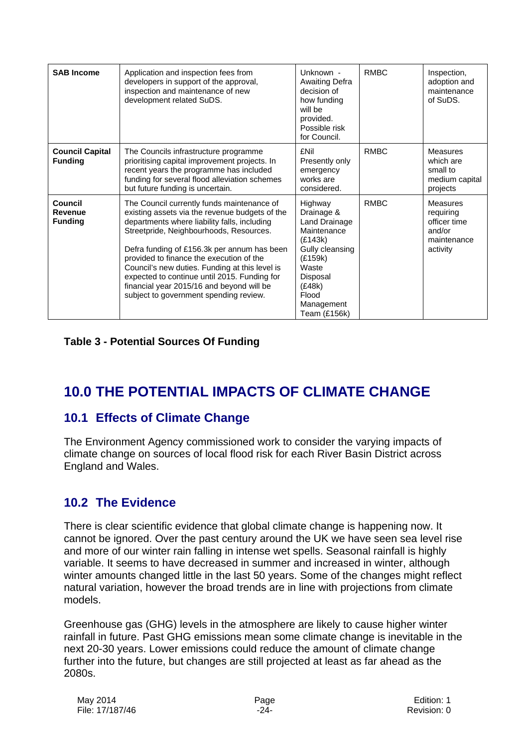| **SAB Income** | Application and inspection fees from developers in support of the approval, inspection and maintenance of new development related SuDS. | Unknown - Awaiting Defra decision of how funding will be provided. Possible risk for Council. | RMBC | Inspection, adoption and maintenance of SuDS. |
|---|---|---|---|---|
| **Council Capital Funding** | The Councils infrastructure programme prioritising capital improvement projects. In recent years the programme has included funding for several flood alleviation schemes but future funding is uncertain. | £Nil Presently only emergency works are considered. | RMBC | Measures which are small to medium capital projects |
| **Council Revenue Funding** | The Council currently funds maintenance of existing assets via the revenue budgets of the departments where liability falls, including Streetpride, Neighbourhoods, Resources.<br><br>Defra funding of £156.3k per annum has been provided to finance the execution of the Council's new duties. Funding at this level is expected to continue until 2015. Funding for financial year 2015/16 and beyond will be subject to government spending review. | Highway Drainage & Land Drainage Maintenance (£143k) Gully cleansing (£159k) Waste Disposal (£48k) Flood Management Team (£156k) | RMBC | Measures requiring officer time and/or maintenance activity |

**Table 3 - Potential Sources Of Funding**

# 10.0 THE POTENTIAL IMPACTS OF CLIMATE CHANGE

## 10.1 Effects of Climate Change

The Environment Agency commissioned work to consider the varying impacts of climate change on sources of local flood risk for each River Basin District across England and Wales.

## 10.2 The Evidence

There is clear scientific evidence that global climate change is happening now. It cannot be ignored. Over the past century around the UK we have seen sea level rise and more of our winter rain falling in intense wet spells. Seasonal rainfall is highly variable. It seems to have decreased in summer and increased in winter, although winter amounts changed little in the last 50 years. Some of the changes might reflect natural variation, however the broad trends are in line with projections from climate models.

Greenhouse gas (GHG) levels in the atmosphere are likely to cause higher winter rainfall in future. Past GHG emissions mean some climate change is inevitable in the next 20-30 years. Lower emissions could reduce the amount of climate change further into the future, but changes are still projected at least as far ahead as the 2080s.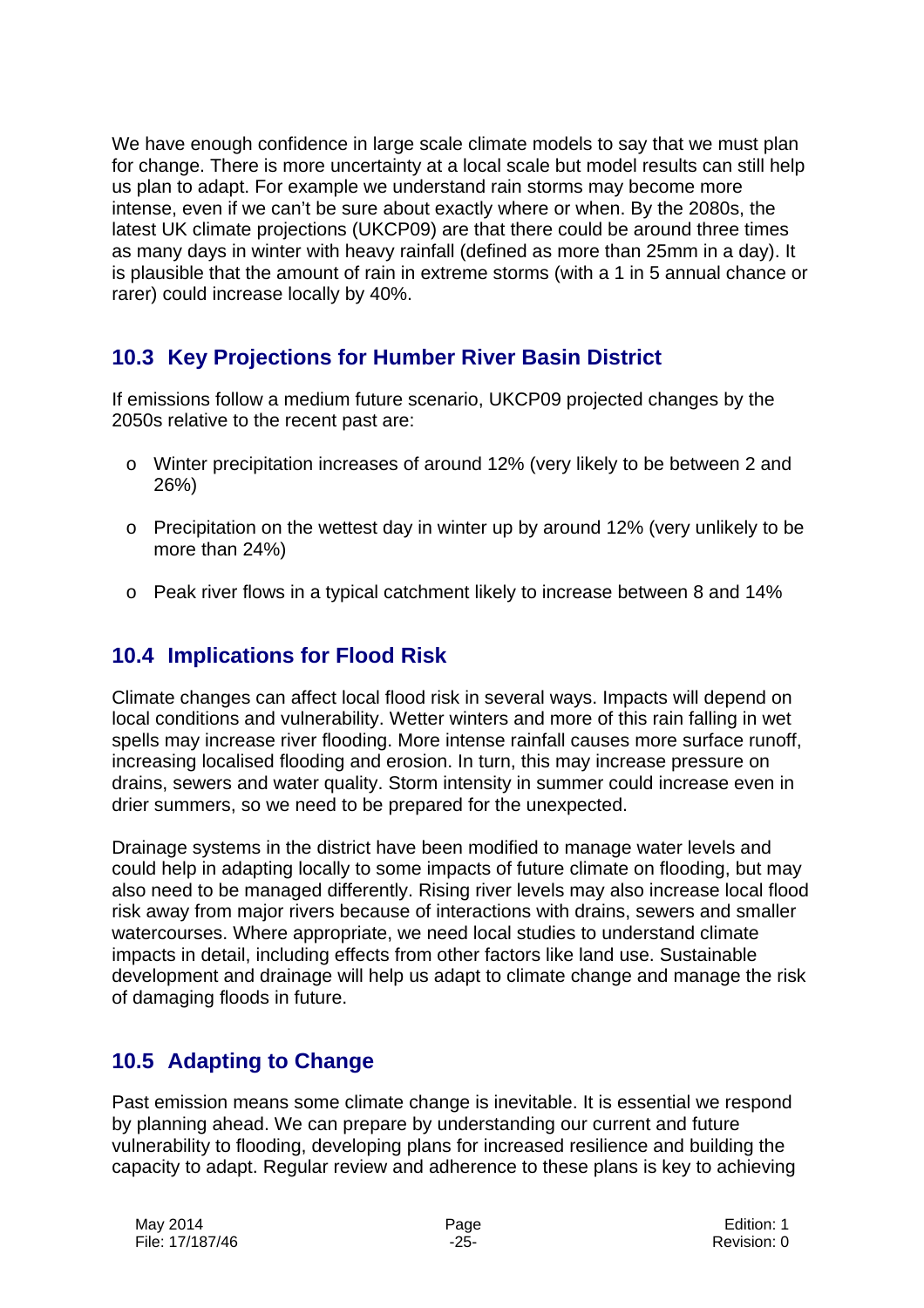We have enough confidence in large scale climate models to say that we must plan for change. There is more uncertainty at a local scale but model results can still help us plan to adapt. For example we understand rain storms may become more intense, even if we can't be sure about exactly where or when. By the 2080s, the latest UK climate projections (UKCP09) are that there could be around three times as many days in winter with heavy rainfall (defined as more than 25mm in a day). It is plausible that the amount of rain in extreme storms (with a 1 in 5 annual chance or rarer) could increase locally by 40%.

## 10.3 Key Projections for Humber River Basin District

If emissions follow a medium future scenario, UKCP09 projected changes by the 2050s relative to the recent past are:

- Winter precipitation increases of around 12% (very likely to be between 2 and 26%)
- Precipitation on the wettest day in winter up by around 12% (very unlikely to be more than 24%)
- Peak river flows in a typical catchment likely to increase between 8 and 14%

## 10.4 Implications for Flood Risk

Climate changes can affect local flood risk in several ways. Impacts will depend on local conditions and vulnerability. Wetter winters and more of this rain falling in wet spells may increase river flooding. More intense rainfall causes more surface runoff, increasing localised flooding and erosion. In turn, this may increase pressure on drains, sewers and water quality. Storm intensity in summer could increase even in drier summers, so we need to be prepared for the unexpected.

Drainage systems in the district have been modified to manage water levels and could help in adapting locally to some impacts of future climate on flooding, but may also need to be managed differently. Rising river levels may also increase local flood risk away from major rivers because of interactions with drains, sewers and smaller watercourses. Where appropriate, we need local studies to understand climate impacts in detail, including effects from other factors like land use. Sustainable development and drainage will help us adapt to climate change and manage the risk of damaging floods in future.

## 10.5 Adapting to Change

Past emission means some climate change is inevitable. It is essential we respond by planning ahead. We can prepare by understanding our current and future vulnerability to flooding, developing plans for increased resilience and building the capacity to adapt. Regular review and adherence to these plans is key to achieving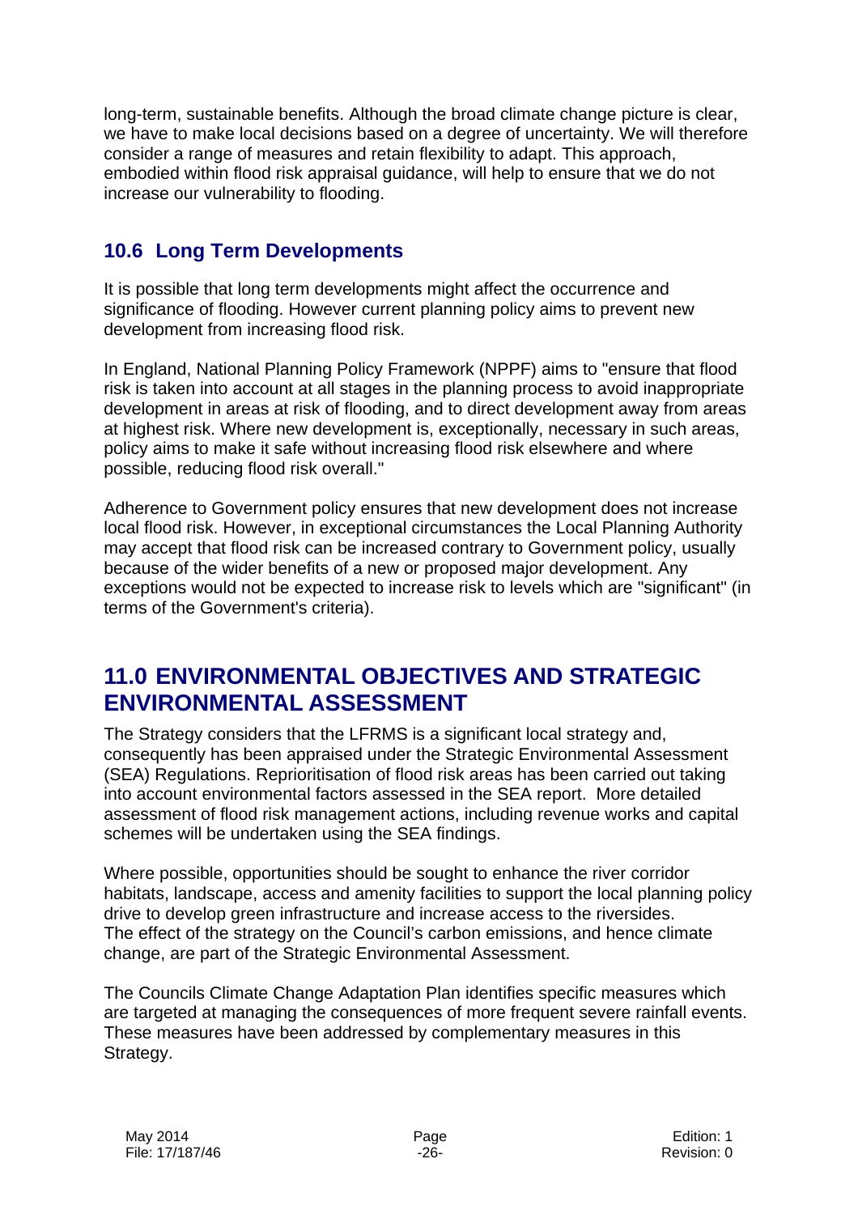long-term, sustainable benefits. Although the broad climate change picture is clear, we have to make local decisions based on a degree of uncertainty. We will therefore consider a range of measures and retain flexibility to adapt. This approach, embodied within flood risk appraisal guidance, will help to ensure that we do not increase our vulnerability to flooding.

## 10.6 Long Term Developments

It is possible that long term developments might affect the occurrence and significance of flooding. However current planning policy aims to prevent new development from increasing flood risk.

In England, National Planning Policy Framework (NPPF) aims to "ensure that flood risk is taken into account at all stages in the planning process to avoid inappropriate development in areas at risk of flooding, and to direct development away from areas at highest risk. Where new development is, exceptionally, necessary in such areas, policy aims to make it safe without increasing flood risk elsewhere and where possible, reducing flood risk overall."

Adherence to Government policy ensures that new development does not increase local flood risk. However, in exceptional circumstances the Local Planning Authority may accept that flood risk can be increased contrary to Government policy, usually because of the wider benefits of a new or proposed major development. Any exceptions would not be expected to increase risk to levels which are "significant" (in terms of the Government's criteria).

# 11.0 ENVIRONMENTAL OBJECTIVES AND STRATEGIC ENVIRONMENTAL ASSESSMENT

The Strategy considers that the LFRMS is a significant local strategy and, consequently has been appraised under the Strategic Environmental Assessment (SEA) Regulations. Reprioritisation of flood risk areas has been carried out taking into account environmental factors assessed in the SEA report. More detailed assessment of flood risk management actions, including revenue works and capital schemes will be undertaken using the SEA findings.

Where possible, opportunities should be sought to enhance the river corridor habitats, landscape, access and amenity facilities to support the local planning policy drive to develop green infrastructure and increase access to the riversides. The effect of the strategy on the Council's carbon emissions, and hence climate change, are part of the Strategic Environmental Assessment.

The Councils Climate Change Adaptation Plan identifies specific measures which are targeted at managing the consequences of more frequent severe rainfall events. These measures have been addressed by complementary measures in this Strategy.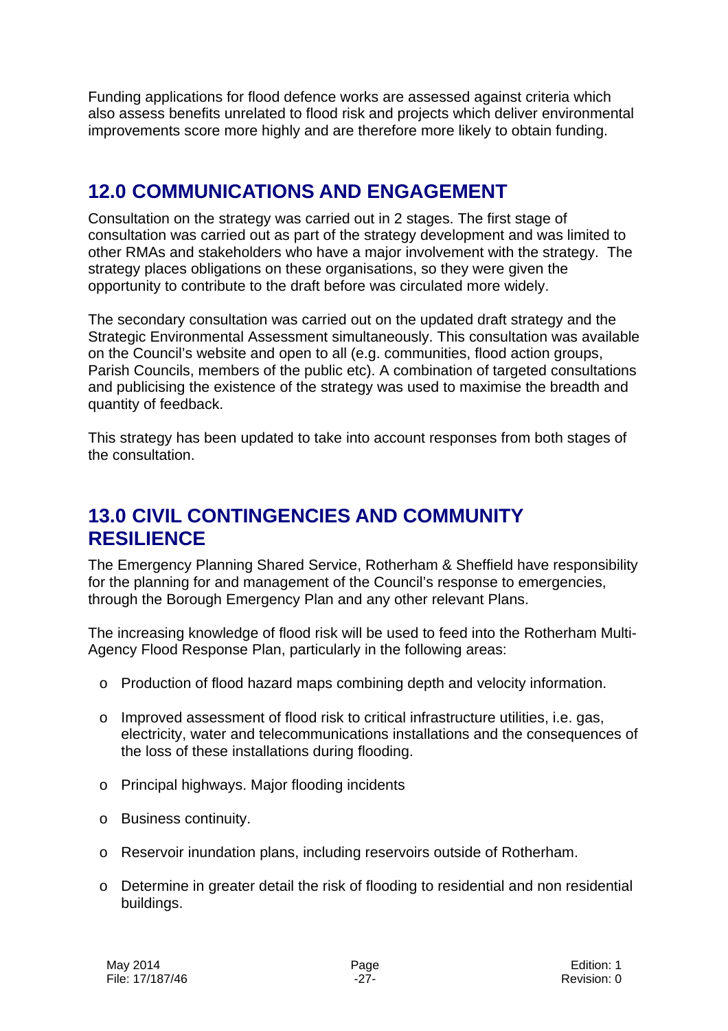Funding applications for flood defence works are assessed against criteria which also assess benefits unrelated to flood risk and projects which deliver environmental improvements score more highly and are therefore more likely to obtain funding.

## 12.0 COMMUNICATIONS AND ENGAGEMENT

Consultation on the strategy was carried out in 2 stages. The first stage of consultation was carried out as part of the strategy development and was limited to other RMAs and stakeholders who have a major involvement with the strategy. The strategy places obligations on these organisations, so they were given the opportunity to contribute to the draft before was circulated more widely.

The secondary consultation was carried out on the updated draft strategy and the Strategic Environmental Assessment simultaneously. This consultation was available on the Council's website and open to all (e.g. communities, flood action groups, Parish Councils, members of the public etc). A combination of targeted consultations and publicising the existence of the strategy was used to maximise the breadth and quantity of feedback.

This strategy has been updated to take into account responses from both stages of the consultation.

## 13.0 CIVIL CONTINGENCIES AND COMMUNITY RESILIENCE

The Emergency Planning Shared Service, Rotherham & Sheffield have responsibility for the planning for and management of the Council's response to emergencies, through the Borough Emergency Plan and any other relevant Plans.

The increasing knowledge of flood risk will be used to feed into the Rotherham Multi-Agency Flood Response Plan, particularly in the following areas:

- Production of flood hazard maps combining depth and velocity information.
- Improved assessment of flood risk to critical infrastructure utilities, i.e. gas, electricity, water and telecommunications installations and the consequences of the loss of these installations during flooding.
- Principal highways. Major flooding incidents
- Business continuity.
- Reservoir inundation plans, including reservoirs outside of Rotherham.
- Determine in greater detail the risk of flooding to residential and non residential buildings.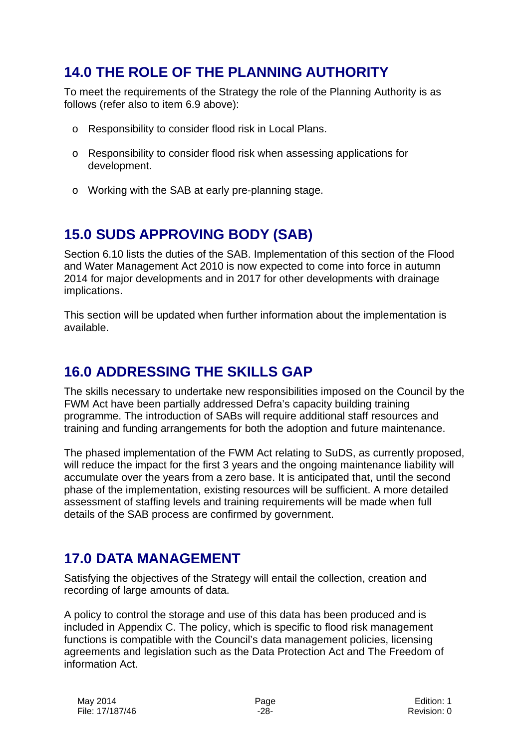## 14.0 THE ROLE OF THE PLANNING AUTHORITY

To meet the requirements of the Strategy the role of the Planning Authority is as follows (refer also to item 6.9 above):

- Responsibility to consider flood risk in Local Plans.
- Responsibility to consider flood risk when assessing applications for development.
- Working with the SAB at early pre-planning stage.

## 15.0 SUDS APPROVING BODY (SAB)

Section 6.10 lists the duties of the SAB. Implementation of this section of the Flood and Water Management Act 2010 is now expected to come into force in autumn 2014 for major developments and in 2017 for other developments with drainage implications.

This section will be updated when further information about the implementation is available.

## 16.0 ADDRESSING THE SKILLS GAP

The skills necessary to undertake new responsibilities imposed on the Council by the FWM Act have been partially addressed Defra's capacity building training programme. The introduction of SABs will require additional staff resources and training and funding arrangements for both the adoption and future maintenance.

The phased implementation of the FWM Act relating to SuDS, as currently proposed, will reduce the impact for the first 3 years and the ongoing maintenance liability will accumulate over the years from a zero base. It is anticipated that, until the second phase of the implementation, existing resources will be sufficient. A more detailed assessment of staffing levels and training requirements will be made when full details of the SAB process are confirmed by government.

## 17.0 DATA MANAGEMENT

Satisfying the objectives of the Strategy will entail the collection, creation and recording of large amounts of data.

A policy to control the storage and use of this data has been produced and is included in Appendix C. The policy, which is specific to flood risk management functions is compatible with the Council's data management policies, licensing agreements and legislation such as the Data Protection Act and The Freedom of information Act.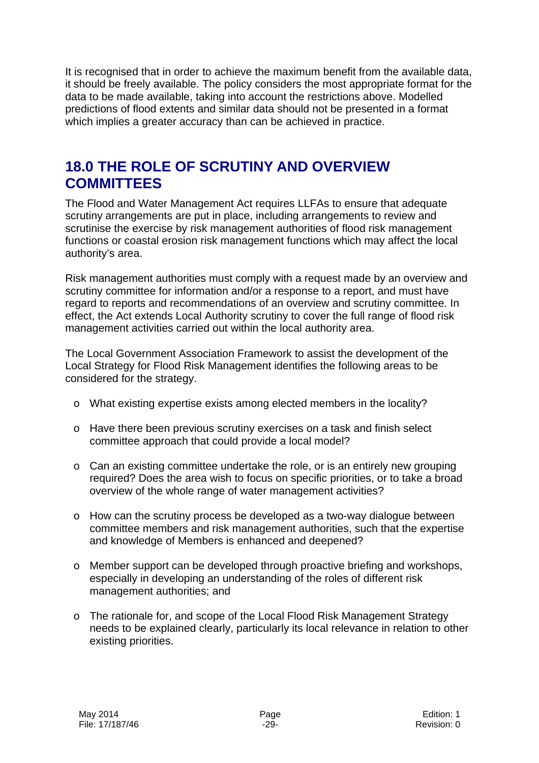It is recognised that in order to achieve the maximum benefit from the available data, it should be freely available. The policy considers the most appropriate format for the data to be made available, taking into account the restrictions above. Modelled predictions of flood extents and similar data should not be presented in a format which implies a greater accuracy than can be achieved in practice.

## 18.0 THE ROLE OF SCRUTINY AND OVERVIEW COMMITTEES

The Flood and Water Management Act requires LLFAs to ensure that adequate scrutiny arrangements are put in place, including arrangements to review and scrutinise the exercise by risk management authorities of flood risk management functions or coastal erosion risk management functions which may affect the local authority's area.

Risk management authorities must comply with a request made by an overview and scrutiny committee for information and/or a response to a report, and must have regard to reports and recommendations of an overview and scrutiny committee. In effect, the Act extends Local Authority scrutiny to cover the full range of flood risk management activities carried out within the local authority area.

The Local Government Association Framework to assist the development of the Local Strategy for Flood Risk Management identifies the following areas to be considered for the strategy.

- What existing expertise exists among elected members in the locality?
- Have there been previous scrutiny exercises on a task and finish select committee approach that could provide a local model?
- Can an existing committee undertake the role, or is an entirely new grouping required? Does the area wish to focus on specific priorities, or to take a broad overview of the whole range of water management activities?
- How can the scrutiny process be developed as a two-way dialogue between committee members and risk management authorities, such that the expertise and knowledge of Members is enhanced and deepened?
- Member support can be developed through proactive briefing and workshops, especially in developing an understanding of the roles of different risk management authorities; and
- The rationale for, and scope of the Local Flood Risk Management Strategy needs to be explained clearly, particularly its local relevance in relation to other existing priorities.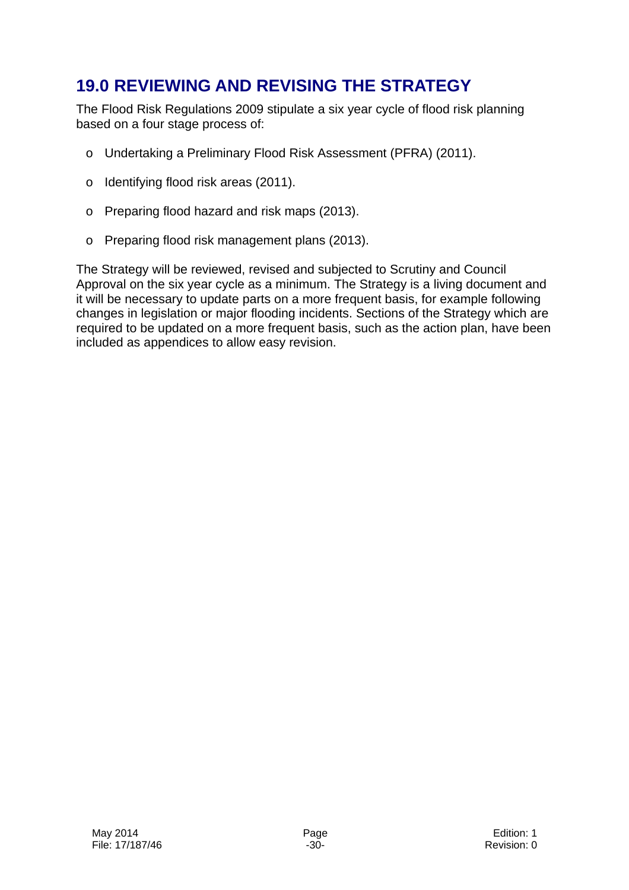## 19.0 REVIEWING AND REVISING THE STRATEGY

The Flood Risk Regulations 2009 stipulate a six year cycle of flood risk planning based on a four stage process of:

- Undertaking a Preliminary Flood Risk Assessment (PFRA) (2011).
- Identifying flood risk areas (2011).
- Preparing flood hazard and risk maps (2013).
- Preparing flood risk management plans (2013).

The Strategy will be reviewed, revised and subjected to Scrutiny and Council Approval on the six year cycle as a minimum. The Strategy is a living document and it will be necessary to update parts on a more frequent basis, for example following changes in legislation or major flooding incidents. Sections of the Strategy which are required to be updated on a more frequent basis, such as the action plan, have been included as appendices to allow easy revision.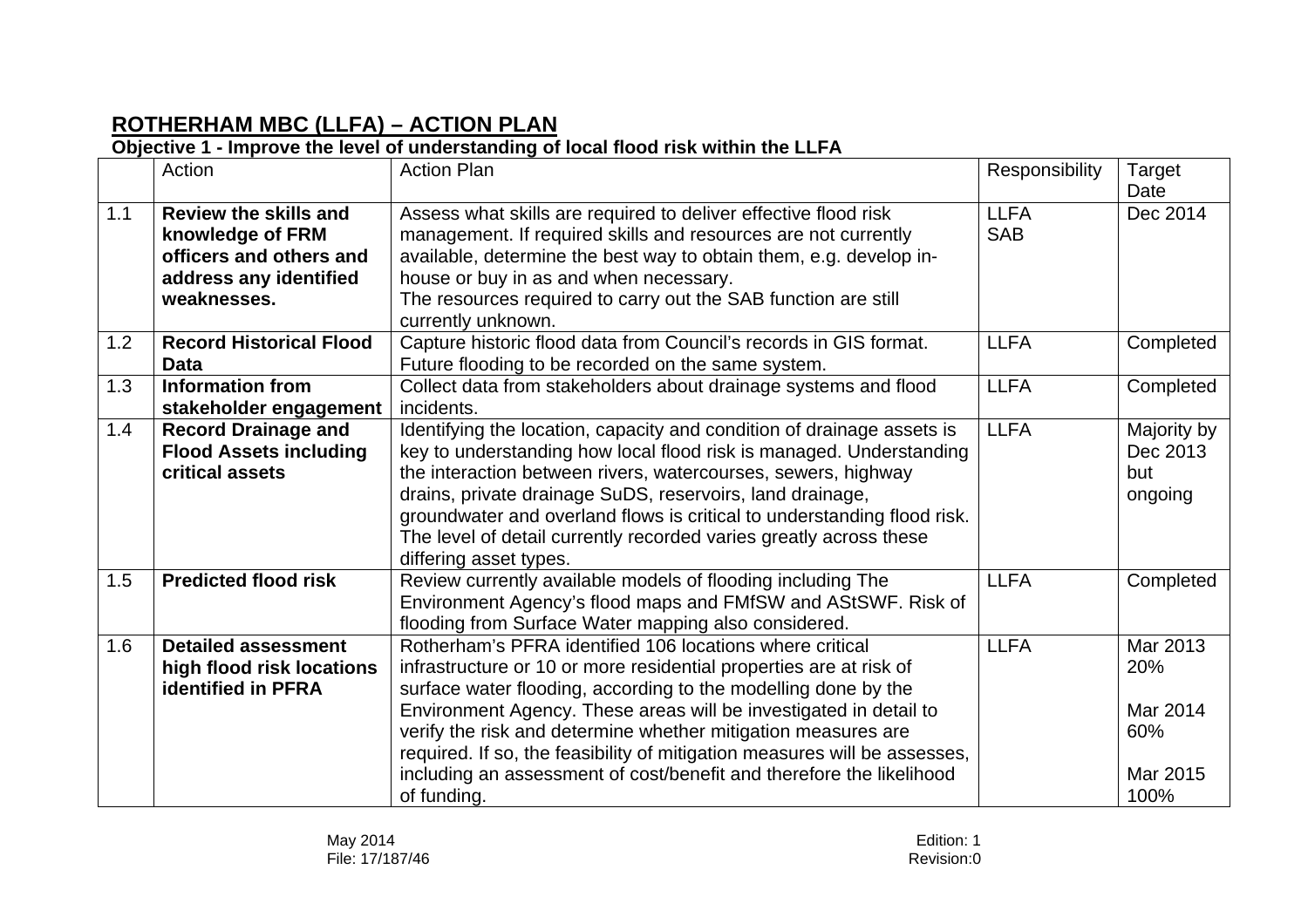## ROTHERHAM MBC (LLFA) – ACTION PLAN

**Objective 1 - Improve the level of understanding of local flood risk within the LLFA**

| | Action | Action Plan | Responsibility | Target Date |
|---|---|---|---|---|
| 1.1 | **Review the skills and knowledge of FRM officers and others and address any identified weaknesses.** | Assess what skills are required to deliver effective flood risk management. If required skills and resources are not currently available, determine the best way to obtain them, e.g. develop in-house or buy in as and when necessary.<br>The resources required to carry out the SAB function are still currently unknown. | LLFA<br>SAB | Dec 2014 |
| 1.2 | **Record Historical Flood Data** | Capture historic flood data from Council's records in GIS format. Future flooding to be recorded on the same system. | LLFA | Completed |
| 1.3 | **Information from stakeholder engagement** | Collect data from stakeholders about drainage systems and flood incidents. | LLFA | Completed |
| 1.4 | **Record Drainage and Flood Assets including critical assets** | Identifying the location, capacity and condition of drainage assets is key to understanding how local flood risk is managed. Understanding the interaction between rivers, watercourses, sewers, highway drains, private drainage SuDS, reservoirs, land drainage, groundwater and overland flows is critical to understanding flood risk. The level of detail currently recorded varies greatly across these differing asset types. | LLFA | Majority by Dec 2013 but ongoing |
| 1.5 | **Predicted flood risk** | Review currently available models of flooding including The Environment Agency's flood maps and FMfSW and AStSWF. Risk of flooding from Surface Water mapping also considered. | LLFA | Completed |
| 1.6 | **Detailed assessment high flood risk locations identified in PFRA** | Rotherham's PFRA identified 106 locations where critical infrastructure or 10 or more residential properties are at risk of surface water flooding, according to the modelling done by the Environment Agency. These areas will be investigated in detail to verify the risk and determine whether mitigation measures are required. If so, the feasibility of mitigation measures will be assesses, including an assessment of cost/benefit and therefore the likelihood of funding. | LLFA | Mar 2013 20%<br><br>Mar 2014 60%<br><br>Mar 2015 100% |

May 2014
File: 17/187/46

Edition: 1
Revision:0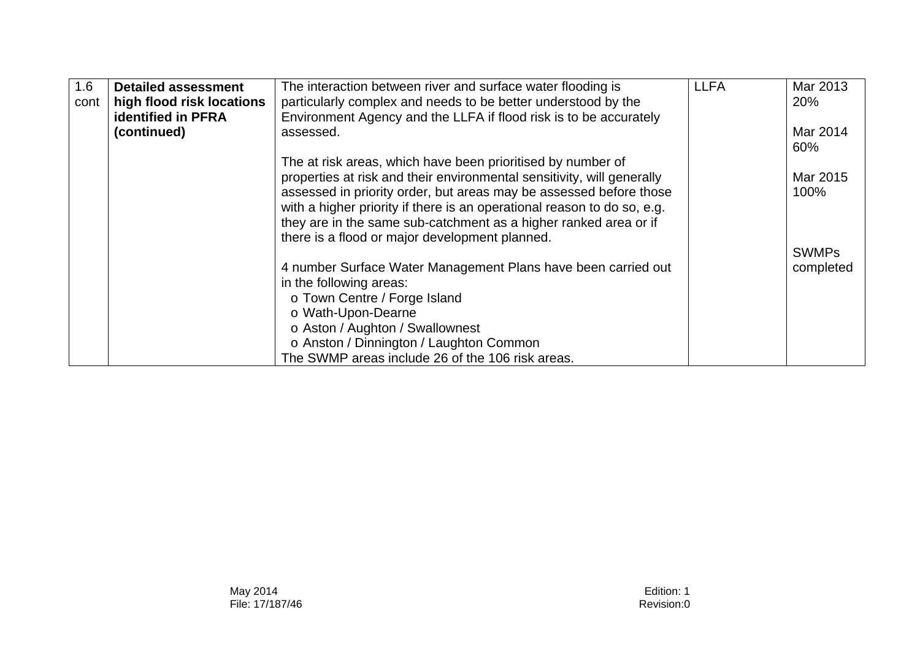| 1.6 cont | **Detailed assessment high flood risk locations identified in PFRA (continued)** | The interaction between river and surface water flooding is particularly complex and needs to be better understood by the Environment Agency and the LLFA if flood risk is to be accurately assessed.<br><br>The at risk areas, which have been prioritised by number of properties at risk and their environmental sensitivity, will generally assessed in priority order, but areas may be assessed before those with a higher priority if there is an operational reason to do so, e.g. they are in the same sub-catchment as a higher ranked area or if there is a flood or major development planned.<br><br>4 number Surface Water Management Plans have been carried out in the following areas:<br>o Town Centre / Forge Island<br>o Wath-Upon-Dearne<br>o Aston / Aughton / Swallownest<br>o Anston / Dinnington / Laughton Common<br>The SWMP areas include 26 of the 106 risk areas. | LLFA | Mar 2013 20%<br><br>Mar 2014 60%<br><br>Mar 2015 100%<br><br>SWMPs completed |
|---|---|---|---|---|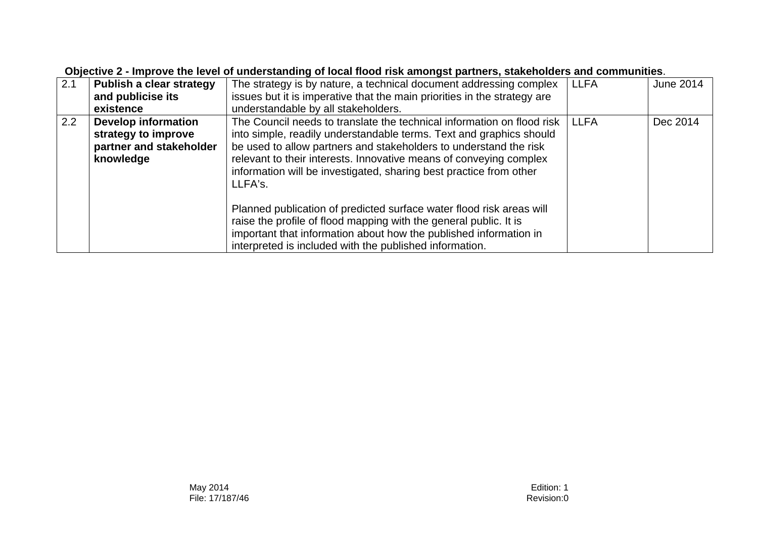**Objective 2 - Improve the level of understanding of local flood risk amongst partners, stakeholders and communities**.

| | | | | |
|---|---|---|---|---|
| 2.1 | **Publish a clear strategy and publicise its existence** | The strategy is by nature, a technical document addressing complex issues but it is imperative that the main priorities in the strategy are understandable by all stakeholders. | LLFA | June 2014 |
| 2.2 | **Develop information strategy to improve partner and stakeholder knowledge** | The Council needs to translate the technical information on flood risk into simple, readily understandable terms. Text and graphics should be used to allow partners and stakeholders to understand the risk relevant to their interests. Innovative means of conveying complex information will be investigated, sharing best practice from other LLFA's.<br><br>Planned publication of predicted surface water flood risk areas will raise the profile of flood mapping with the general public. It is important that information about how the published information in interpreted is included with the published information. | LLFA | Dec 2014 |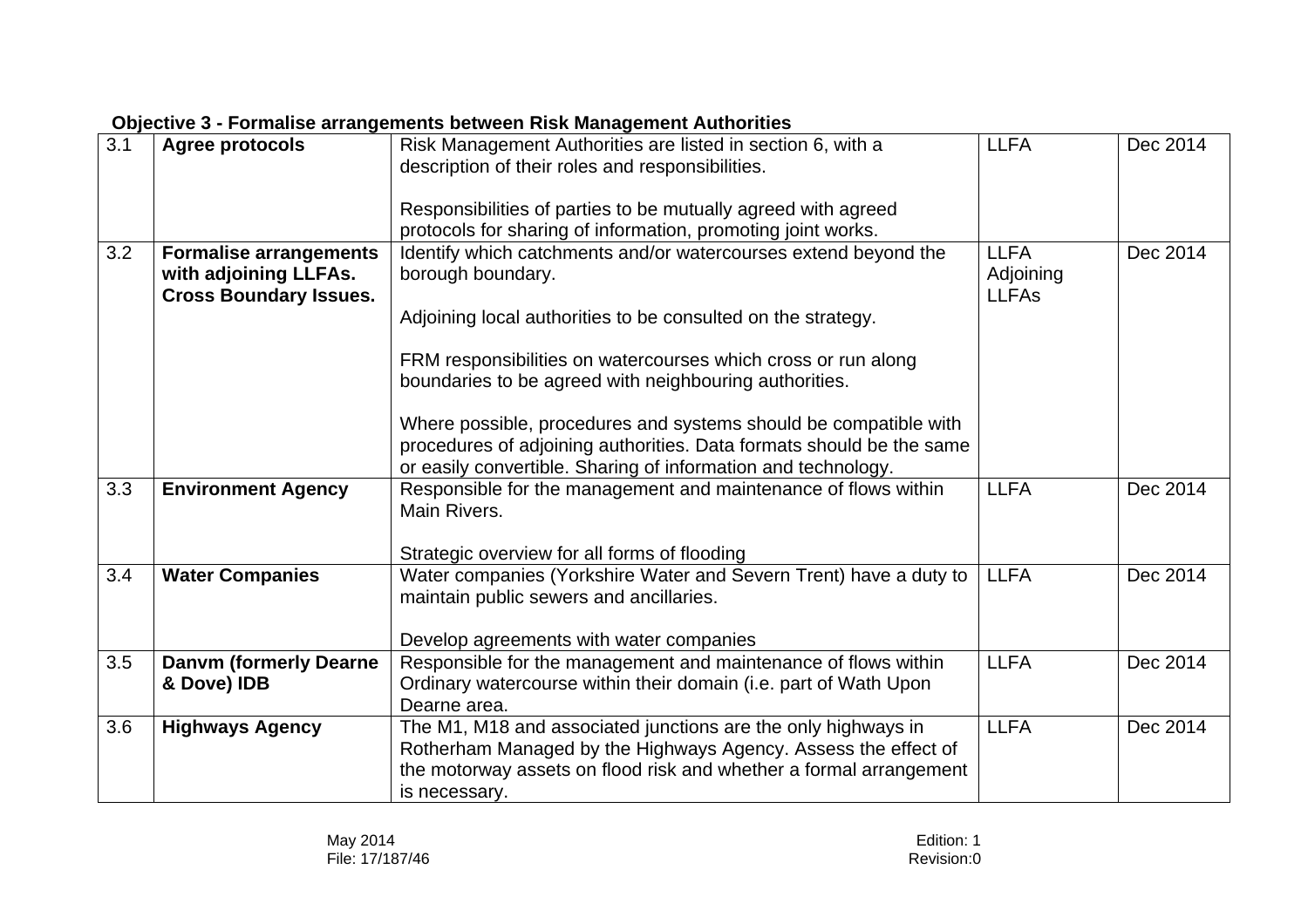**Objective 3 - Formalise arrangements between Risk Management Authorities**

| | | | | |
|---|---|---|---|---|
| 3.1 | **Agree protocols** | Risk Management Authorities are listed in section 6, with a description of their roles and responsibilities.<br><br>Responsibilities of parties to be mutually agreed with agreed protocols for sharing of information, promoting joint works. | LLFA | Dec 2014 |
| 3.2 | **Formalise arrangements with adjoining LLFAs. Cross Boundary Issues.** | Identify which catchments and/or watercourses extend beyond the borough boundary.<br><br>Adjoining local authorities to be consulted on the strategy.<br><br>FRM responsibilities on watercourses which cross or run along boundaries to be agreed with neighbouring authorities.<br><br>Where possible, procedures and systems should be compatible with procedures of adjoining authorities. Data formats should be the same or easily convertible. Sharing of information and technology. | LLFA Adjoining LLFAs | Dec 2014 |
| 3.3 | **Environment Agency** | Responsible for the management and maintenance of flows within Main Rivers.<br><br>Strategic overview for all forms of flooding | LLFA | Dec 2014 |
| 3.4 | **Water Companies** | Water companies (Yorkshire Water and Severn Trent) have a duty to maintain public sewers and ancillaries.<br><br>Develop agreements with water companies | LLFA | Dec 2014 |
| 3.5 | **Danvm (formerly Dearne & Dove) IDB** | Responsible for the management and maintenance of flows within Ordinary watercourse within their domain (i.e. part of Wath Upon Dearne area. | LLFA | Dec 2014 |
| 3.6 | **Highways Agency** | The M1, M18 and associated junctions are the only highways in Rotherham Managed by the Highways Agency. Assess the effect of the motorway assets on flood risk and whether a formal arrangement is necessary. | LLFA | Dec 2014 |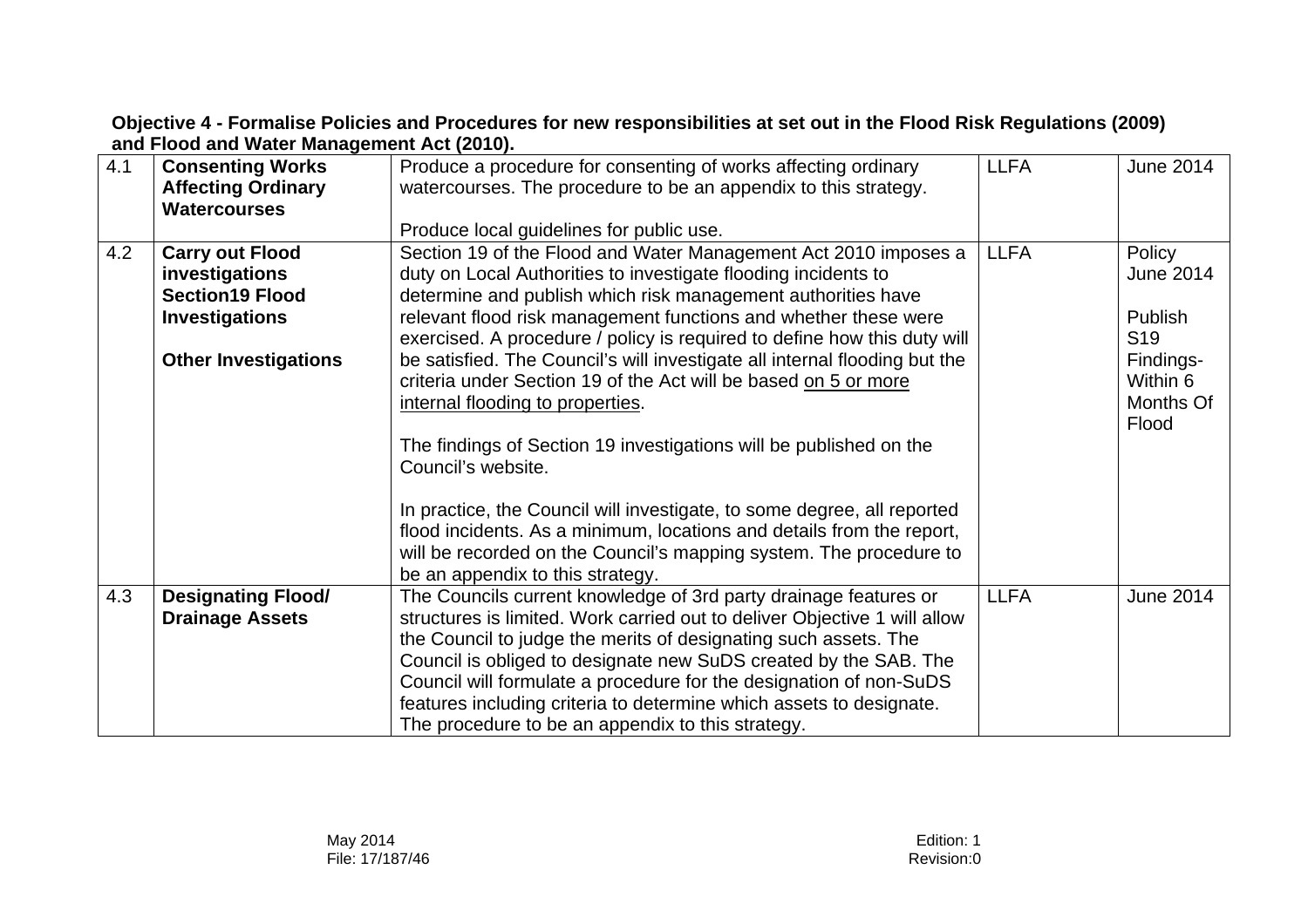**Objective 4 - Formalise Policies and Procedures for new responsibilities at set out in the Flood Risk Regulations (2009) and Flood and Water Management Act (2010).**

| | | | | |
|---|---|---|---|---|
| 4.1 | **Consenting Works Affecting Ordinary Watercourses** | Produce a procedure for consenting of works affecting ordinary watercourses. The procedure to be an appendix to this strategy.<br><br>Produce local guidelines for public use. | LLFA | June 2014 |
| 4.2 | **Carry out Flood investigations Section19 Flood Investigations**<br><br>**Other Investigations** | Section 19 of the Flood and Water Management Act 2010 imposes a duty on Local Authorities to investigate flooding incidents to determine and publish which risk management authorities have relevant flood risk management functions and whether these were exercised. A procedure / policy is required to define how this duty will be satisfied. The Council's will investigate all internal flooding but the criteria under Section 19 of the Act will be based <u>on 5 or more internal flooding to properties</u>.<br><br>The findings of Section 19 investigations will be published on the Council's website.<br><br>In practice, the Council will investigate, to some degree, all reported flood incidents. As a minimum, locations and details from the report, will be recorded on the Council's mapping system. The procedure to be an appendix to this strategy. | LLFA | Policy June 2014<br><br>Publish S19 Findings- Within 6 Months Of Flood |
| 4.3 | **Designating Flood/ Drainage Assets** | The Councils current knowledge of 3rd party drainage features or structures is limited. Work carried out to deliver Objective 1 will allow the Council to judge the merits of designating such assets. The Council is obliged to designate new SuDS created by the SAB. The Council will formulate a procedure for the designation of non-SuDS features including criteria to determine which assets to designate. The procedure to be an appendix to this strategy. | LLFA | June 2014 |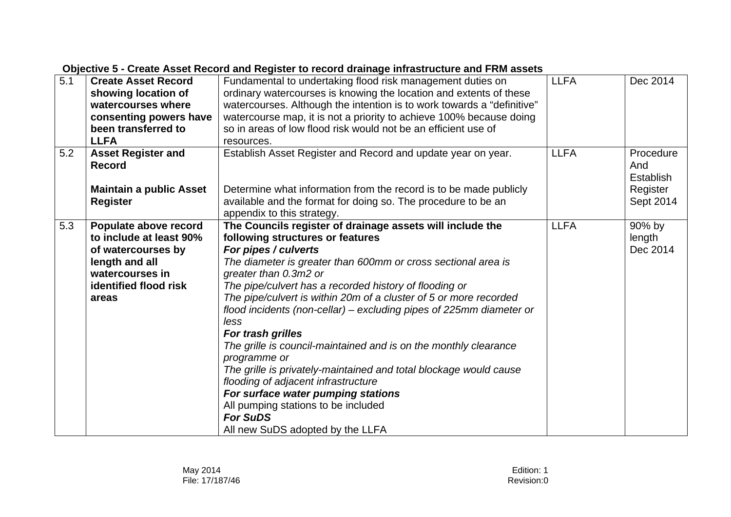**Objective 5 - Create Asset Record and Register to record drainage infrastructure and FRM assets**

| | | | | |
|---|---|---|---|---|
| 5.1 | **Create Asset Record showing location of watercourses where consenting powers have been transferred to LLFA** | Fundamental to undertaking flood risk management duties on ordinary watercourses is knowing the location and extents of these watercourses. Although the intention is to work towards a "definitive" watercourse map, it is not a priority to achieve 100% because doing so in areas of low flood risk would not be an efficient use of resources. | LLFA | Dec 2014 |
| 5.2 | **Asset Register and Record**<br><br>**Maintain a public Asset Register** | Establish Asset Register and Record and update year on year.<br><br>Determine what information from the record is to be made publicly available and the format for doing so. The procedure to be an appendix to this strategy. | LLFA | Procedure And Establish Register Sept 2014 |
| 5.3 | **Populate above record to include at least 90% of watercourses by length and all watercourses in identified flood risk areas** | **The Councils register of drainage assets will include the following structures or features**<br>***For pipes / culverts***<br>*The diameter is greater than 600mm or cross sectional area is greater than 0.3m2 or*<br>*The pipe/culvert has a recorded history of flooding or*<br>*The pipe/culvert is within 20m of a cluster of 5 or more recorded flood incidents (non-cellar) – excluding pipes of 225mm diameter or less*<br>***For trash grilles***<br>*The grille is council-maintained and is on the monthly clearance programme or*<br>*The grille is privately-maintained and total blockage would cause flooding of adjacent infrastructure*<br>***For surface water pumping stations***<br>All pumping stations to be included<br>***For SuDS***<br>All new SuDS adopted by the LLFA | LLFA | 90% by length Dec 2014 |

May 2014
File: 17/187/46

Edition: 1
Revision:0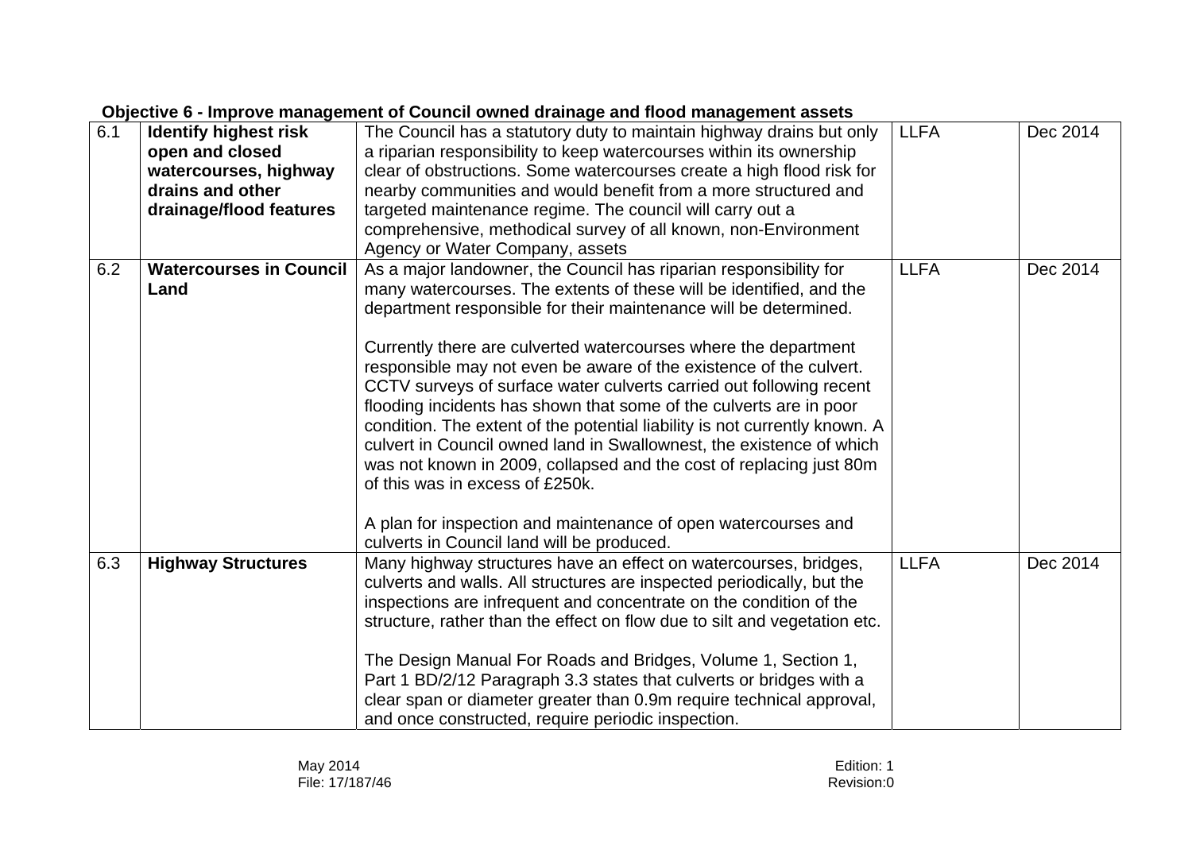**Objective 6 - Improve management of Council owned drainage and flood management assets**

| | | | | |
|---|---|---|---|---|
| 6.1 | **Identify highest risk open and closed watercourses, highway drains and other drainage/flood features** | The Council has a statutory duty to maintain highway drains but only a riparian responsibility to keep watercourses within its ownership clear of obstructions. Some watercourses create a high flood risk for nearby communities and would benefit from a more structured and targeted maintenance regime. The council will carry out a comprehensive, methodical survey of all known, non-Environment Agency or Water Company, assets | LLFA | Dec 2014 |
| 6.2 | **Watercourses in Council Land** | As a major landowner, the Council has riparian responsibility for many watercourses. The extents of these will be identified, and the department responsible for their maintenance will be determined.<br><br>Currently there are culverted watercourses where the department responsible may not even be aware of the existence of the culvert. CCTV surveys of surface water culverts carried out following recent flooding incidents has shown that some of the culverts are in poor condition. The extent of the potential liability is not currently known. A culvert in Council owned land in Swallownest, the existence of which was not known in 2009, collapsed and the cost of replacing just 80m of this was in excess of £250k.<br><br>A plan for inspection and maintenance of open watercourses and culverts in Council land will be produced. | LLFA | Dec 2014 |
| 6.3 | **Highway Structures** | Many highway structures have an effect on watercourses, bridges, culverts and walls. All structures are inspected periodically, but the inspections are infrequent and concentrate on the condition of the structure, rather than the effect on flow due to silt and vegetation etc.<br><br>The Design Manual For Roads and Bridges, Volume 1, Section 1, Part 1 BD/2/12 Paragraph 3.3 states that culverts or bridges with a clear span or diameter greater than 0.9m require technical approval, and once constructed, require periodic inspection. | LLFA | Dec 2014 |

May 2014
File: 17/187/46

Edition: 1
Revision:0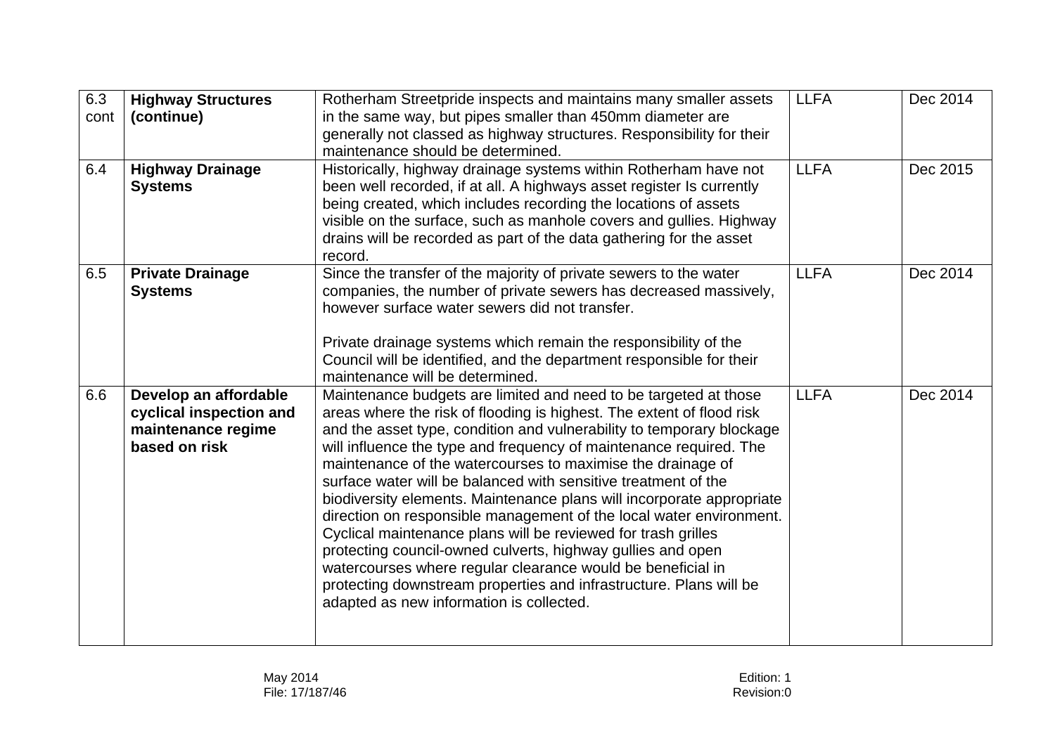| 6.3 cont | **Highway Structures (continue)** | Rotherham Streetpride inspects and maintains many smaller assets in the same way, but pipes smaller than 450mm diameter are generally not classed as highway structures. Responsibility for their maintenance should be determined. | LLFA | Dec 2014 |
|---|---|---|---|---|
| 6.4 | **Highway Drainage Systems** | Historically, highway drainage systems within Rotherham have not been well recorded, if at all. A highways asset register Is currently being created, which includes recording the locations of assets visible on the surface, such as manhole covers and gullies. Highway drains will be recorded as part of the data gathering for the asset record. | LLFA | Dec 2015 |
| 6.5 | **Private Drainage Systems** | Since the transfer of the majority of private sewers to the water companies, the number of private sewers has decreased massively, however surface water sewers did not transfer.<br><br>Private drainage systems which remain the responsibility of the Council will be identified, and the department responsible for their maintenance will be determined. | LLFA | Dec 2014 |
| 6.6 | **Develop an affordable cyclical inspection and maintenance regime based on risk** | Maintenance budgets are limited and need to be targeted at those areas where the risk of flooding is highest. The extent of flood risk and the asset type, condition and vulnerability to temporary blockage will influence the type and frequency of maintenance required. The maintenance of the watercourses to maximise the drainage of surface water will be balanced with sensitive treatment of the biodiversity elements. Maintenance plans will incorporate appropriate direction on responsible management of the local water environment. Cyclical maintenance plans will be reviewed for trash grilles protecting council-owned culverts, highway gullies and open watercourses where regular clearance would be beneficial in protecting downstream properties and infrastructure. Plans will be adapted as new information is collected. | LLFA | Dec 2014 |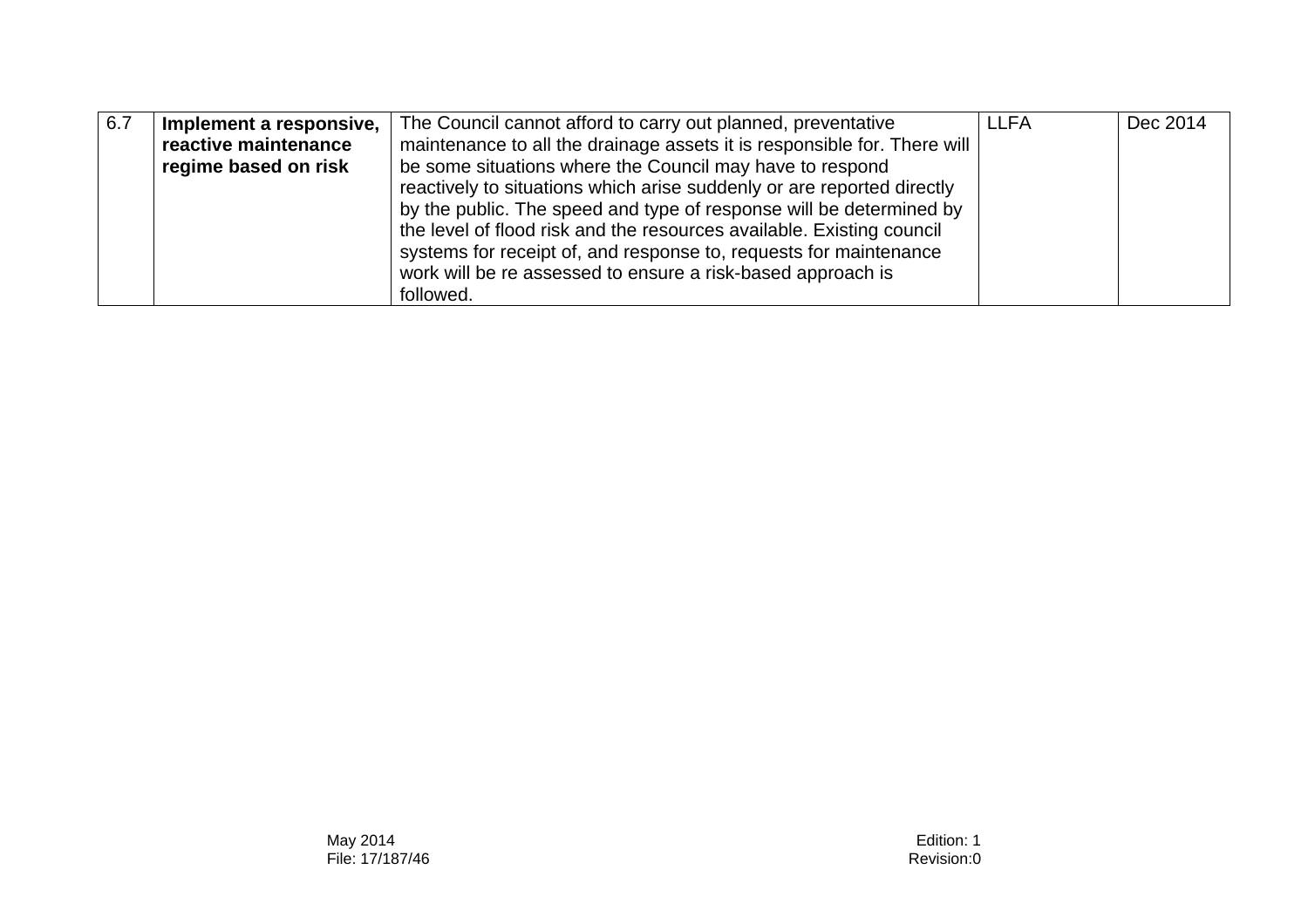| | | | | |
|---|---|---|---|---|
| 6.7 | **Implement a responsive, reactive maintenance regime based on risk** | The Council cannot afford to carry out planned, preventative maintenance to all the drainage assets it is responsible for. There will be some situations where the Council may have to respond reactively to situations which arise suddenly or are reported directly by the public. The speed and type of response will be determined by the level of flood risk and the resources available. Existing council systems for receipt of, and response to, requests for maintenance work will be re assessed to ensure a risk-based approach is followed. | LLFA | Dec 2014 |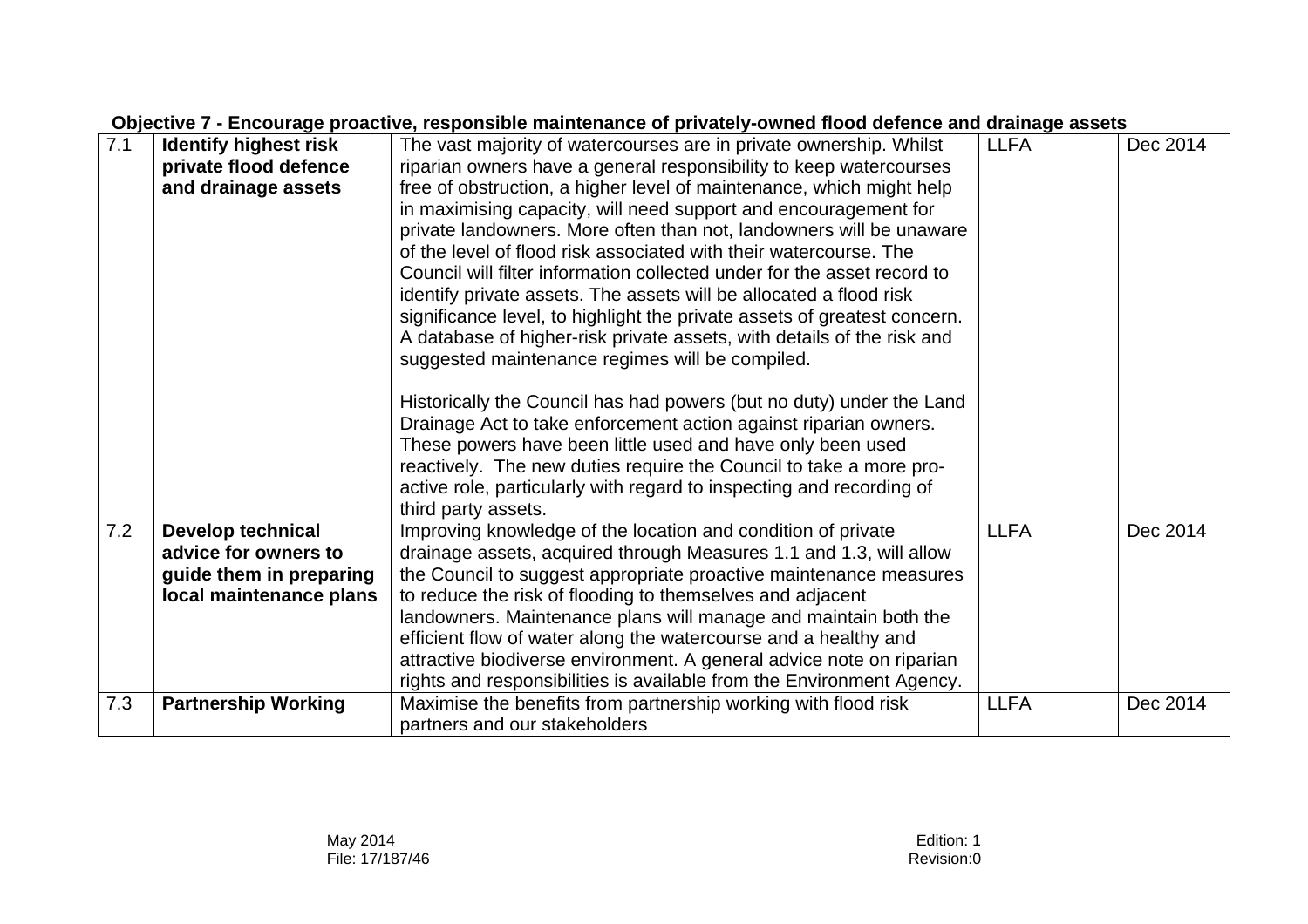**Objective 7 - Encourage proactive, responsible maintenance of privately-owned flood defence and drainage assets**

| | | | | |
|---|---|---|---|---|
| 7.1 | **Identify highest risk private flood defence and drainage assets** | The vast majority of watercourses are in private ownership. Whilst riparian owners have a general responsibility to keep watercourses free of obstruction, a higher level of maintenance, which might help in maximising capacity, will need support and encouragement for private landowners. More often than not, landowners will be unaware of the level of flood risk associated with their watercourse. The Council will filter information collected under for the asset record to identify private assets. The assets will be allocated a flood risk significance level, to highlight the private assets of greatest concern. A database of higher-risk private assets, with details of the risk and suggested maintenance regimes will be compiled.<br><br>Historically the Council has had powers (but no duty) under the Land Drainage Act to take enforcement action against riparian owners. These powers have been little used and have only been used reactively. The new duties require the Council to take a more pro-active role, particularly with regard to inspecting and recording of third party assets. | LLFA | Dec 2014 |
| 7.2 | **Develop technical advice for owners to guide them in preparing local maintenance plans** | Improving knowledge of the location and condition of private drainage assets, acquired through Measures 1.1 and 1.3, will allow the Council to suggest appropriate proactive maintenance measures to reduce the risk of flooding to themselves and adjacent landowners. Maintenance plans will manage and maintain both the efficient flow of water along the watercourse and a healthy and attractive biodiverse environment. A general advice note on riparian rights and responsibilities is available from the Environment Agency. | LLFA | Dec 2014 |
| 7.3 | **Partnership Working** | Maximise the benefits from partnership working with flood risk partners and our stakeholders | LLFA | Dec 2014 |

May 2014
File: 17/187/46

Edition: 1
Revision:0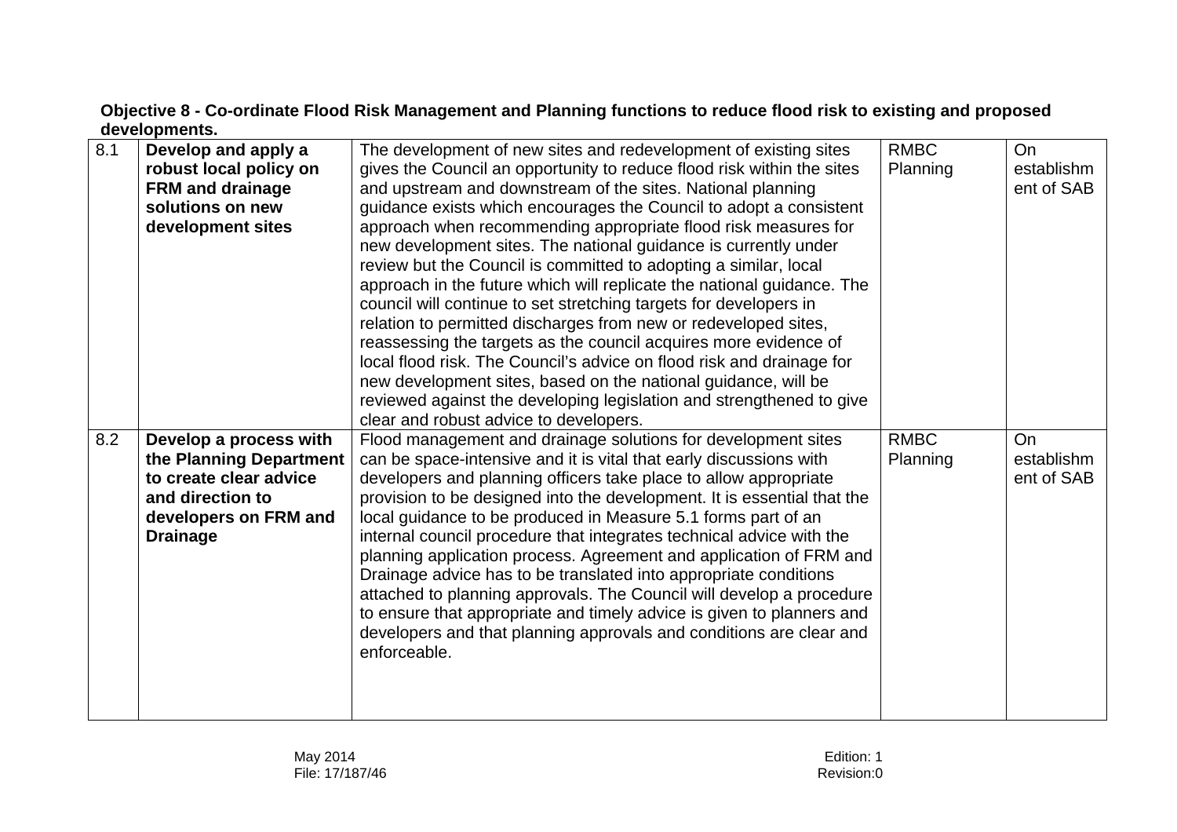**Objective 8 - Co-ordinate Flood Risk Management and Planning functions to reduce flood risk to existing and proposed developments.**

| | | | | |
|---|---|---|---|---|
| 8.1 | **Develop and apply a robust local policy on FRM and drainage solutions on new development sites** | The development of new sites and redevelopment of existing sites gives the Council an opportunity to reduce flood risk within the sites and upstream and downstream of the sites. National planning guidance exists which encourages the Council to adopt a consistent approach when recommending appropriate flood risk measures for new development sites. The national guidance is currently under review but the Council is committed to adopting a similar, local approach in the future which will replicate the national guidance. The council will continue to set stretching targets for developers in relation to permitted discharges from new or redeveloped sites, reassessing the targets as the council acquires more evidence of local flood risk. The Council's advice on flood risk and drainage for new development sites, based on the national guidance, will be reviewed against the developing legislation and strengthened to give clear and robust advice to developers. | RMBC Planning | On establishment of SAB |
| 8.2 | **Develop a process with the Planning Department to create clear advice and direction to developers on FRM and Drainage** | Flood management and drainage solutions for development sites can be space-intensive and it is vital that early discussions with developers and planning officers take place to allow appropriate provision to be designed into the development. It is essential that the local guidance to be produced in Measure 5.1 forms part of an internal council procedure that integrates technical advice with the planning application process. Agreement and application of FRM and Drainage advice has to be translated into appropriate conditions attached to planning approvals. The Council will develop a procedure to ensure that appropriate and timely advice is given to planners and developers and that planning approvals and conditions are clear and enforceable. | RMBC Planning | On establishment of SAB |

May 2014
File: 17/187/46

Edition: 1
Revision:0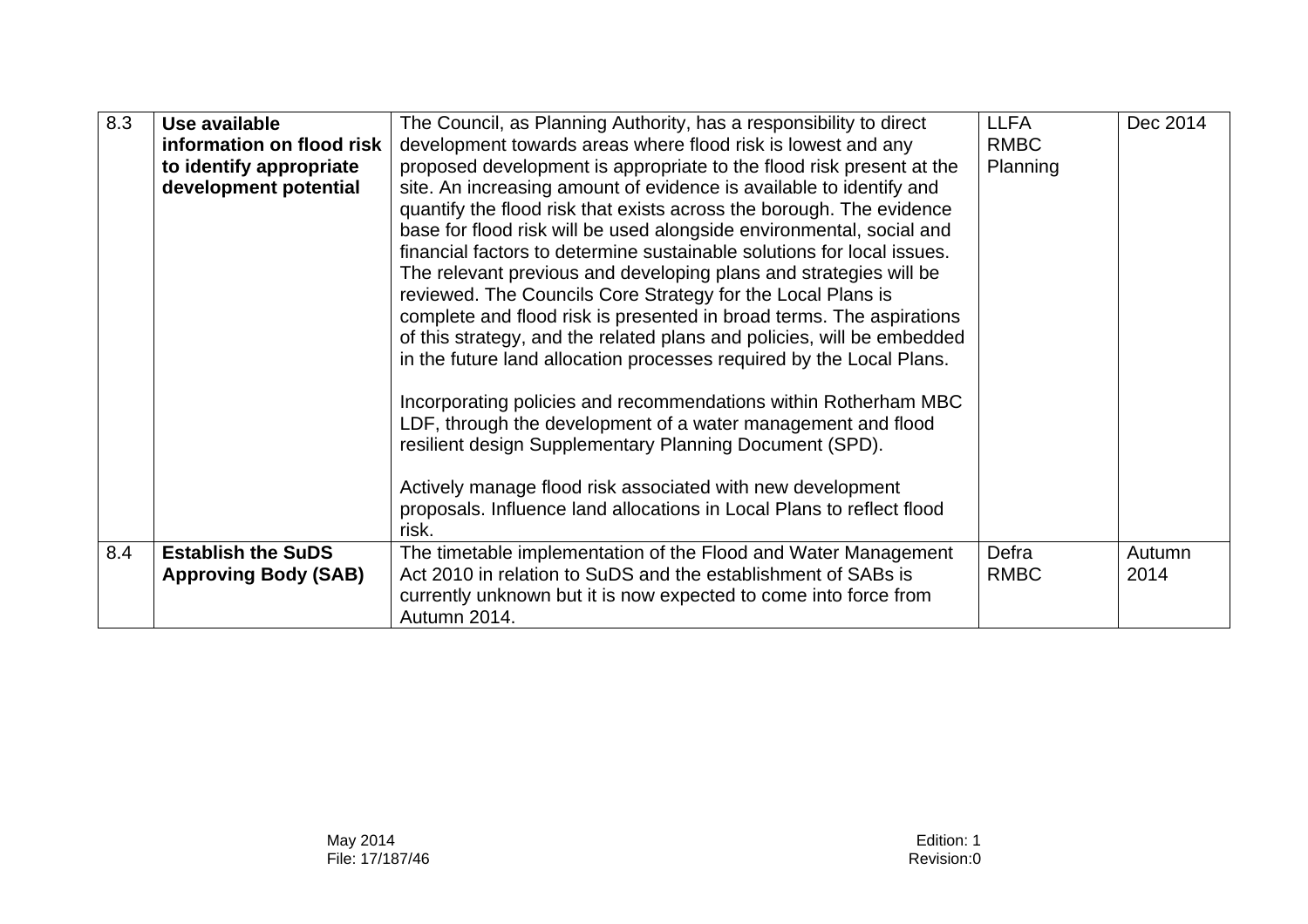| | | | | |
|---|---|---|---|---|
| 8.3 | **Use available information on flood risk to identify appropriate development potential** | The Council, as Planning Authority, has a responsibility to direct development towards areas where flood risk is lowest and any proposed development is appropriate to the flood risk present at the site. An increasing amount of evidence is available to identify and quantify the flood risk that exists across the borough. The evidence base for flood risk will be used alongside environmental, social and financial factors to determine sustainable solutions for local issues. The relevant previous and developing plans and strategies will be reviewed. The Councils Core Strategy for the Local Plans is complete and flood risk is presented in broad terms. The aspirations of this strategy, and the related plans and policies, will be embedded in the future land allocation processes required by the Local Plans.<br><br>Incorporating policies and recommendations within Rotherham MBC LDF, through the development of a water management and flood resilient design Supplementary Planning Document (SPD).<br><br>Actively manage flood risk associated with new development proposals. Influence land allocations in Local Plans to reflect flood risk. | LLFA<br>RMBC<br>Planning | Dec 2014 |
| 8.4 | **Establish the SuDS Approving Body (SAB)** | The timetable implementation of the Flood and Water Management Act 2010 in relation to SuDS and the establishment of SABs is currently unknown but it is now expected to come into force from Autumn 2014. | Defra<br>RMBC | Autumn 2014 |

May 2014
File: 17/187/46

Edition: 1
Revision:0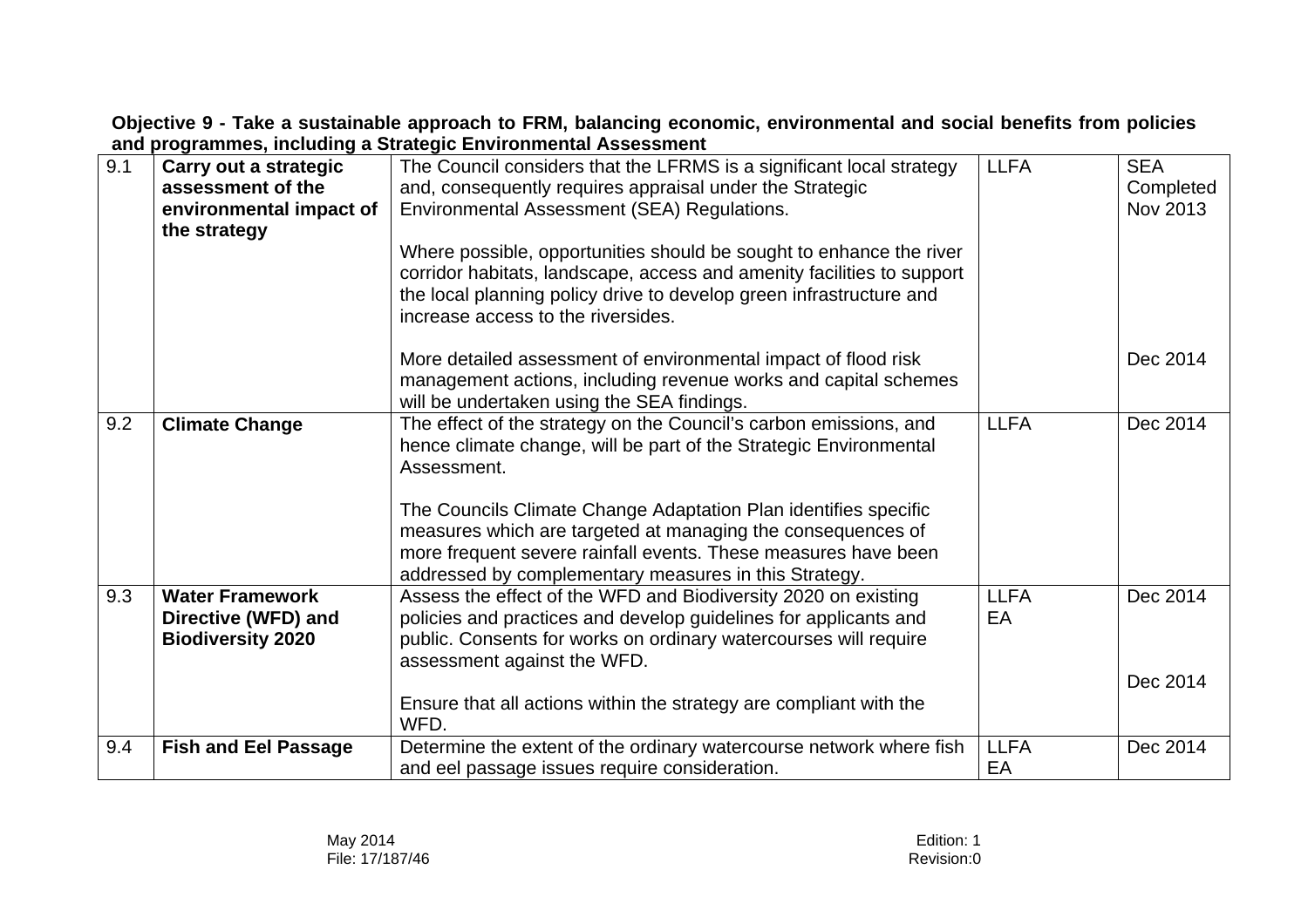**Objective 9 - Take a sustainable approach to FRM, balancing economic, environmental and social benefits from policies and programmes, including a Strategic Environmental Assessment**

| | | | | |
|---|---|---|---|---|
| 9.1 | **Carry out a strategic assessment of the environmental impact of the strategy** | The Council considers that the LFRMS is a significant local strategy and, consequently requires appraisal under the Strategic Environmental Assessment (SEA) Regulations.<br><br>Where possible, opportunities should be sought to enhance the river corridor habitats, landscape, access and amenity facilities to support the local planning policy drive to develop green infrastructure and increase access to the riversides.<br><br>More detailed assessment of environmental impact of flood risk management actions, including revenue works and capital schemes will be undertaken using the SEA findings. | LLFA | SEA Completed Nov 2013<br><br>Dec 2014 |
| 9.2 | **Climate Change** | The effect of the strategy on the Council's carbon emissions, and hence climate change, will be part of the Strategic Environmental Assessment.<br><br>The Councils Climate Change Adaptation Plan identifies specific measures which are targeted at managing the consequences of more frequent severe rainfall events. These measures have been addressed by complementary measures in this Strategy. | LLFA | Dec 2014 |
| 9.3 | **Water Framework Directive (WFD) and Biodiversity 2020** | Assess the effect of the WFD and Biodiversity 2020 on existing policies and practices and develop guidelines for applicants and public. Consents for works on ordinary watercourses will require assessment against the WFD.<br><br>Ensure that all actions within the strategy are compliant with the WFD. | LLFA<br>EA | Dec 2014<br><br>Dec 2014 |
| 9.4 | **Fish and Eel Passage** | Determine the extent of the ordinary watercourse network where fish and eel passage issues require consideration. | LLFA<br>EA | Dec 2014 |

May 2014
File: 17/187/46

Edition: 1
Revision:0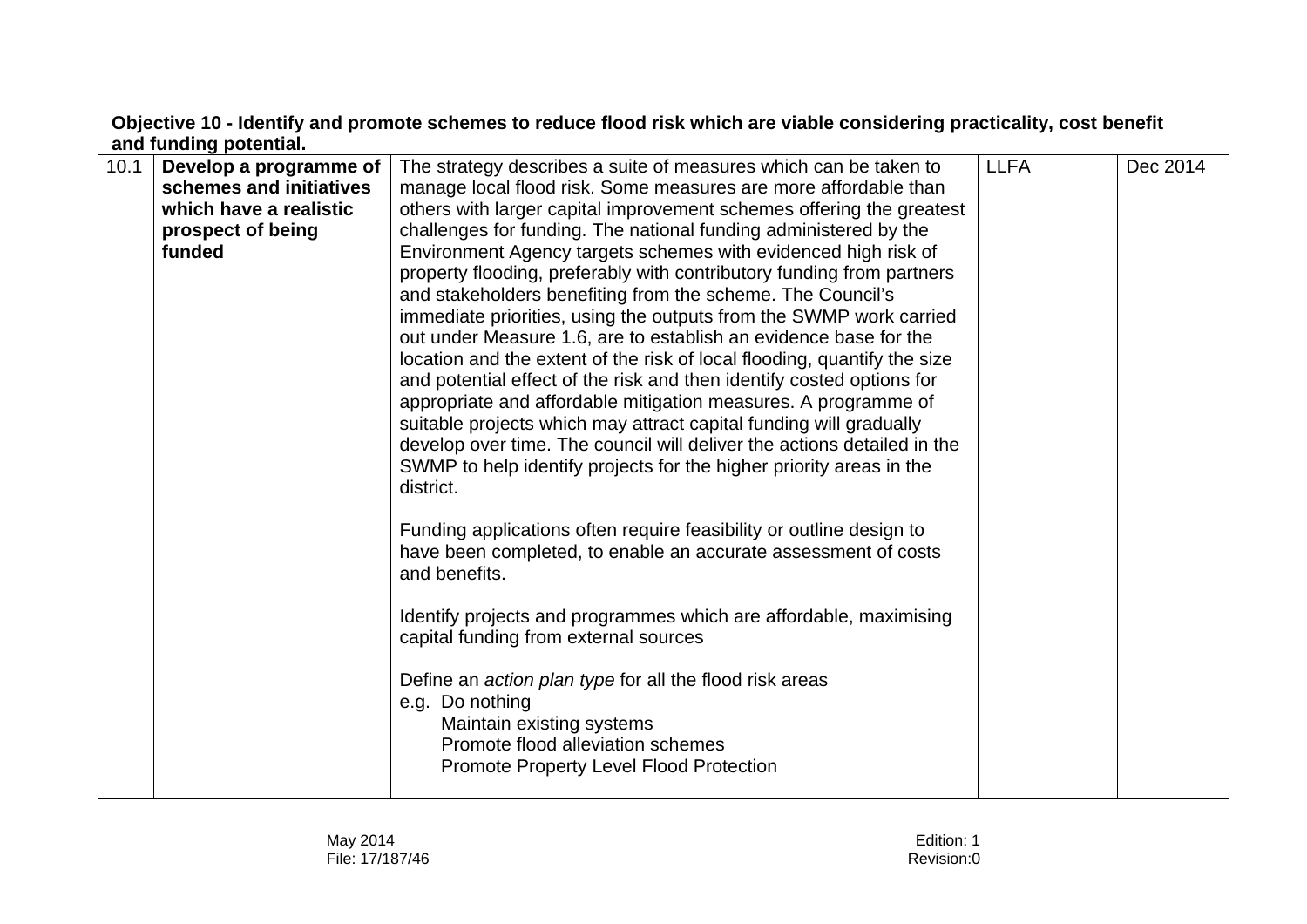**Objective 10 - Identify and promote schemes to reduce flood risk which are viable considering practicality, cost benefit and funding potential.**

| | | | | |
|---|---|---|---|---|
| 10.1 | **Develop a programme of schemes and initiatives which have a realistic prospect of being funded** | The strategy describes a suite of measures which can be taken to manage local flood risk. Some measures are more affordable than others with larger capital improvement schemes offering the greatest challenges for funding. The national funding administered by the Environment Agency targets schemes with evidenced high risk of property flooding, preferably with contributory funding from partners and stakeholders benefiting from the scheme. The Council's immediate priorities, using the outputs from the SWMP work carried out under Measure 1.6, are to establish an evidence base for the location and the extent of the risk of local flooding, quantify the size and potential effect of the risk and then identify costed options for appropriate and affordable mitigation measures. A programme of suitable projects which may attract capital funding will gradually develop over time. The council will deliver the actions detailed in the SWMP to help identify projects for the higher priority areas in the district.<br><br>Funding applications often require feasibility or outline design to have been completed, to enable an accurate assessment of costs and benefits.<br><br>Identify projects and programmes which are affordable, maximising capital funding from external sources<br><br>Define an *action plan type* for all the flood risk areas<br>e.g. Do nothing<br>Maintain existing systems<br>Promote flood alleviation schemes<br>Promote Property Level Flood Protection | LLFA | Dec 2014 |

May 2014
File: 17/187/46

Edition: 1
Revision:0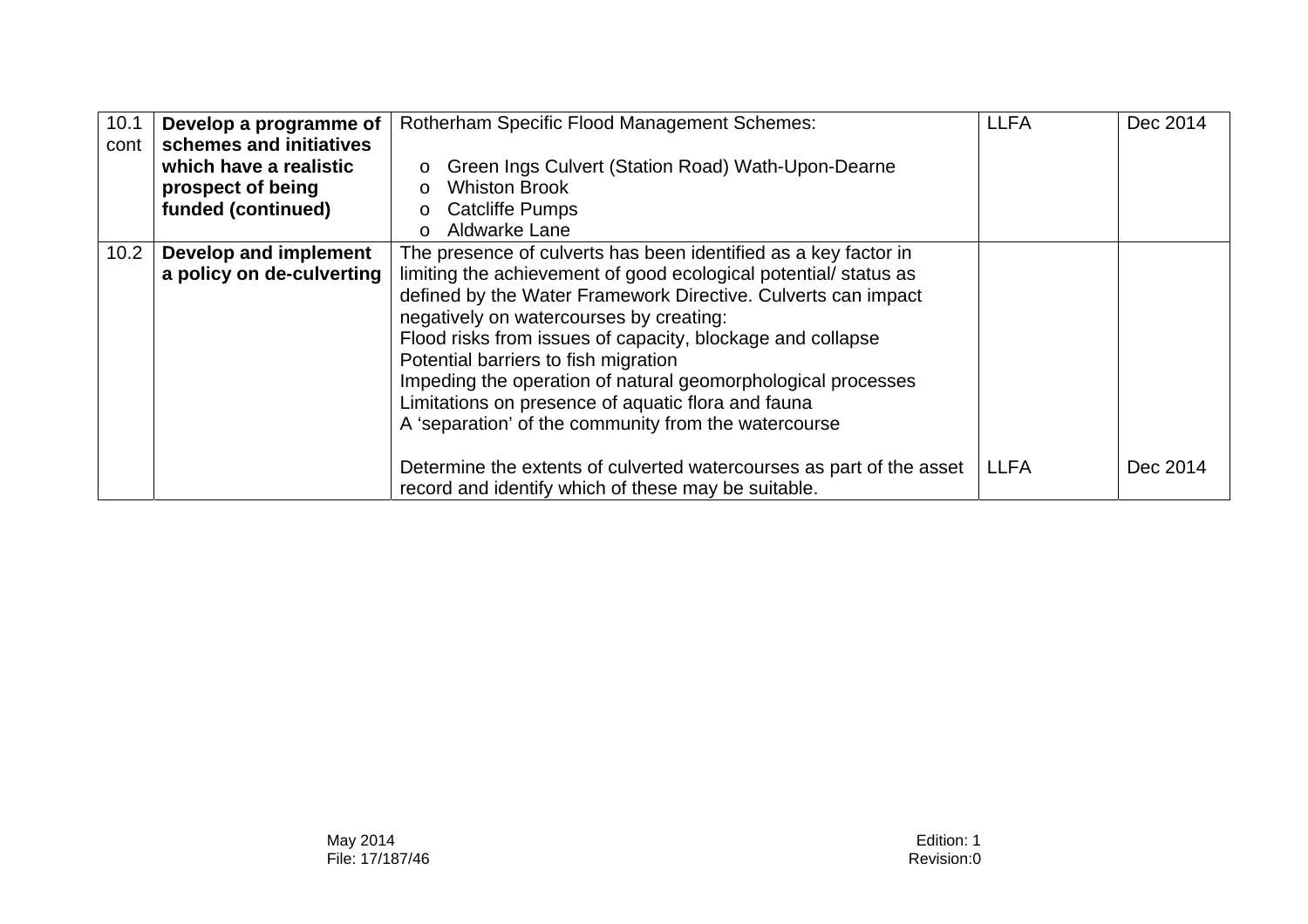| 10.1 cont | **Develop a programme of schemes and initiatives which have a realistic prospect of being funded (continued)** | Rotherham Specific Flood Management Schemes:<br><br>o Green Ings Culvert (Station Road) Wath-Upon-Dearne<br>o Whiston Brook<br>o Catcliffe Pumps<br>o Aldwarke Lane | LLFA | Dec 2014 |
|---|---|---|---|---|
| 10.2 | **Develop and implement a policy on de-culverting** | The presence of culverts has been identified as a key factor in limiting the achievement of good ecological potential/ status as defined by the Water Framework Directive. Culverts can impact negatively on watercourses by creating:<br>Flood risks from issues of capacity, blockage and collapse<br>Potential barriers to fish migration<br>Impeding the operation of natural geomorphological processes<br>Limitations on presence of aquatic flora and fauna<br>A 'separation' of the community from the watercourse | | |
| | | Determine the extents of culverted watercourses as part of the asset record and identify which of these may be suitable. | LLFA | Dec 2014 |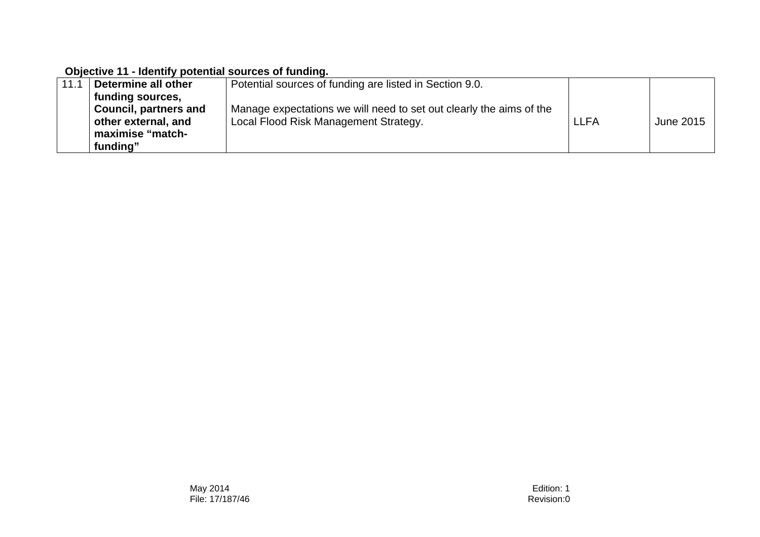**Objective 11 - Identify potential sources of funding.**

| | | | | |
|---|---|---|---|---|
| 11.1 | **Determine all other funding sources, Council, partners and other external, and maximise "match-funding"** | Potential sources of funding are listed in Section 9.0.<br><br>Manage expectations we will need to set out clearly the aims of the Local Flood Risk Management Strategy. | LLFA | June 2015 |

May 2014
File: 17/187/46

Edition: 1
Revision:0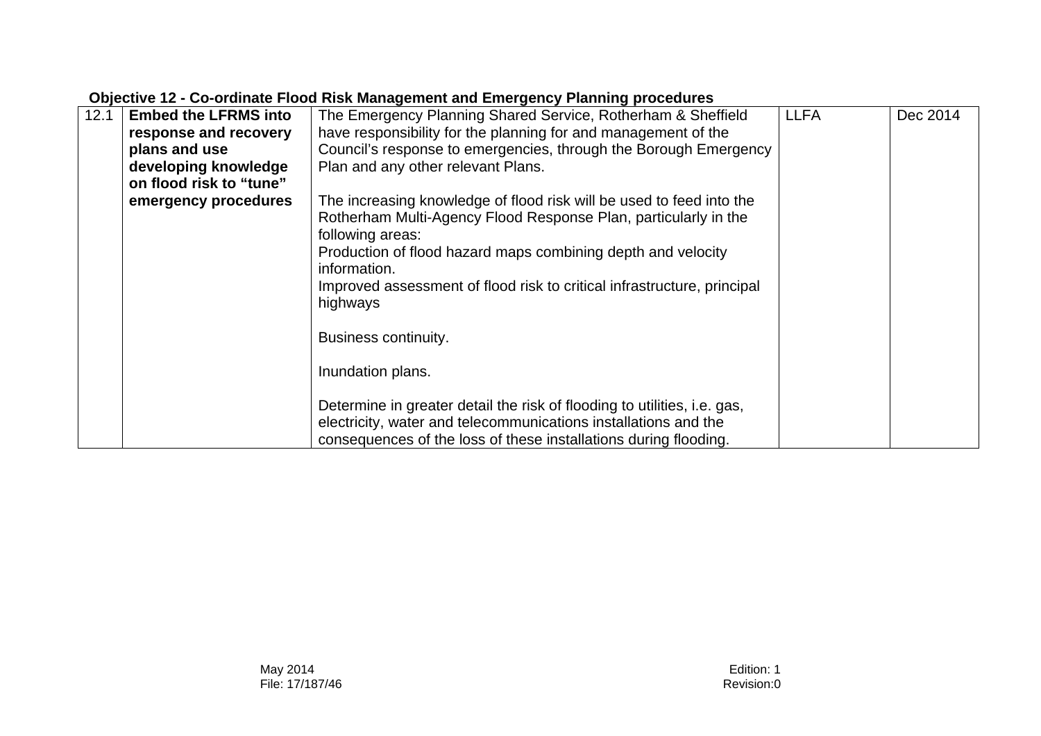**Objective 12 - Co-ordinate Flood Risk Management and Emergency Planning procedures**

| | | | | |
|---|---|---|---|---|
| 12.1 | **Embed the LFRMS into response and recovery plans and use developing knowledge on flood risk to "tune" emergency procedures** | The Emergency Planning Shared Service, Rotherham & Sheffield have responsibility for the planning for and management of the Council's response to emergencies, through the Borough Emergency Plan and any other relevant Plans.<br><br>The increasing knowledge of flood risk will be used to feed into the Rotherham Multi-Agency Flood Response Plan, particularly in the following areas:<br>Production of flood hazard maps combining depth and velocity information.<br>Improved assessment of flood risk to critical infrastructure, principal highways<br><br>Business continuity.<br><br>Inundation plans.<br><br>Determine in greater detail the risk of flooding to utilities, i.e. gas, electricity, water and telecommunications installations and the consequences of the loss of these installations during flooding. | LLFA | Dec 2014 |

May 2014
File: 17/187/46

Edition: 1
Revision:0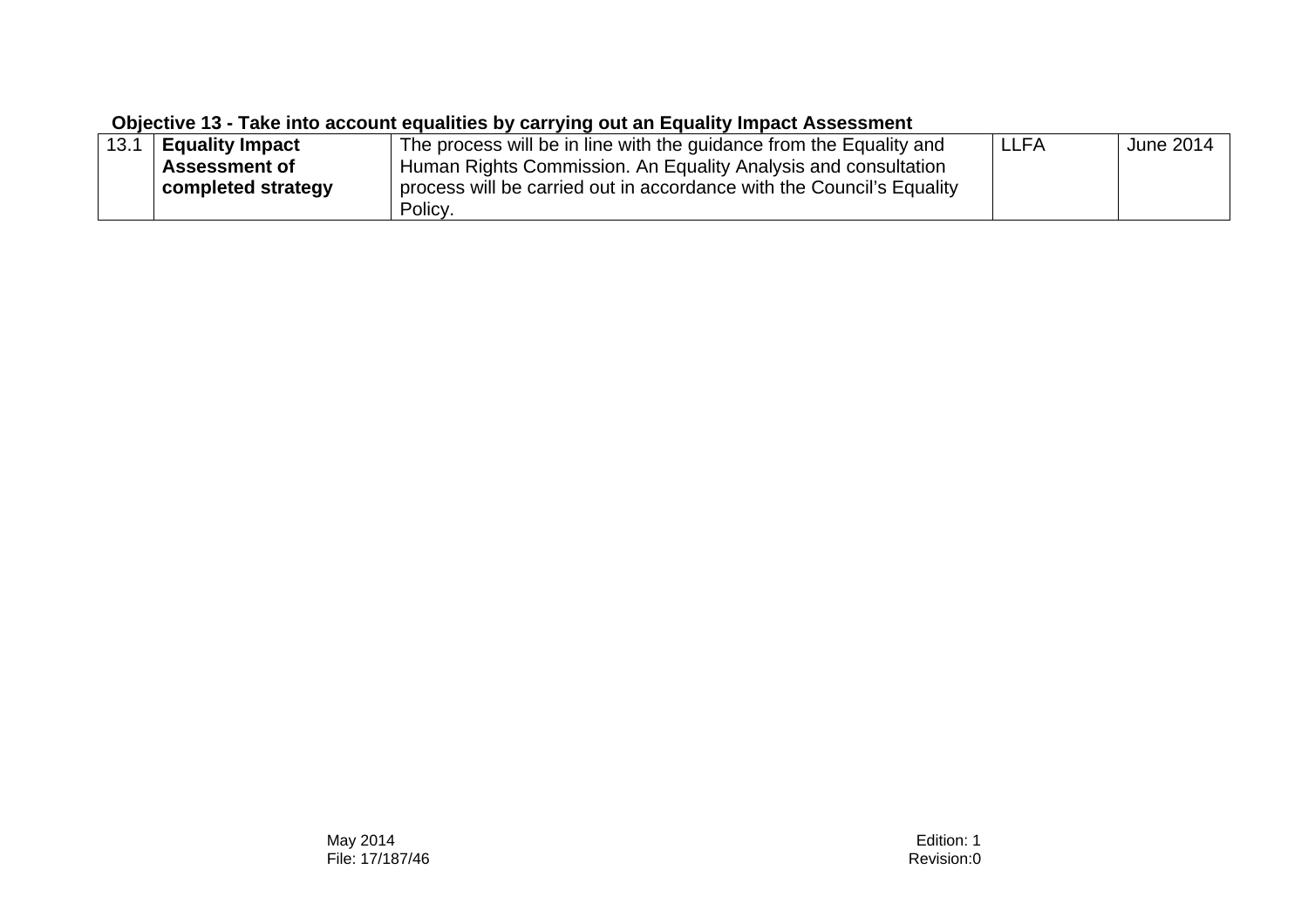**Objective 13 - Take into account equalities by carrying out an Equality Impact Assessment**

| | | | | |
|---|---|---|---|---|
| 13.1 | **Equality Impact Assessment of completed strategy** | The process will be in line with the guidance from the Equality and Human Rights Commission. An Equality Analysis and consultation process will be carried out in accordance with the Council's Equality Policy. | LLFA | June 2014 |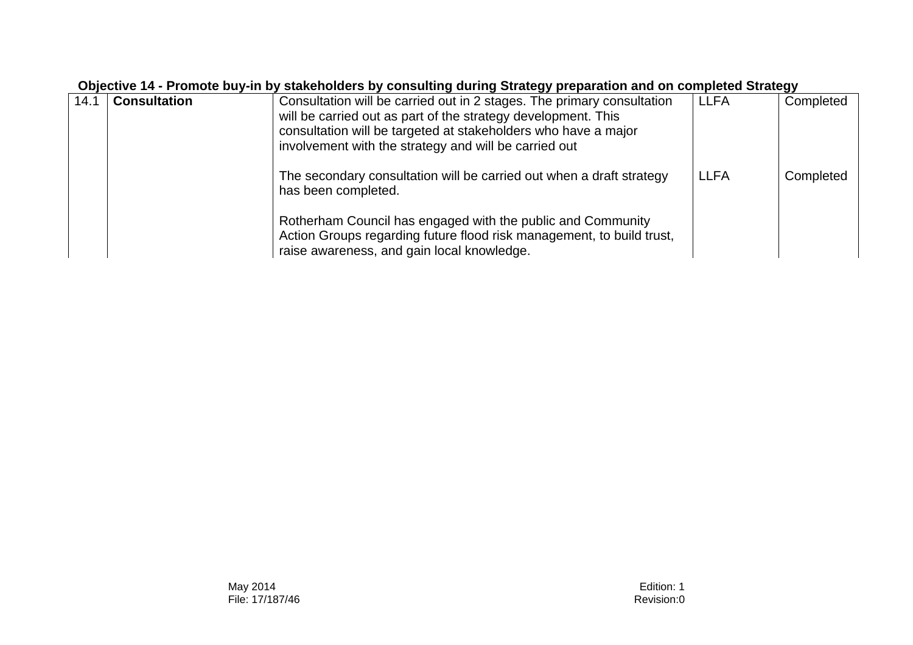**Objective 14 - Promote buy-in by stakeholders by consulting during Strategy preparation and on completed Strategy**

| | | | | |
|---|---|---|---|---|
| 14.1 | **Consultation** | Consultation will be carried out in 2 stages. The primary consultation will be carried out as part of the strategy development. This consultation will be targeted at stakeholders who have a major involvement with the strategy and will be carried out | LLFA | Completed |
| | | The secondary consultation will be carried out when a draft strategy has been completed. | LLFA | Completed |
| | | Rotherham Council has engaged with the public and Community Action Groups regarding future flood risk management, to build trust, raise awareness, and gain local knowledge. | | |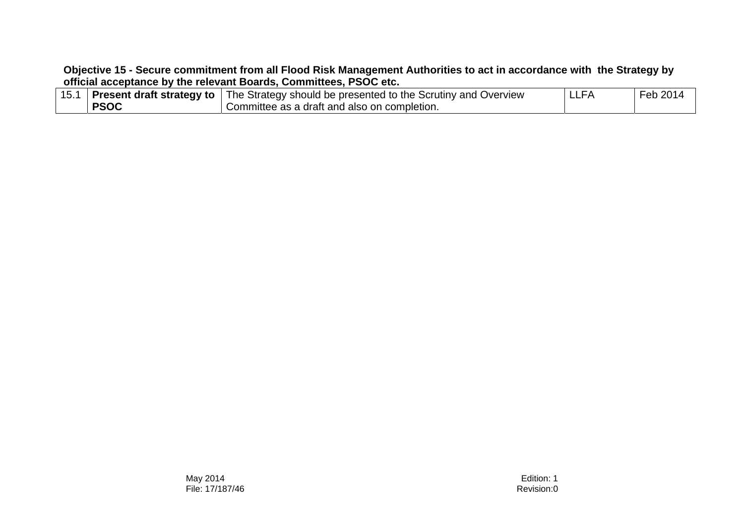**Objective 15 - Secure commitment from all Flood Risk Management Authorities to act in accordance with the Strategy by official acceptance by the relevant Boards, Committees, PSOC etc.**

| | | | | |
|---|---|---|---|---|
| 15.1 | **Present draft strategy to PSOC** | The Strategy should be presented to the Scrutiny and Overview Committee as a draft and also on completion. | LLFA | Feb 2014 |

May 2014
File: 17/187/46

Edition: 1
Revision:0